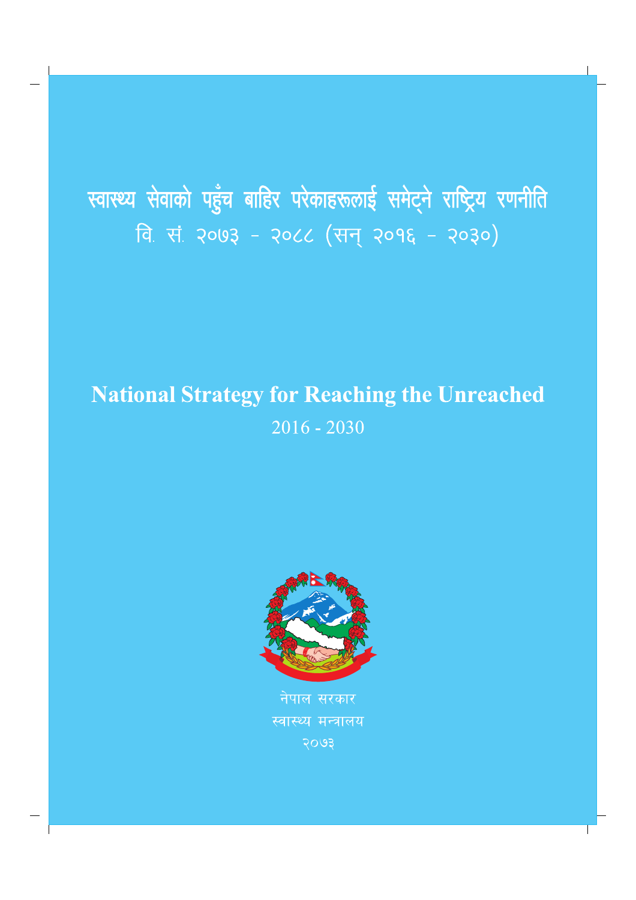# स्वास्थ्य सेवाको पहुँच बाहिर परेकाहरूलाई समेट्ने राष्ट्रिय रणनीति

वि. सं. २०७३ - २०८८ (सन् २०१६ - २०३०)

# National Strategy for Reaching the Unreached

2016 - 2030

नेपाल सरकार

स्वास्थ्य मन्त्रालय

२०७३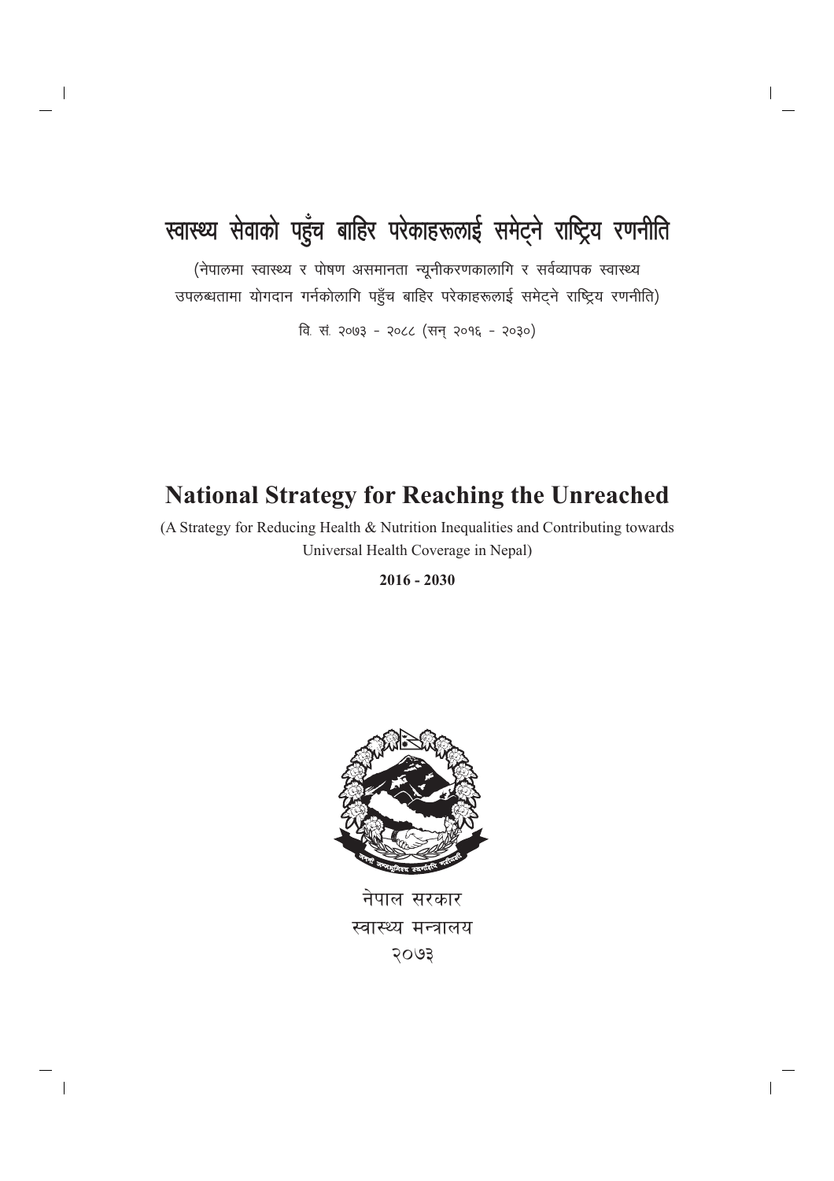# स्वास्थ्य सेवाको पहुँच बाहिर परेकाहरूलाई समेट्ने राष्ट्रिय रणनीति

(नेपालमा स्वास्थ्य र पोषण असमानता न्यूनीकरणकालागि र सर्वव्यापक स्वास्थ्य उपलब्धतामा योगदान गर्नकोलागि पहुँच बाहिर परेकाहरूलाई समेट्ने राष्ट्रिय रणनीति)

वि. सं. २०७३ - २०८८ (सन् २०१६ - २०३०)

# National Strategy for Reaching the Unreached

(A Strategy for Reducing Health & Nutrition Inequalities and Contributing towards Universal Health Coverage in Nepal)

**2016 - 2030**

नेपाल सरकार

स्वास्थ्य मन्त्रालय

२०७३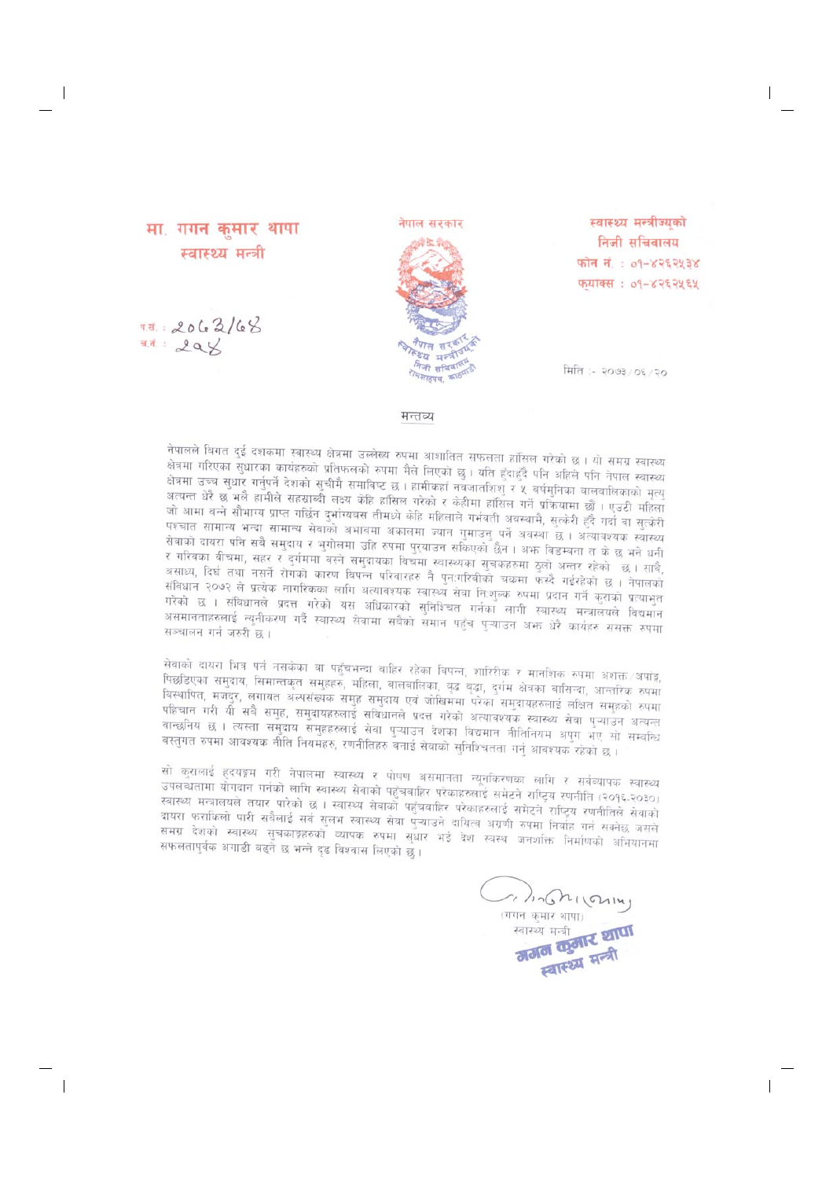मा. गगन कुमार थापा
स्वास्थ्य मन्त्री

नेपाल सरकार

स्वास्थ्य मन्त्रीज्यूको
निजी सचिवालय
फोन नं. : ०१-४२६२५३४
फ्याक्स : ०१-४२६२५६५

प.सं. : २०७३/७४
च.नं. : २०४

मिति :- २०७३/०६/२०

## मन्तव्य

नेपालले विगत दुई दशकमा स्वास्थ्य क्षेत्रमा उल्लेख्य रुपमा आशातित सफलता हासिल गरेको छ । यो समग्र स्वास्थ्य क्षेत्रमा गरिएका सुधारका कार्यहरुको प्रतिफलको रुपमा मैले लिएको छु । यति हुँदाहुँदै पनि अहिले पनि नेपाल स्वास्थ्य क्षेत्रमा उच्च सुधार गर्नुपर्ने देशको सूचीमै समाविष्ट छ । हामीकहाँ नवजातशिशु र ५ वर्षमुनिका बालबालिकाको मृत्यु अत्यन्त धेरै छ भने हामीले सहस्राब्दी लक्ष्य केहि हासिल गरेको र केहीमा हासिल गर्ने प्रक्रियामा छौं । एउटी महिला जो आमा बन्ने सौभाग्य प्राप्त गर्छिन दुर्भाग्यवस तीमध्ये केहि महिलाले गर्भवती अवस्थामै, सुत्केरी हुँदै गर्दा वा सुत्केरी पश्चात सामान्य भन्दा सामान्य सेवाको अभावमा अकालमा ज्यान गुमाउनु पर्ने अवस्था छ । अत्यावश्यक स्वास्थ्य सेवाको दायरा पनि सबै समुदाय र भुगोलमा उहि रुपमा पुरयाउन सकिएको छैन । अझ विडम्बना त के छ भने धनी र गरिबका बीचमा, सहर र दुर्गममा बस्ने समुदायका बिचमा स्वास्थ्यका सुचकहरुमा ठुलो अन्तर रहेको छ । साथै, असाध्य, दिर्घ तथा नसर्ने रोगको कारण विपन्न परिवारहरु नै पुनःगरिबीको चकमा फस्दै गईरहेको छ । नेपालको संविधान २०७२ ले प्रत्येक नागरिकका लागि अत्यावश्यक स्वास्थ्य सेवा निःशुल्क रुपमा प्रदान गर्ने कुराको प्रत्याभूत गरेको छ । संविधानले प्रदत्त गरेको यस अधिकारको सुनिश्चित गर्नका लागी स्वास्थ्य मन्त्रालयले विद्यमान असमानताहरुलाई न्युनीकरण गर्दै स्वास्थ्य सेवामा सबैको समान पहुँच पुऱ्याउन अझ धेरै कार्यहरु ससक्त रुपमा सञ्चालन गर्न जरुरी छ ।

सेवाको दायरा भित्र पर्न नसकेका वा पहुँचभन्दा बाहिर रहेका विपन्न, शारिरीक र मानसिक रुपमा अशक्त/अपाङ्ग, पिछडिएका समुदाय, सिमान्तकृत समुहहरु, महिला, बालबालिका, बृद्ध बृद्धा, दुर्गम क्षेत्रका बासिन्दा, आन्तरिक रुपमा विस्थापित, मजदुर, लगायत अल्पसंख्यक समुह समुदाय एवं जोखिममा परेका समुदायहरुलाई लक्षित समुहको रुपमा पहिचान गरी यी सबै समुह, समुदायहरुलाई संविधानले प्रदत्त गरेको अत्यावश्यक स्वास्थ्य सेवा पुऱ्याउन अत्यन्त वान्छनिय छ । त्यस्ता समुदाय समुहहरुलाई सेवा पुऱ्याउन देशका विद्यमान नीतिनियम अपुग भए सो सम्बन्धि वस्तुगत रुपमा आवश्यक नीति नियमहरु, रणनीतिहरु बनाई सेवाको सुनिश्चितता गर्नु आवश्यक रहेको छ ।

सो कुरालाई हृदयङ्गम गरी नेपालमा स्वास्थ्य र पोषण असमानता न्युनीकरणका लागि र सर्वव्यापक स्वास्थ्य उपलब्धतामा योगदान गर्नको लागि स्वास्थ्य सेवाको पहुँचबाहिर परेकाहरुलाई समेटने राष्ट्रिय रणनीति (२०१६-२०३०) स्वास्थ्य मन्त्रालयले तयार पारेको छ । स्वास्थ्य सेवाको पहुँचबाहिर परेकाहरुलाई समेटने राष्ट्रिय रणनीतिले सेवाको दायरा फराकिलो पारी सबैलाई सर्व सुलभ स्वास्थ्य सेवा पुऱ्याउने दायित्व अग्रणी रुपमा निर्वाह गर्न सक्नेछ जसले समग्र देशको स्वास्थ्य सुचकाङ्कहरुको व्यापक रुपमा सुधार भई देश स्वस्थ जनशक्ति निर्माणको अभियानमा सफलतापूर्वक अगाडी बढ्ने छ भन्ने दृढ विश्वास लिएको छु ।

(गगन कुमार थापा)
स्वास्थ्य मन्त्री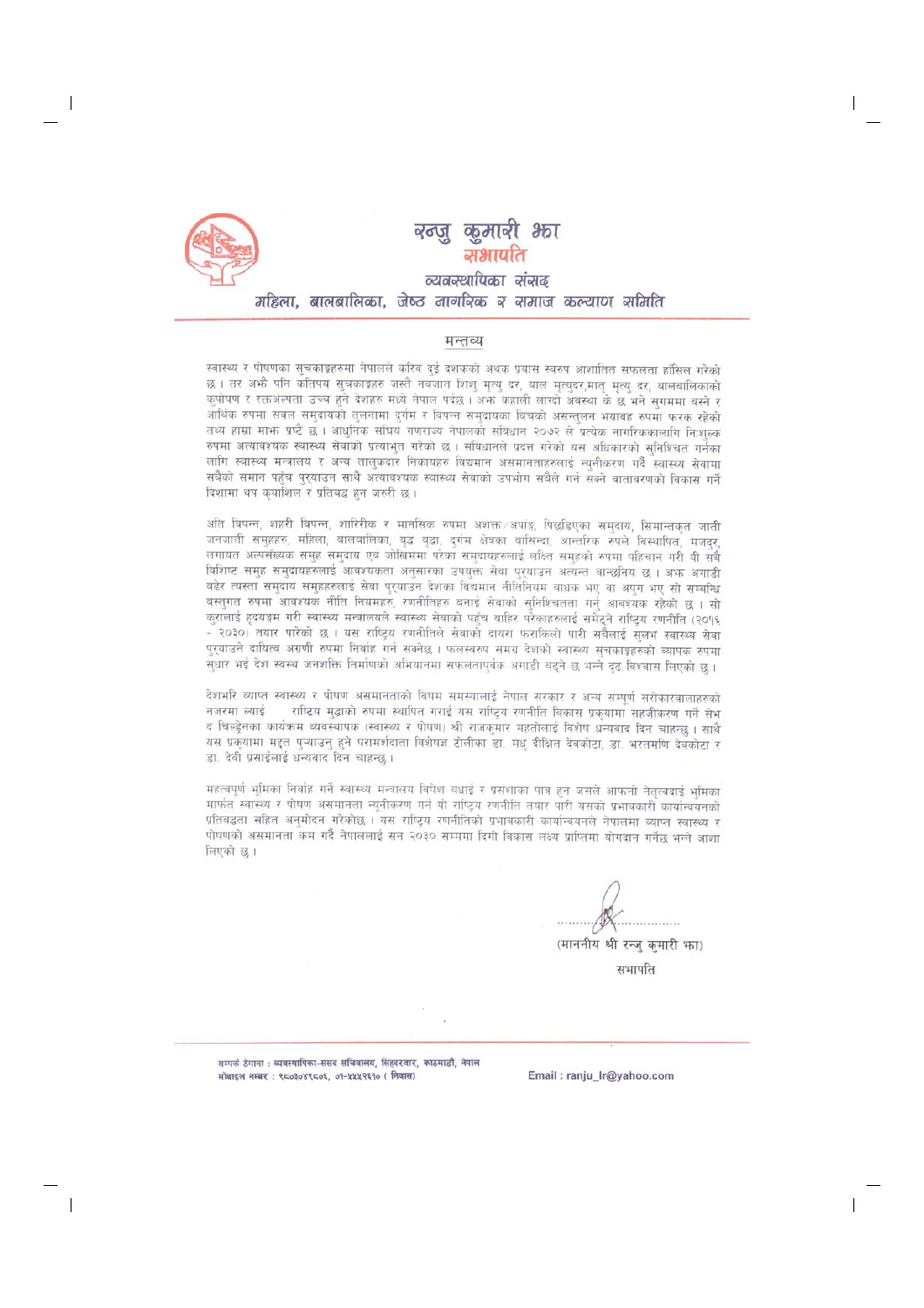**रन्जु कुमारी झा**
**सभापति**
**व्यवस्थापिका संसद**
**महिला, बालबालिका, जेष्ठ नागरिक र समाज कल्याण समिति**

## मन्तव्य

स्वास्थ्य र पोषणका सुचकाङ्कहरुमा नेपालले करिब दुई दशकको अथक प्रयास स्वरुप आशातित सफलता हाँसिल गरेको छ । तर अझै पनि कतिपय सुचकाङ्कहरु जस्तै नवजात शिशु मृत्यु दर, बाल मृत्युदर,मातृ मृत्यु दर, बालबालिकाको कुपोषण र रक्तअल्पता उच्च हुने देशहरु मध्ये नेपाल पर्दछ । अझ कहाली लाग्दो अवस्था के छ भने सुगममा बस्ने र आर्थिक रुपमा सबल समुदायको तुलनामा दुर्गम र विपन्न समुदायका बिचको असन्तुलन भयावह रुपमा फरक रहेको तथ्य हाम्रा माझ प्रष्टै छ । आधुनिक संघिय गणराज्य नेपालको संविधान २०७२ ले प्रत्येक नागरिकका लागि निःशुल्क रुपमा अत्यावश्यक स्वास्थ्य सेवाको प्रत्याभुत गरेको छ । संविधानले प्रदत्त गरेको यस अधिकारको सुनिश्चित गर्नका लागि स्वास्थ्य मन्त्रालय र अन्य तालुकदार निकायहरु विद्यमान असमानताहरुलाई न्युनीकरण गर्दै स्वास्थ्य सेवामा सबैको समान पहुँच पुरयाउन साथै अत्यावश्यक स्वास्थ्य सेवाको उपभोग सबैले गर्न सक्ने वातावरणको विकास गर्ने दिशामा थप कृयाशिल र प्रतिवद्ध हुन जरुरी छ ।

अति विपन्न, शहरी विपन्न, शारिरीक र मानसिक रुपमा अशक्त/अपांङ्ग, पिछडिएका समुदाय, सिमान्तकृत जाती जनजाती समुहहरु, महिला, बालबालिका, वृद्ध वृद्धा, दुर्गम क्षेत्रका वासिन्दा, आन्तरिक रुपले विस्थापित, मजदुर, लगायत अल्पसंख्यक समुह समुदाय एवं जोखिममा परेका समुदायहरुलाई लक्षित समुहको रुपमा पहिचान गरी यी सबै विशिष्ट समुह समुदायहरुलाई आवश्यकता अनुसारका उपयुक्त सेवा पुरयाउन अत्यन्त वान्छनिय छ । अझ अगाडी बढेर त्यस्ता समुदाय समुहहरुलाई सेवा पुरयाउन देशका विद्यमान नीतिनियम बाधक भए वा अपुग भए सो सम्बन्धि वस्तुगत रुपमा आवश्यक नीति नियमहरु, रणनीतिहरु बनाई सेवाको सुनिश्चितता गर्नु आवश्यक रहेको छ । सो कुरालाई हृदयङ्गम गरी स्वास्थ्य मन्त्रालयले स्वास्थ्य सेवाको पहुँच बाहिर परेकाहरुलाई समेट्ने राष्ट्रिय रणनीति (२०१६ - २०३०) तयार पारेको छ । यस राष्ट्रिय रणनीतिले सेवाको दायरा फराकिलो पारी सबैलाई सुलभ स्वास्थ्य सेवा पुरयाउने दायित्व अग्रणी रुपमा निर्वाह गर्न सक्नेछ । फलस्वरुप समग्र देशको स्वास्थ्य सुचकाङ्कहरुको व्यापक रुपमा सुधार भई देश स्वस्थ जनशक्ति निर्माणको अभियानमा सफलतापुर्वक अगाडी बढ्ने छ भन्ने दृढ विश्वास लिएको छु ।

देशभरि व्याप्त स्वास्थ्य र पोषण असमानताको विषम समस्यालाई नेपाल सरकार र अन्य सम्पूर्ण सरोकारवालाहरुको नजरमा ल्याई राष्ट्रिय मुद्दाको रुपमा स्थापित गराई यस राष्ट्रिय रणनीति विकास प्रकृयामा सहजीकरण गर्ने सेभ द चिल्ड्रेनका कार्यक्रम व्यवस्थापक (स्वास्थ्य र पोषण) श्री राजकुमार महतोलाई विशेष धन्यवाद दिन चाहन्छु । साथै यस प्रकृयामा मद्दत पुऱ्याउन् हुने परामर्शदाता विशेषज्ञ टोलीका डा. मधु दीक्षित देवकोटा, डा. भरतमणि देवकोटा र डा. देवी प्रसाईलाई धन्यवाद दिन चाहन्छु ।

महत्वपूर्ण भूमिका निर्वाह गर्ने स्वास्थ्य मन्त्रालय विशेष बधाई र प्रसंशाका पात्र हुन जसले आफ्नो नेतृत्वदाई भूमिका मार्फत स्वास्थ्य र पोषण असमानता न्युनीकरण गर्न यो राष्ट्रिय रणनीति तयार पारी यसको प्रभावकारी कार्यान्वयनको प्रतिवद्धता सहित अनुमोदन गरेकोछ । यस राष्ट्रिय रणनीतिको प्रभावकारी कार्यान्वयनले नेपालमा व्याप्त स्वास्थ्य र पोषणको असमानता कम गर्दै नेपाललाई सन २०३० सम्ममा दिगो विकास लक्ष प्राप्तिमा योगदान गर्नेछ भन्ने आशा लिएको छु ।

(माननीय श्री रन्जु कुमारी झा)
सभापति

सम्पर्क ठेगाना : व्यवस्थापिका-संसद सचिवालय, सिंहदरबार, काठमाडौं, नेपाल
मोबाइल नम्बर : ९८०३०४९८०६, ०१-४४५२६१० ( निवास)

Email : ranju_lr@yahoo.com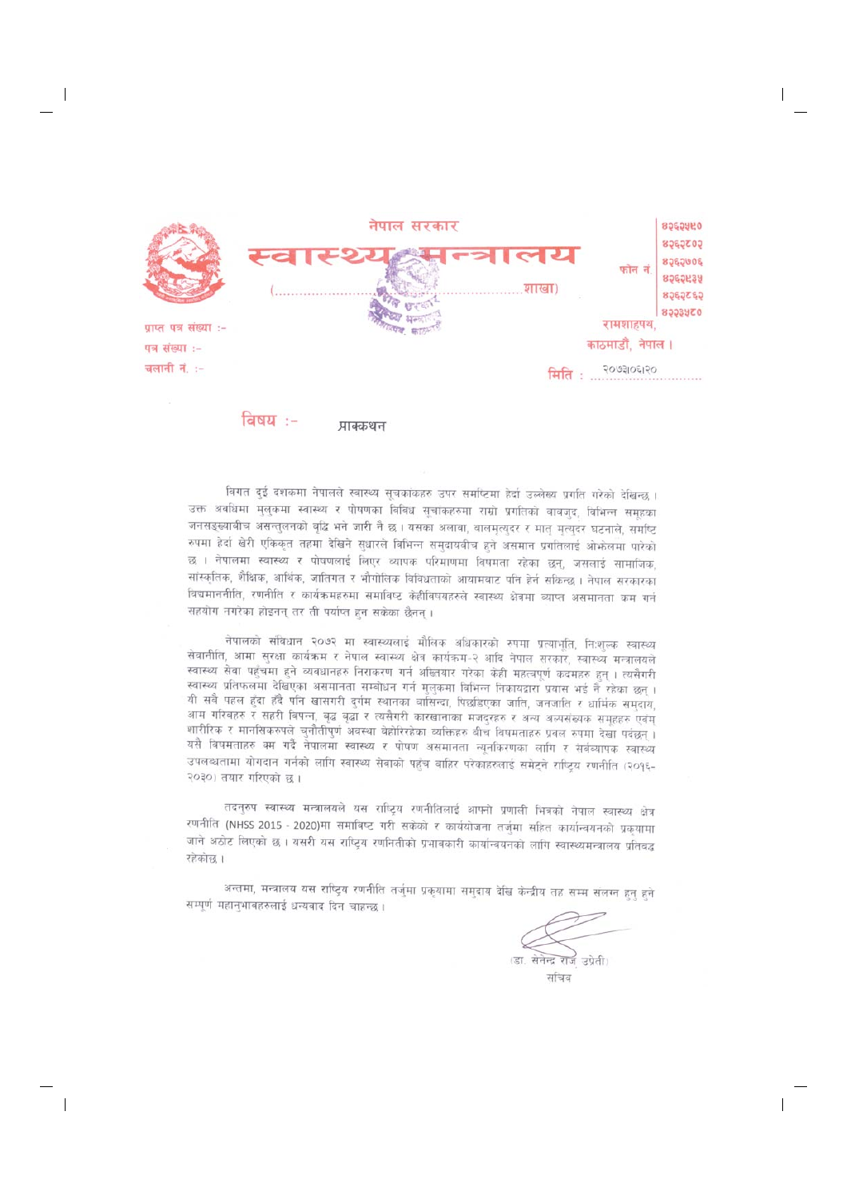नेपाल सरकार

# स्वास्थ्य मन्त्रालय

(......................................................शाखा)

फोन नं. ४२६२५९० ४२६२८०२ ४२६२७०६ ४२६२९३४ ४२६२८६२ ४२२३५८०

प्राप्त पत्र संख्या :-

पत्र संख्या :-

चलानी नं. :-

रामशाहपथ, काठमाडौं, नेपाल ।

मिति : २०७३।०६।२०

विषय :- प्राक्कथन

विगत दुई दशकमा नेपालले स्वास्थ्य सूचकाकहरु उपर समष्टिमा हेर्दा उल्लेख्य प्रगति गरेको देखिन्छ । उक्त अवधिमा मुलुकमा स्वास्थ्य र पोषणका विविध सूचाकहरुमा राम्रो प्रगतिको वावजुद, विभिन्न समूहका जनसङ्ख्याबीच असन्तुलनको वृद्धि भने जारी नै छ । यसका अलावा, बालमृत्युदर र मातृ मृत्युदर घटनाले, समष्टि रुपमा हेर्दा खेरी एकिकृत तहमा देखिने सुधारले विभिन्न समुदायबीच हुने असमान प्रगतिलाई ओझेलमा पारेको छ । नेपालमा स्वास्थ्य र पोषणलाई लिएर व्यापक परिमाणमा विषमता रहेका छन्, जसलाई सामाजिक, सांस्कृतिक, शैक्षिक, आर्थिक, जातिगत र भौगोलिक विविधताको आयामबाट पनि हेर्न सकिन्छ । नेपाल सरकारका विद्यमाननीति, रणनीति र कार्यक्रमहरुमा समाविष्ट केहीविषयहरुले स्वास्थ्य क्षेत्रमा व्याप्त असमानता कम गर्न सहयोग नगरेका होइनन् तर ती पर्याप्त हुन सकेका छैनन् ।

नेपालको संविधान २०७२ मा स्वास्थ्यलाई मौलिक अधिकारको रुपमा प्रत्याभूति, निःशुल्क स्वास्थ्य सेवानीति, आमा सुरक्षा कार्यक्रम र नेपाल स्वास्थ्य क्षेत्र कार्यक्रम-२ आदि नेपाल सरकार, स्वास्थ्य मन्त्रालयले स्वास्थ्य सेवा पहुँचमा हुने व्यवधानहरु निराकरण गर्न अख्तियार गरेका केही महत्वपूर्ण कदमहरु हुन् । त्यसैगरी स्वास्थ्य प्रतिफलमा देखिएका असमानता सम्बोधन गर्न मुलुकमा विभिन्न निकायद्वारा प्रयास भई नै रहेका छन् । यी सबै पहल हुँदा हुँदै पनि खासगरी दुर्गम स्थानका बासिन्दा, पिछडिएका जाति, जनजाति र धार्मिक समुदाय, आम गरिबहरु र सहरी विपन्न, बृद्ध बृद्धा र त्यसैगरी कारखानाका मजदुरहरु र अन्य अल्पसंख्यक समूहहरु एवंम् शारीरिक र मानसिकरुपले चुनौतीपूर्ण अवस्था बेहोरिरहेका व्यक्तिहरु बीच विषमताहरु प्रबल रुपमा देखा पर्दछन् । यसै विषमताहरु कम गर्दै नेपालमा स्वास्थ्य र पोषण असमानता न्यूनकिरणका लागि र सर्वव्यापक स्वास्थ्य उपलब्धतामा योगदान गर्नको लागि स्वास्थ्य सेवाको पहुँच बाहिर परेकाहरुलाई समेट्ने राष्ट्रिय रणनीति (२०१६-२०३०) तयार गरिएको छ ।

तदनुरुप स्वास्थ्य मन्त्रालयले यस राष्ट्रिय रणनीतिलाई आफ्नो प्रणाली भित्रको नेपाल स्वास्थ्य क्षेत्र रणनीति (NHSS 2015 - 2020)मा समाविष्ट गरी सकेको र कार्ययोजना तर्जुमा सहित कार्यान्वयनको प्रकृयामा जाने अठोट लिएको छ । यसरी यस राष्ट्रिय रणनितीको प्रभावकारी कार्यान्वयनको लागि स्वास्थ्यमन्त्रालय प्रतिबद्ध रहेकोछ ।

अन्तमा, मन्त्रालय यस राष्ट्रिय रणनीति तर्जुमा प्रकृयामा समुदाय देखि केन्द्रीय तह सम्म सलग्न हुनु हुने सम्पूर्ण महानुभावहरुलाई धन्यवाद दिन चाहन्छ ।

(डा. सेनेन्द्र राज उप्रेती)

सचिव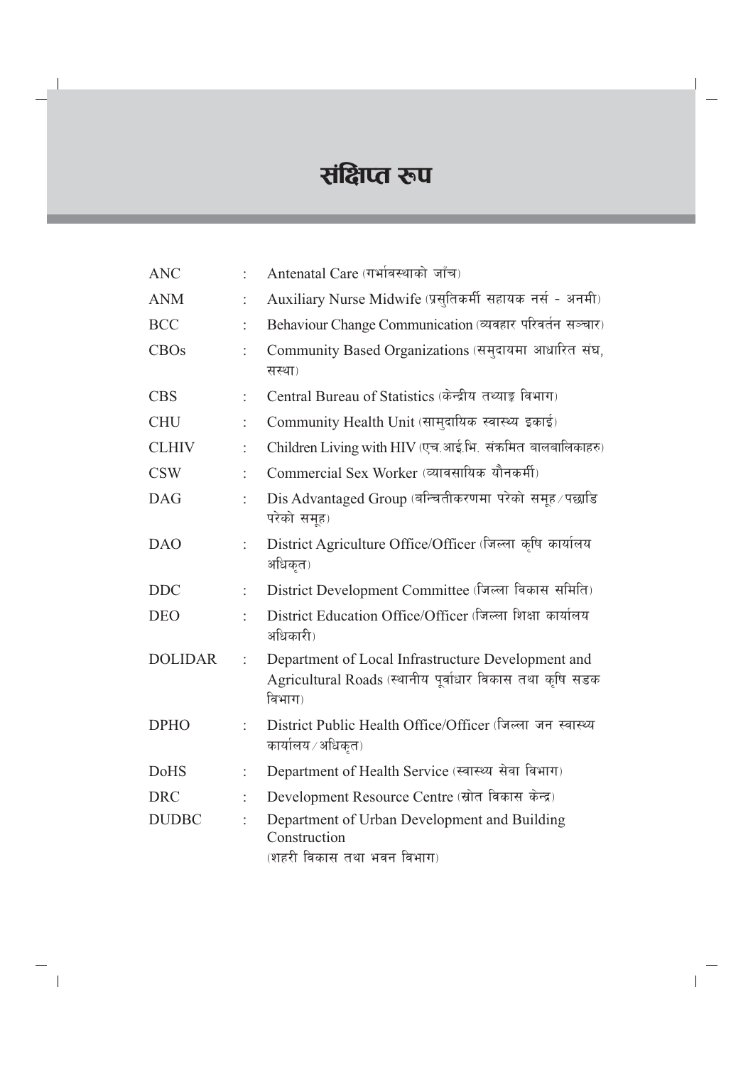# संक्षिप्त रूप

| | | |
|---|---|---|
| ANC | : | Antenatal Care (गर्भावस्थाको जाँच) |
| ANM | : | Auxiliary Nurse Midwife (प्रसुतिकर्मी सहायक नर्स - अनमी) |
| BCC | : | Behaviour Change Communication (व्यवहार परिवर्तन सञ्चार) |
| CBOs | : | Community Based Organizations (समुदायमा आधारित संघ, सस्था) |
| CBS | : | Central Bureau of Statistics (केन्द्रीय तथ्याङ्क विभाग) |
| CHU | : | Community Health Unit (सामुदायिक स्वास्थ्य इकाई) |
| CLHIV | : | Children Living with HIV (एच.आई.भि. संक्रमित बालबालिकाहरु) |
| CSW | : | Commercial Sex Worker (व्यावसायिक यौनकर्मी) |
| DAG | : | Dis Advantaged Group (बन्चितीकरणमा परेको समूह/पछाडि परेको समूह) |
| DAO | : | District Agriculture Office/Officer (जिल्ला कृषि कार्यालय अधिकृत) |
| DDC | : | District Development Committee (जिल्ला विकास समिति) |
| DEO | : | District Education Office/Officer (जिल्ला शिक्षा कार्यालय अधिकारी) |
| DOLIDAR | : | Department of Local Infrastructure Development and Agricultural Roads (स्थानीय पूर्वाधार विकास तथा कृषि सडक विभाग) |
| DPHO | : | District Public Health Office/Officer (जिल्ला जन स्वास्थ्य कार्यालय/अधिकृत) |
| DoHS | : | Department of Health Service (स्वास्थ्य सेवा विभाग) |
| DRC | : | Development Resource Centre (स्रोत विकास केन्द्र) |
| DUDBC | : | Department of Urban Development and Building Construction (शहरी विकास तथा भवन विभाग) |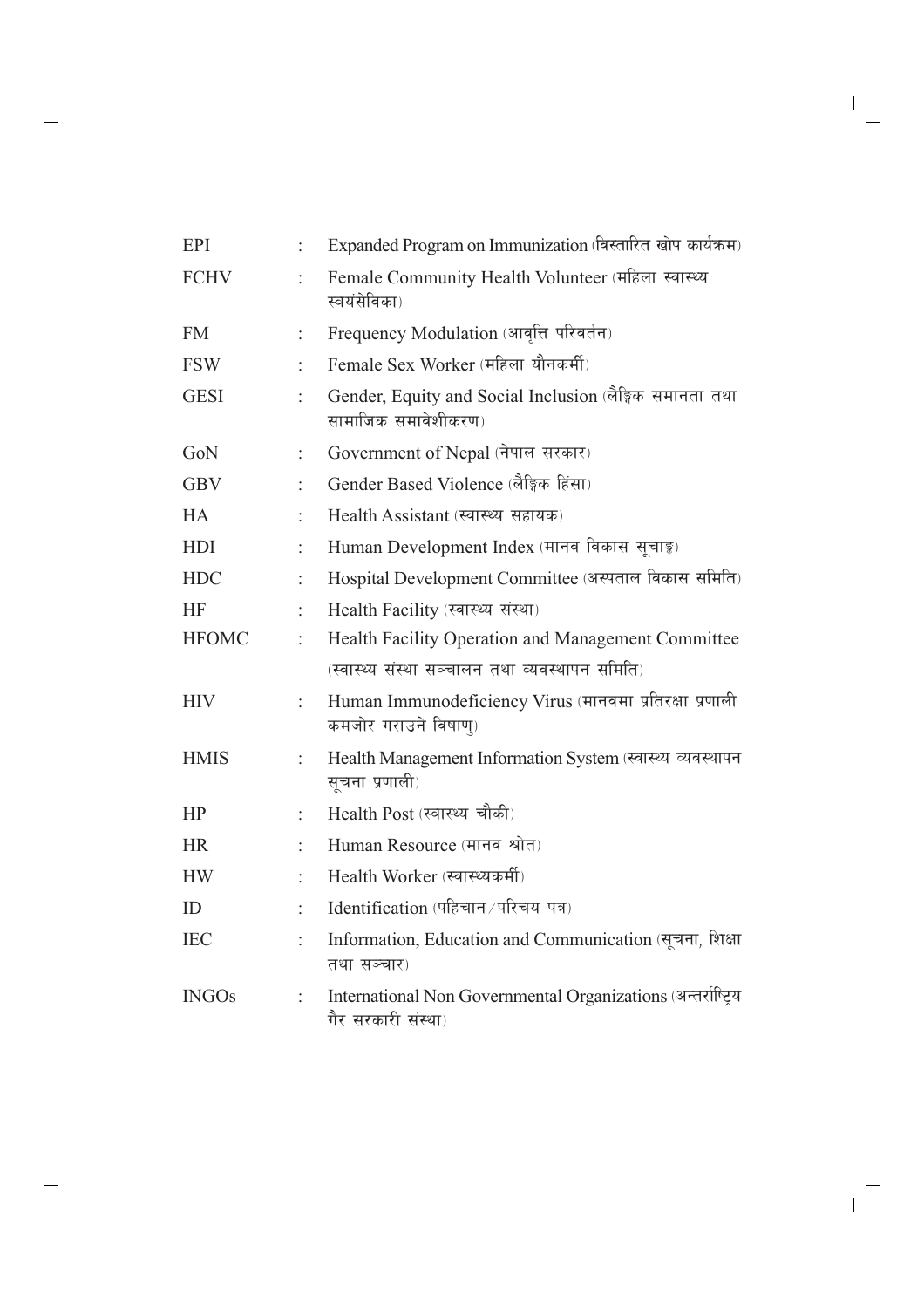| | | |
|---|---|---|
| EPI | : | Expanded Program on Immunization (विस्तारित खोप कार्यक्रम) |
| FCHV | : | Female Community Health Volunteer (महिला स्वास्थ्य स्वयंसेविका) |
| FM | : | Frequency Modulation (आवृत्ति परिवर्तन) |
| FSW | : | Female Sex Worker (महिला यौनकर्मी) |
| GESI | : | Gender, Equity and Social Inclusion (लैङ्गिक समानता तथा सामाजिक समावेशीकरण) |
| GoN | : | Government of Nepal (नेपाल सरकार) |
| GBV | : | Gender Based Violence (लैङ्गिक हिंसा) |
| HA | : | Health Assistant (स्वास्थ्य सहायक) |
| HDI | : | Human Development Index (मानव विकास सूचाङ्क) |
| HDC | : | Hospital Development Committee (अस्पताल विकास समिति) |
| HF | : | Health Facility (स्वास्थ्य संस्था) |
| HFOMC | : | Health Facility Operation and Management Committee (स्वास्थ्य संस्था सञ्चालन तथा व्यवस्थापन समिति) |
| HIV | : | Human Immunodeficiency Virus (मानवमा प्रतिरक्षा प्रणाली कमजोर गराउने विषाणु) |
| HMIS | : | Health Management Information System (स्वास्थ्य व्यवस्थापन सूचना प्रणाली) |
| HP | : | Health Post (स्वास्थ्य चौकी) |
| HR | : | Human Resource (मानव श्रोत) |
| HW | : | Health Worker (स्वास्थ्यकर्मी) |
| ID | : | Identification (पहिचान/परिचय पत्र) |
| IEC | : | Information, Education and Communication (सूचना, शिक्षा तथा सञ्चार) |
| INGOs | : | International Non Governmental Organizations (अन्तर्राष्ट्रिय गैर सरकारी संस्था) |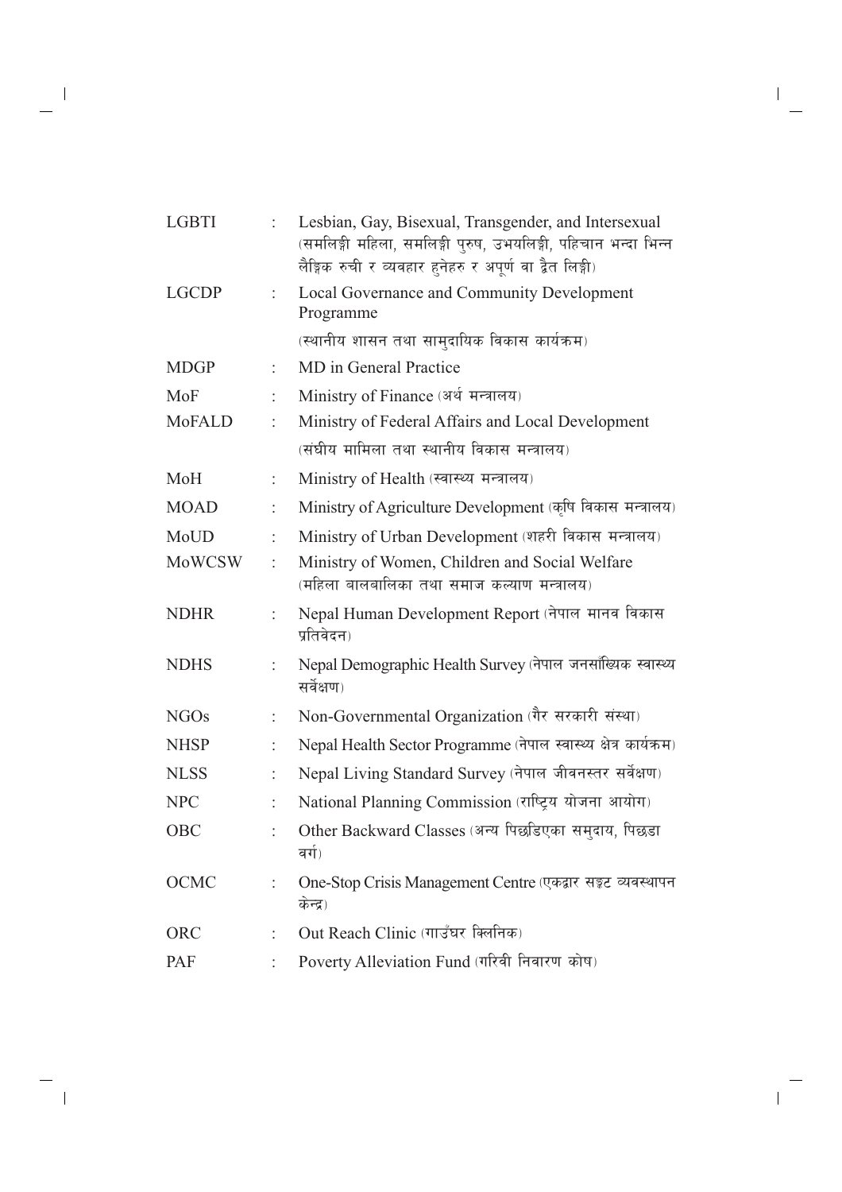| | | |
|---|---|---|
| LGBTI | : | Lesbian, Gay, Bisexual, Transgender, and Intersexual (समलिङ्गी महिला, समलिङ्गी पुरुष, उभयलिङ्गी, पहिचान भन्दा भिन्न लैङ्गिक रुची र व्यवहार हुनेहरु र अपूर्ण वा द्वैत लिङ्गी) |
| LGCDP | : | Local Governance and Community Development Programme (स्थानीय शासन तथा सामुदायिक विकास कार्यक्रम) |
| MDGP | : | MD in General Practice |
| MoF | : | Ministry of Finance (अर्थ मन्त्रालय) |
| MoFALD | : | Ministry of Federal Affairs and Local Development (संघीय मामिला तथा स्थानीय विकास मन्त्रालय) |
| MoH | : | Ministry of Health (स्वास्थ्य मन्त्रालय) |
| MOAD | : | Ministry of Agriculture Development (कृषि विकास मन्त्रालय) |
| MoUD | : | Ministry of Urban Development (शहरी विकास मन्त्रालय) |
| MoWCSW | : | Ministry of Women, Children and Social Welfare (महिला बालबालिका तथा समाज कल्याण मन्त्रालय) |
| NDHR | : | Nepal Human Development Report (नेपाल मानव विकास प्रतिवेदन) |
| NDHS | : | Nepal Demographic Health Survey (नेपाल जनसांख्यिक स्वास्थ्य सर्वेक्षण) |
| NGOs | : | Non-Governmental Organization (गैर सरकारी संस्था) |
| NHSP | : | Nepal Health Sector Programme (नेपाल स्वास्थ्य क्षेत्र कार्यक्रम) |
| NLSS | : | Nepal Living Standard Survey (नेपाल जीवनस्तर सर्वेक्षण) |
| NPC | : | National Planning Commission (राष्ट्रिय योजना आयोग) |
| OBC | : | Other Backward Classes (अन्य पिछडिएका समुदाय, पिछडा वर्ग) |
| OCMC | : | One-Stop Crisis Management Centre (एकद्वार सङ्कट व्यवस्थापन केन्द्र) |
| ORC | : | Out Reach Clinic (गाउँघर क्लिनिक) |
| PAF | : | Poverty Alleviation Fund (गरिबी निवारण कोष) |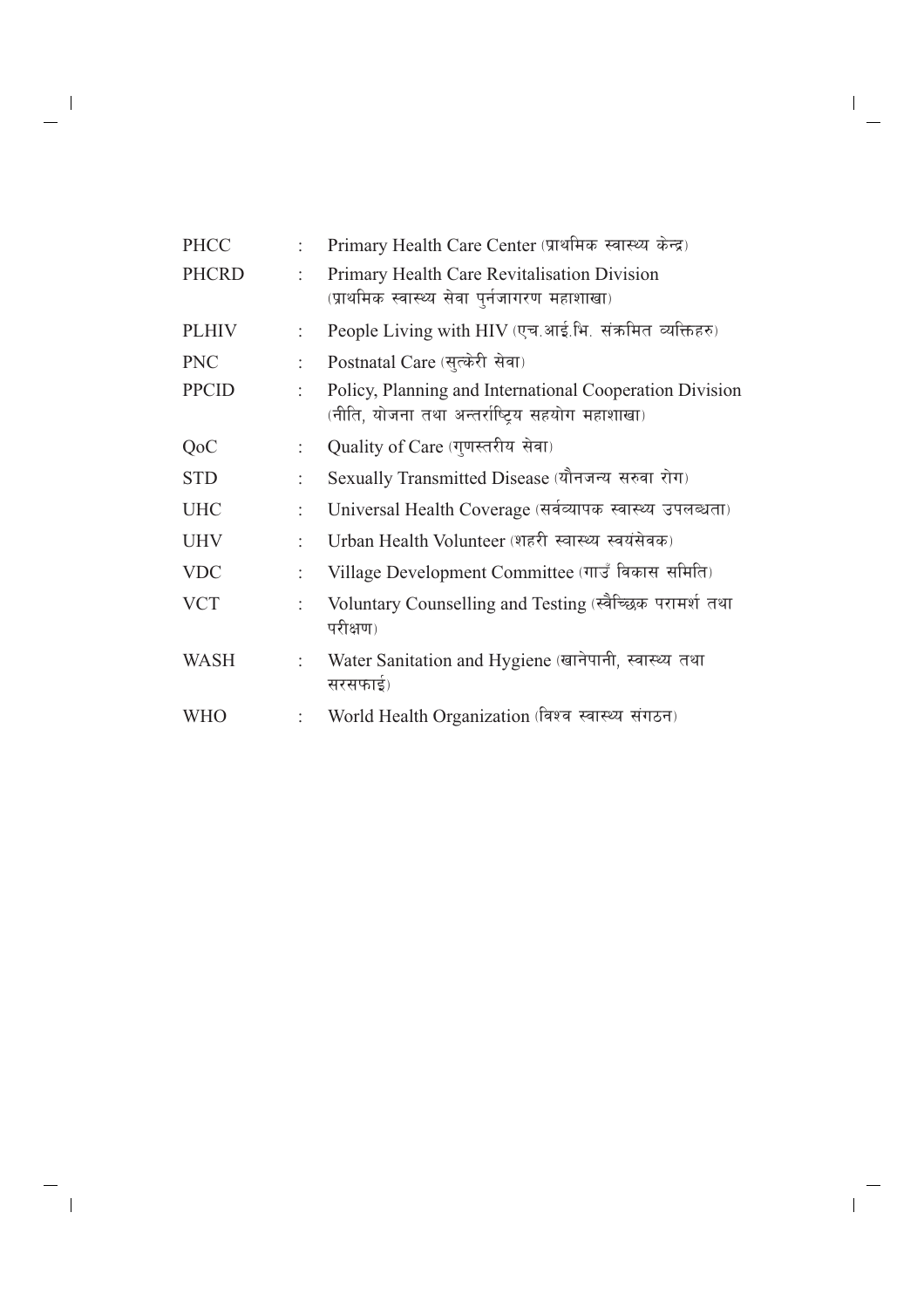| | | |
|---|---|---|
| PHCC | : | Primary Health Care Center (प्राथमिक स्वास्थ्य केन्द्र) |
| PHCRD | : | Primary Health Care Revitalisation Division (प्राथमिक स्वास्थ्य सेवा पुर्नजागरण महाशाखा) |
| PLHIV | : | People Living with HIV (एच.आई.भि. संक्रमित व्यक्तिहरु) |
| PNC | : | Postnatal Care (सुत्केरी सेवा) |
| PPCID | : | Policy, Planning and International Cooperation Division (नीति, योजना तथा अन्तर्राष्ट्रिय सहयोग महाशाखा) |
| QoC | : | Quality of Care (गुणस्तरीय सेवा) |
| STD | : | Sexually Transmitted Disease (यौनजन्य सरुवा रोग) |
| UHC | : | Universal Health Coverage (सर्वव्यापक स्वास्थ्य उपलब्धता) |
| UHV | : | Urban Health Volunteer (शहरी स्वास्थ्य स्वयंसेवक) |
| VDC | : | Village Development Committee (गाउँ विकास समिति) |
| VCT | : | Voluntary Counselling and Testing (स्वैच्छिक परामर्श तथा परीक्षण) |
| WASH | : | Water Sanitation and Hygiene (खानेपानी, स्वास्थ्य तथा सरसफाई) |
| WHO | : | World Health Organization (विश्व स्वास्थ्य संगठन) |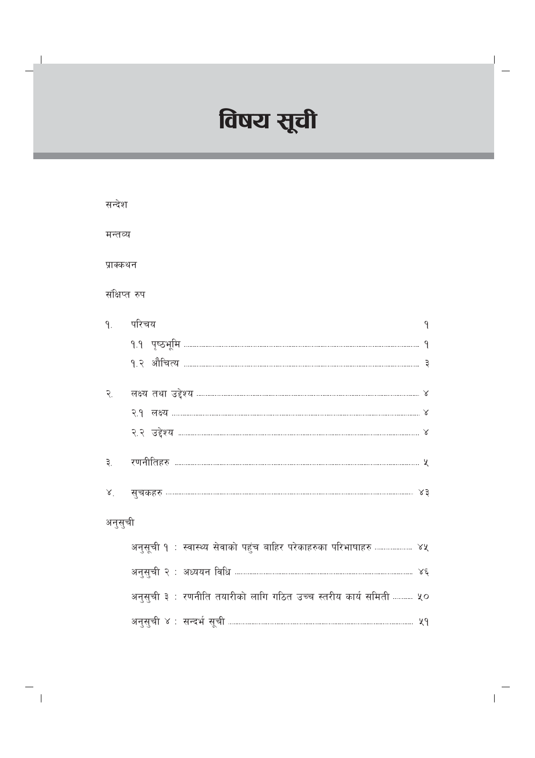# विषय सूची

सन्देश

मन्तव्य

प्राक्कथन

संक्षिप्त रुप

१. परिचय ............ १

- १.१ पृष्ठभूमि ............ १
- १.२ औचित्य ............ ३

२. लक्ष्य तथा उद्देश्य ............ ४

- २.१ लक्ष्य ............ ४
- २.२ उद्देश्य ............ ४

३. रणनीतिहरु ............ ५

४. सुचकहरु ............ ४३

अनुसुची

- अनुसूची १ : स्वास्थ्य सेवाको पहुंच बाहिर परेकाहरुका परिभाषाहरु ............ ४५
- अनुसुची २ : अध्ययन विधि ............ ४६
- अनुसुची ३ : रणनीति तयारीको लागि गठित उच्च स्तरीय कार्य समिती ............ ५०
- अनुसुची ४ : सन्दर्भ सूची ............ ५१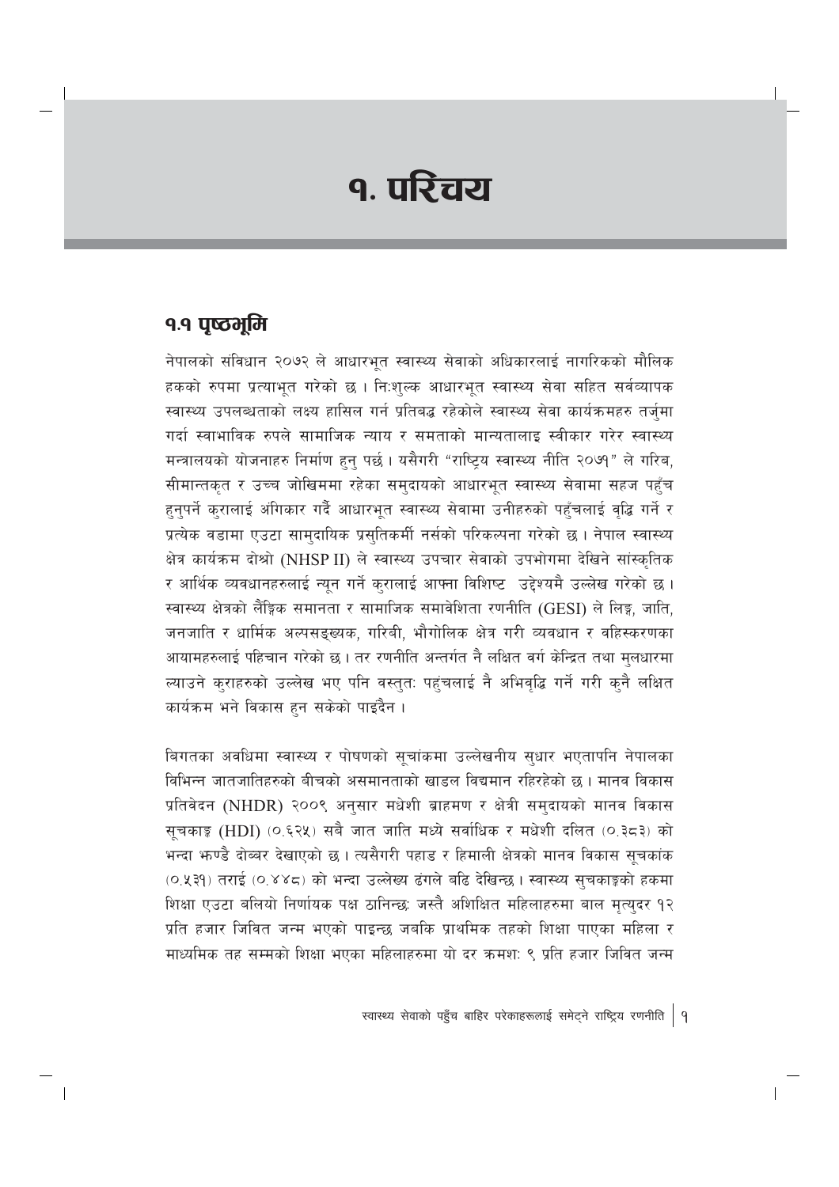# १. परिचय

## १.१ पृष्ठभूमि

नेपालको संविधान २०७२ ले आधारभूत स्वास्थ्य सेवाको अधिकारलाई नागरिकको मौलिक हकको रुपमा प्रत्याभूत गरेको छ । निःशुल्क आधारभूत स्वास्थ्य सेवा सहित सर्वव्यापक स्वास्थ्य उपलब्धताको लक्ष्य हासिल गर्न प्रतिबद्ध रहेकोले स्वास्थ्य सेवा कार्यक्रमहरु तर्जुमा गर्दा स्वाभाविक रुपले सामाजिक न्याय र समताको मान्यतालाइ स्वीकार गरेर स्वास्थ्य मन्त्रालयको योजनाहरु निर्माण हुनु पर्छ । यसैगरी "राष्ट्रिय स्वास्थ्य नीति २०७१" ले गरिब, सीमान्तकृत र उच्च जोखिममा रहेका समुदायको आधारभूत स्वास्थ्य सेवामा सहज पहुँच हुनुपर्ने कुरालाई अंगिकार गर्दै आधारभूत स्वास्थ्य सेवामा उनीहरुको पहुँचलाई वृद्धि गर्ने र प्रत्येक वडामा एउटा सामुदायिक प्रसुतिकर्मी नर्सको परिकल्पना गरेको छ । नेपाल स्वास्थ्य क्षेत्र कार्यक्रम दोश्रो (NHSP II) ले स्वास्थ्य उपचार सेवाको उपभोगमा देखिने सांस्कृतिक र आर्थिक व्यवधानहरुलाई न्यून गर्ने कुरालाई आफ्ना विशिष्ट उद्देश्यमै उल्लेख गरेको छ । स्वास्थ्य क्षेत्रको लैंङ्गिक समानता र सामाजिक समावेशिता रणनीति (GESI) ले लिङ्ग, जाति, जनजाति र धार्मिक अल्पसङ्ख्यक, गरिबी, भौगोलिक क्षेत्र गरी व्यवधान र वहिस्करणका आयामहरुलाई पहिचान गरेको छ । तर रणनीति अन्तर्गत नै लक्षित वर्ग केन्द्रित तथा मुलधारमा ल्याउने कुराहरुको उल्लेख भए पनि वस्तुतः पहुंचलाई नै अभिवृद्धि गर्ने गरी कुनै लक्षित कार्यक्रम भने विकास हुन सकेको पाइदैन ।

बिगतका अवधिमा स्वास्थ्य र पोषणको सूचांकमा उल्लेखनीय सुधार भएतापनि नेपालका विभिन्न जातजातिहरुको बीचको असमानताको खाडल विद्यमान रहिरहेको छ । मानव विकास प्रतिवेदन (NHDR) २००९ अनुसार मधेशी ब्राहमण र क्षेत्री समुदायको मानव विकास सूचकाङ्क (HDI) (०.६२५) सबै जात जाति मध्ये सर्वाधिक र मधेशी दलित (०.३८३) को भन्दा भण्डै दोब्बर देखाएको छ । त्यसैगरी पहाड र हिमाली क्षेत्रको मानव विकास सूचकांक (०.५३१) तराई (०.४४८) को भन्दा उल्लेख्य ढंगले बढि देखिन्छ । स्वास्थ्य सुचकाङ्को हकमा शिक्षा एउटा बलियो निर्णायक पक्ष ठानिन्छ: जस्तै अशिक्षित महिलाहरुमा बाल मृत्युदर १२ प्रति हजार जिवित जन्म भएको पाइन्छ जबकि प्राथमिक तहको शिक्षा पाएका महिला र माध्यमिक तह सम्मको शिक्षा भएका महिलाहरुमा यो दर क्रमशः ९ प्रति हजार जिवित जन्म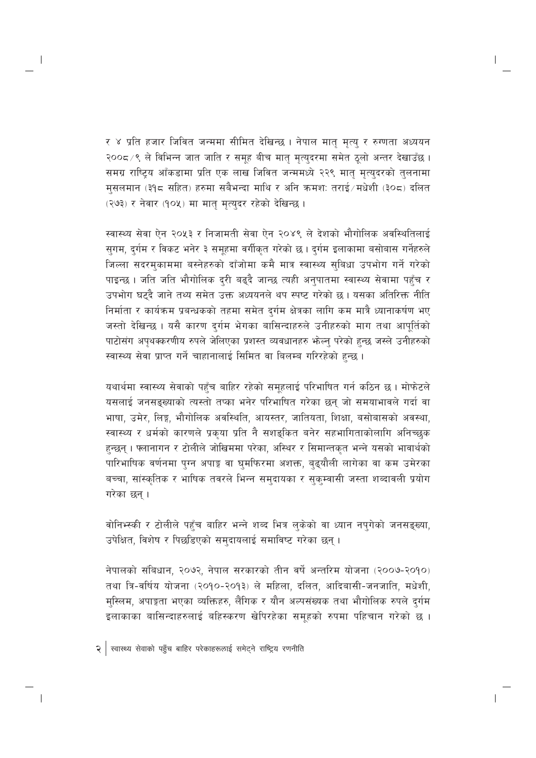र ४ प्रति हजार जिवित जन्ममा सीमित देखिन्छ । नेपाल मातृ मृत्यु र रुग्णता अध्ययन २००८/९ ले विभिन्न जात जाति र समूह बीच मातृ मृत्युदरमा समेत ठूलो अन्तर देखाउँछ । समग्र राष्ट्रिय आँकडामा प्रति एक लाख जिवित जन्ममध्ये २२९ मातृ मृत्युदरको तुलनामा मुसलमान (३१८ सहित) हरुमा सबैभन्दा माथि र अनि क्रमशः तराई/मधेशी (३०८) दलित (२७३) र नेवार (१०५) मा मातृ मृत्युदर रहेको देखिन्छ ।

स्वास्थ्य सेवा ऐन २०५३ र निजामती सेवा ऐन २०४९ ले देशको भौगोलिक अवस्थितिलाई सुगम, दुर्गम र विकट भनेर ३ समूहमा वर्गीकृत गरेको छ । दुर्गम इलाकामा बसोबास गर्नेहरुले जिल्ला सदरमुकाममा बस्नेहरुको दाँजोमा कमै मात्र स्वास्थ्य सुविधा उपभोग गर्ने गरेको पाइन्छ । जति जति भौगोलिक दुरी बढ्दै जान्छ त्यही अनुपातमा स्वास्थ्य सेवामा पहुँच र उपभोग घट्दै जाने तथ्य समेत उक्त अध्ययनले थप स्पष्ट गरेको छ । यसका अतिरिक्त नीति निर्माता र कार्यक्रम प्रबन्धकको तहमा समेत दुर्गम क्षेत्रका लागि कम मात्रै ध्यानाकर्षण भए जस्तो देखिन्छ । यसै कारण दुर्गम भेगका बासिन्दाहरुले उनीहरुको माग तथा आपूर्तिको पाटोसंग अपृथक्करणीय रुपले जेलिएका प्रशस्त व्यवधानहरु झेल्नु परेको हुन्छ जस्ले उनीहरुको स्वास्थ्य सेवा प्राप्त गर्ने चाहानालाई सिमित वा बिलम्ब गरिरहेको हुन्छ ।

यथार्थमा स्वास्थ्य सेवाको पहुँच बाहिर रहेको समूहलाई परिभाषित गर्न कठिन छ । मोफेटले यसलाई जनसङ्ख्याको त्यस्तो तप्का भनेर परिभाषित गरेका छन् जो समयाभावले गर्दा वा भाषा, उमेर, लिङ्ग, भौगोलिक अवस्थिति, आयस्तर, जातियता, शिक्षा, बसोबासको अवस्था, स्वास्थ्य र धर्मको कारणले प्रकृया प्रति नै सशङ्कित बनेर सहभागिताकोलागि अनिच्छुक हुन्छन् । फ्लानागन र टोलीले जोखिममा परेका, अस्थिर र सिमान्तकृत भन्ने यसको भावार्थको पारिभाषिक वर्णनमा पुग्न अपाङ्ग वा घुमफिरमा अशक्त, बुढ्यौली लागेका वा कम उमेरका बच्चा, सांस्कृतिक र भाषिक तवरले भिन्न समुदायका र सुकुम्वासी जस्ता शब्दावली प्रयोग गरेका छन् ।

वोनिभ्स्की र टोलीले पहुँच बाहिर भन्ने शब्द भित्र लुकेको वा ध्यान नपुगेको जनसङ्ख्या, उपेक्षित, विशेष र पिछडिएको समुदायलाई समाविष्ट गरेका छन् ।

नेपालको संबिधान, २०७२, नेपाल सरकारको तीन वर्षे अन्तरिम योजना (२००७-२०१०) तथा त्रि-वर्षिय योजना (२०१०-२०१३) ले महिला, दलित, आदिबासी-जनजाति, मधेशी, मुस्लिम, अपाङ्गता भएका व्यक्तिहरु, लैंगिक र यौन अल्पसंख्यक तथा भौगोलिक रुपले दुर्गम इलाकाका बासिन्दाहरुलाई बहिस्करण खेपिरहेका समूहको रुपमा पहिचान गरेको छ ।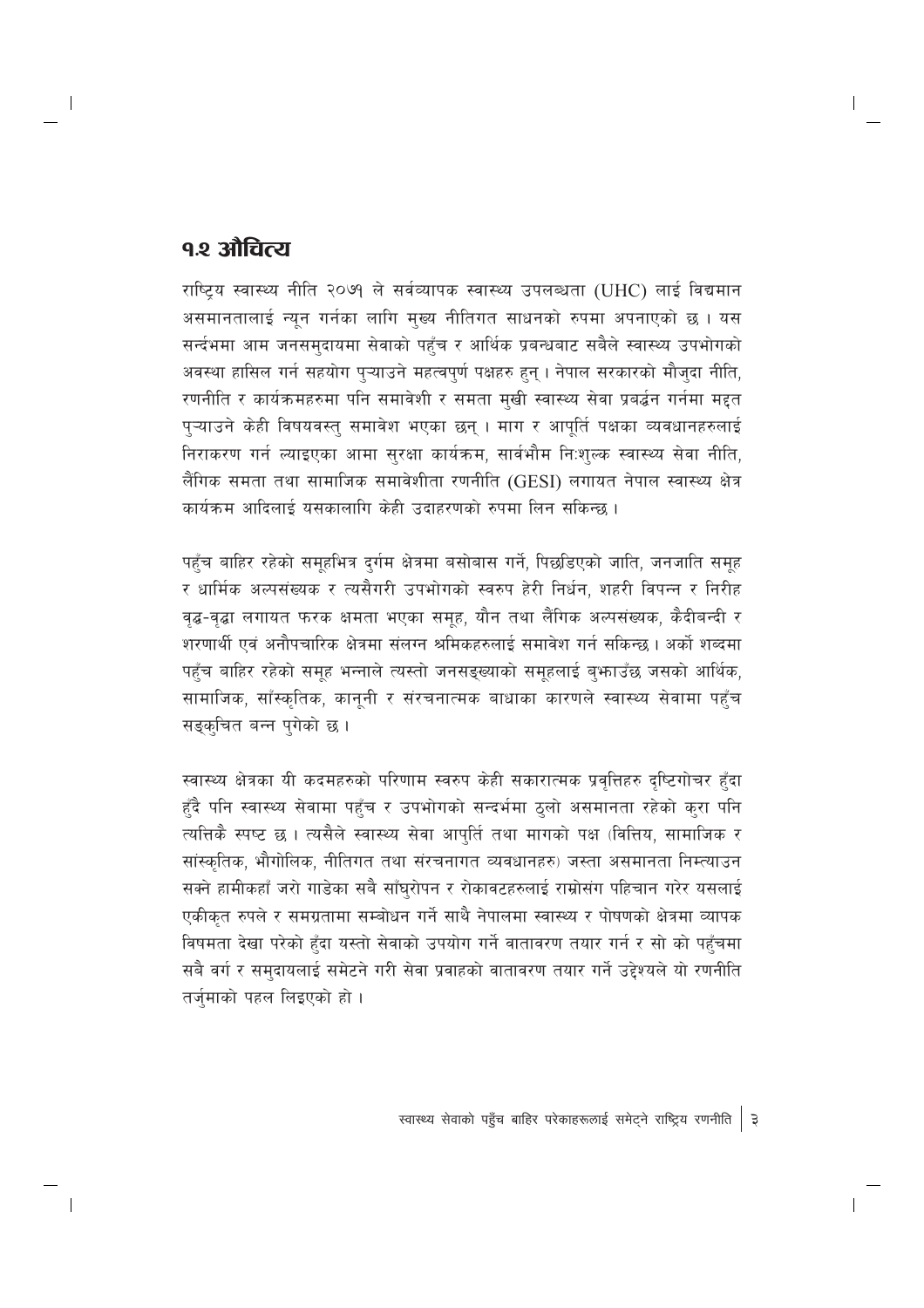## १.२ औचित्य

राष्ट्रिय स्वास्थ्य नीति २०७१ ले सर्वव्यापक स्वास्थ्य उपलब्धता (UHC) लाई विद्यमान असमानतालाई न्यून गर्नका लागि मुख्य नीतिगत साधनको रुपमा अपनाएको छ । यस सन्दर्भमा आम जनसमुदायमा सेवाको पहुँच र आर्थिक प्रबन्धबाट सबैले स्वास्थ्य उपभोगको अवस्था हासिल गर्न सहयोग पुऱ्याउने महत्वपुर्ण पक्षहरु हुन् । नेपाल सरकारको मौजुदा नीति, रणनीति र कार्यक्रमहरुमा पनि समावेशी र समता मुखी स्वास्थ्य सेवा प्रबर्द्धन गर्नमा मद्दत पुऱ्याउने केही विषयवस्तु समावेश भएका छन् । माग र आपूर्ति पक्षका व्यवधानहरुलाई निराकरण गर्न ल्याइएका आमा सुरक्षा कार्यक्रम, सार्वभौम निःशुल्क स्वास्थ्य सेवा नीति, लैंगिक समता तथा सामाजिक समावेशीता रणनीति (GESI) लगायत नेपाल स्वास्थ्य क्षेत्र कार्यक्रम आदिलाई यसकालागि केही उदाहरणको रुपमा लिन सकिन्छ ।

पहुँच बाहिर रहेको समूहभित्र दुर्गम क्षेत्रमा बसोबास गर्ने, पिछडिएको जाति, जनजाति समूह र धार्मिक अल्पसंख्यक र त्यसैगरी उपभोगको स्वरुप हेरी निर्धन, शहरी विपन्न र निरीह वृद्ध-वृद्धा लगायत फरक क्षमता भएका समूह, यौन तथा लैंगिक अल्पसंख्यक, कैदीबन्दी र शरणार्थी एवं अनौपचारिक क्षेत्रमा संलग्न श्रमिकहरुलाई समावेश गर्न सकिन्छ । अर्को शब्दमा पहुँच बाहिर रहेको समूह भन्नाले त्यस्तो जनसङ्ख्याको समूहलाई बुझाउँछ जसको आर्थिक, सामाजिक, साँस्कृतिक, कानूनी र संरचनात्मक बाधाका कारणले स्वास्थ्य सेवामा पहुँच सङ्कुचित बन्न पुगेको छ ।

स्वास्थ्य क्षेत्रका यी कदमहरुको परिणाम स्वरुप केही सकारात्मक प्रवृत्तिहरु दृष्टिगोचर हुँदा हुँदै पनि स्वास्थ्य सेवामा पहुँच र उपभोगको सन्दर्भमा ठूलो असमानता रहेको कुरा पनि त्यत्तिकै स्पष्ट छ । त्यसैले स्वास्थ्य सेवा आपुर्ति तथा मागको पक्ष (वित्तिय, सामाजिक र सांस्कृतिक, भौगोलिक, नीतिगत तथा संरचनागत व्यवधानहरु) जस्ता असमानता निम्त्याउन सक्ने हामीकहाँ जरो गाडेका सबै साँघुरोपन र रोकावटहरुलाई राम्रोसंग पहिचान गरेर यसलाई एकीकृत रुपले र समग्रतामा सम्बोधन गर्ने साथै नेपालमा स्वास्थ्य र पोषणको क्षेत्रमा व्यापक विषमता देखा परेको हुँदा यस्तो सेवाको उपयोग गर्ने वातावरण तयार गर्न र सो को पहुँचमा सबै वर्ग र समुदायलाई समेटने गरी सेवा प्रवाहको वातावरण तयार गर्ने उद्देश्यले यो रणनीति तर्जुमाको पहल लिइएको हो ।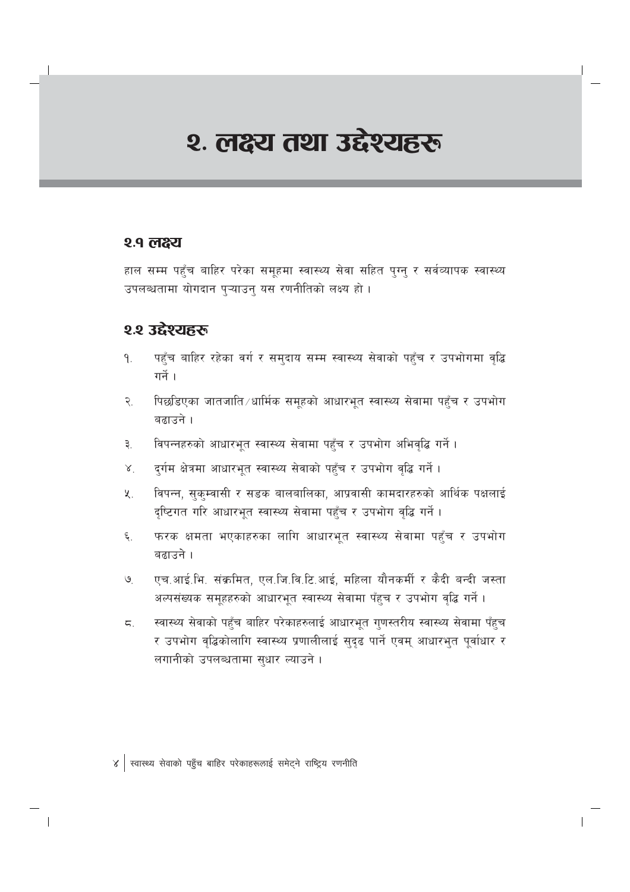# २. लक्ष्य तथा उद्देश्यहरू

## २.१ लक्ष्य

हाल सम्म पहुँच बाहिर परेका समूहमा स्वास्थ्य सेवा सहित पुग्नु र सर्वव्यापक स्वास्थ्य उपलब्धतामा योगदान पुऱ्याउनु यस रणनीतिको लक्ष्य हो ।

## २.२ उद्देश्यहरू

१. पहुँच बाहिर रहेका वर्ग र समुदाय सम्म स्वास्थ्य सेवाको पहुँच र उपभोगमा वृद्धि गर्ने ।

२. पिछडिएका जातजाति/धार्मिक समूहको आधारभूत स्वास्थ्य सेवामा पहुँच र उपभोग बढाउने ।

३. विपन्नहरुको आधारभूत स्वास्थ्य सेवामा पहुँच र उपभोग अभिवृद्धि गर्ने ।

४. दुर्गम क्षेत्रमा आधारभूत स्वास्थ्य सेवाको पहुँच र उपभोग वृद्धि गर्ने ।

५. विपन्न, सुकुम्वासी र सडक बालबालिका, आप्रवासी कामदारहरुको आर्थिक पक्षलाई दृष्टिगत गरि आधारभूत स्वास्थ्य सेवामा पहुँच र उपभोग वृद्धि गर्ने ।

६. फरक क्षमता भएकाहरुका लागि आधारभूत स्वास्थ्य सेवामा पहुँच र उपभोग बढाउने ।

७. एच.आई.भि. संक्रमित, एल.जि.वि.टि.आई, महिला यौनकर्मी र कैदी बन्दी जस्ता अल्पसंख्यक समूहहरुको आधारभूत स्वास्थ्य सेवामा पँहुच र उपभोग वृद्धि गर्ने ।

८. स्वास्थ्य सेवाको पहुँच बाहिर परेकाहरुलाई आधारभूत गुणस्तरीय स्वास्थ्य सेवामा पँहुच र उपभोग वृद्धिकोलागि स्वास्थ्य प्रणालीलाई सुदृढ पार्ने एवम् आधारभुत पूर्वाधार र लगानीको उपलब्धतामा सुधार ल्याउने ।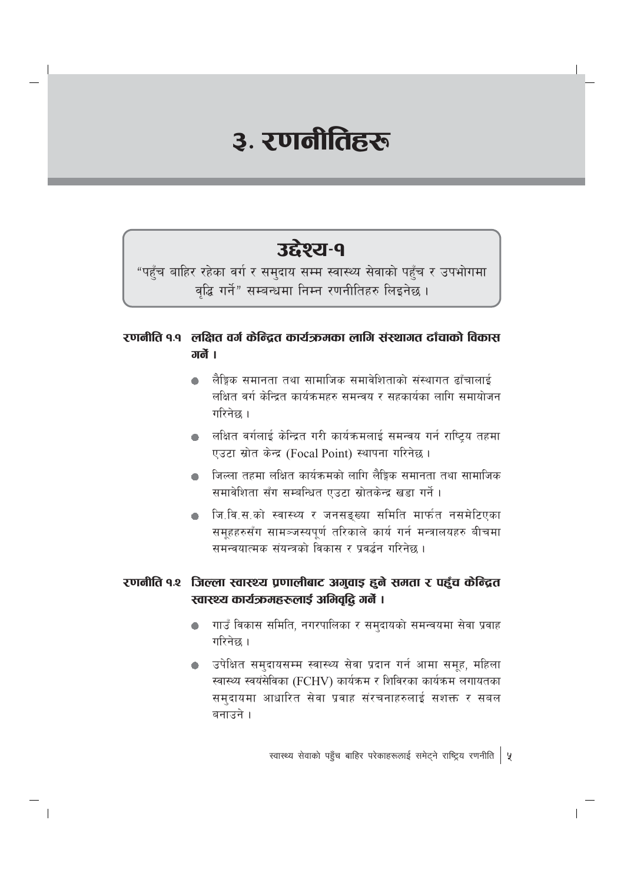# ३. रणनीतिहरू

## उद्देश्य-१

"पहुँच बाहिर रहेका वर्ग र समुदाय सम्म स्वास्थ्य सेवाको पहुँच र उपभोगमा वृद्धि गर्ने" सम्बन्धमा निम्न रणनीतिहरु लिइनेछ ।

### रणनीति १.१ लक्षित वर्ग केन्द्रित कार्यक्रमका लागि संस्थागत ढांचाको विकास गर्ने ।

- लैङ्गिक समानता तथा सामाजिक समावेशिताको संस्थागत ढाँचालाई लक्षित वर्ग केन्द्रित कार्यक्रमहरु समन्वय र सहकार्यका लागि समायोजन गरिनेछ ।
- लक्षित वर्गलाई केन्द्रित गरी कार्यक्रमलाई समन्वय गर्न राष्ट्रिय तहमा एउटा स्रोत केन्द्र (Focal Point) स्थापना गरिनेछ ।
- जिल्ला तहमा लक्षित कार्यक्रमको लागि लैङ्गिक समानता तथा सामाजिक समावेशिता सँग सम्बन्धित एउटा स्रोतकेन्द्र खडा गर्ने ।
- जि.वि.स.को स्वास्थ्य र जनसङ्ख्या समिति मार्फत नसमेटिएका समूहहरुसँग सामञ्जस्यपूर्ण तरिकाले कार्य गर्न मन्त्रालयहरु बीचमा समन्वयात्मक संयन्त्रको विकास र प्रवर्द्धन गरिनेछ ।

### रणनीति १.२ जिल्ला स्वास्थ्य प्रणालीबाट अगुवाइ हुने समता र पहुँच केन्द्रित स्वास्थ्य कार्यक्रमहरुलाई अभिवृद्धि गर्ने ।

- गाउँ विकास समिति, नगरपालिका र समुदायको समन्वयमा सेवा प्रवाह गरिनेछ ।
- उपेक्षित समुदायसम्म स्वास्थ्य सेवा प्रदान गर्न आमा समूह, महिला स्वास्थ्य स्वयंसेविका (FCHV) कार्यक्रम र शिविरका कार्यक्रम लगायतका समुदायमा आधारित सेवा प्रवाह संरचनाहरुलाई सशक्त र सबल बनाउने ।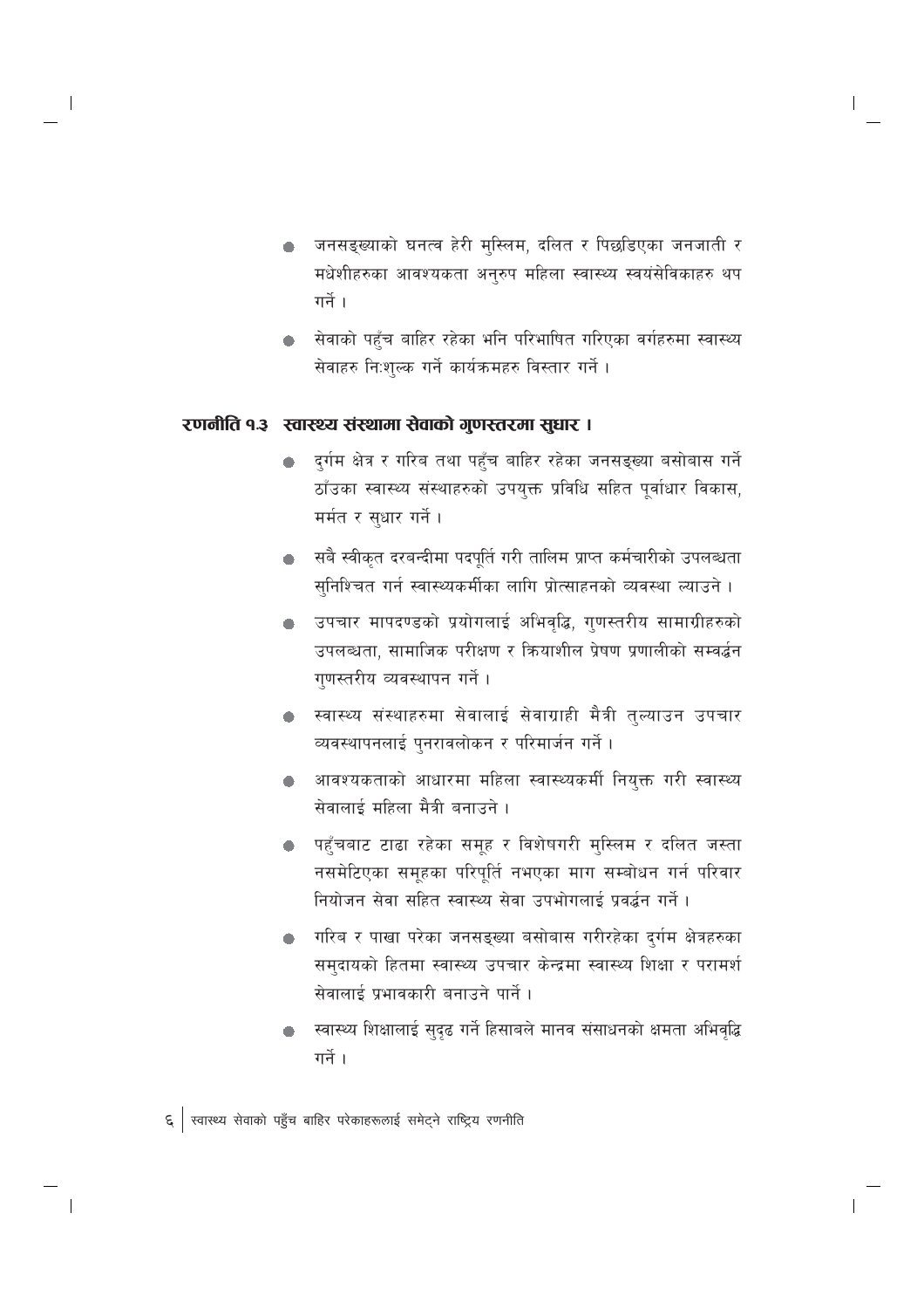- जनसङ्ख्याको घनत्व हेरी मुस्लिम, दलित र पिछडिएका जनजाती र मधेशीहरुका आवश्यकता अनुरुप महिला स्वास्थ्य स्वयंसेविकाहरु थप गर्ने ।
- सेवाको पहुँच बाहिर रहेका भनि परिभाषित गरिएका वर्गहरुमा स्वास्थ्य सेवाहरु निःशुल्क गर्ने कार्यक्रमहरु विस्तार गर्ने ।

### रणनीति १.३ स्वास्थ्य संस्थामा सेवाको गुणस्तरमा सुधार ।

- दुर्गम क्षेत्र र गरिब तथा पहुँच बाहिर रहेका जनसङ्ख्या बसोबास गर्ने ठाँउका स्वास्थ्य संस्थाहरुको उपयुक्त प्रविधि सहित पूर्वाधार विकास, मर्मत र सुधार गर्ने ।
- सबै स्वीकृत दरबन्दीमा पदपूर्ति गरी तालिम प्राप्त कर्मचारीको उपलब्धता सुनिश्चित गर्न स्वास्थ्यकर्मीका लागि प्रोत्साहनको व्यवस्था ल्याउने ।
- उपचार मापदण्डको प्रयोगलाई अभिवृद्धि, गुणस्तरीय सामाग्रीहरुको उपलब्धता, सामाजिक परीक्षण र क्रियाशील प्रेषण प्रणालीको सम्वर्द्धन गुणस्तरीय व्यवस्थापन गर्ने ।
- स्वास्थ्य संस्थाहरुमा सेवालाई सेवाग्राही मैत्री तुल्याउन उपचार व्यवस्थापनलाई पुनरावलोकन र परिमार्जन गर्ने ।
- आवश्यकताको आधारमा महिला स्वास्थ्यकर्मी नियुक्त गरी स्वास्थ्य सेवालाई महिला मैत्री बनाउने ।
- पहुँचबाट टाढा रहेका समूह र विशेषगरी मुस्लिम र दलित जस्ता नसमेटिएका समूहका परिपूर्ति नभएका माग सम्बोधन गर्न परिवार नियोजन सेवा सहित स्वास्थ्य सेवा उपभोगलाई प्रवर्द्धन गर्ने ।
- गरिब र पाखा परेका जनसङ्ख्या बसोबास गरीरहेका दुर्गम क्षेत्रहरुका समुदायको हितमा स्वास्थ्य उपचार केन्द्रमा स्वास्थ्य शिक्षा र परामर्श सेवालाई प्रभावकारी बनाउने पार्ने ।
- स्वास्थ्य शिक्षालाई सुदृढ गर्ने हिसाबले मानव संसाधनको क्षमता अभिवृद्धि गर्ने ।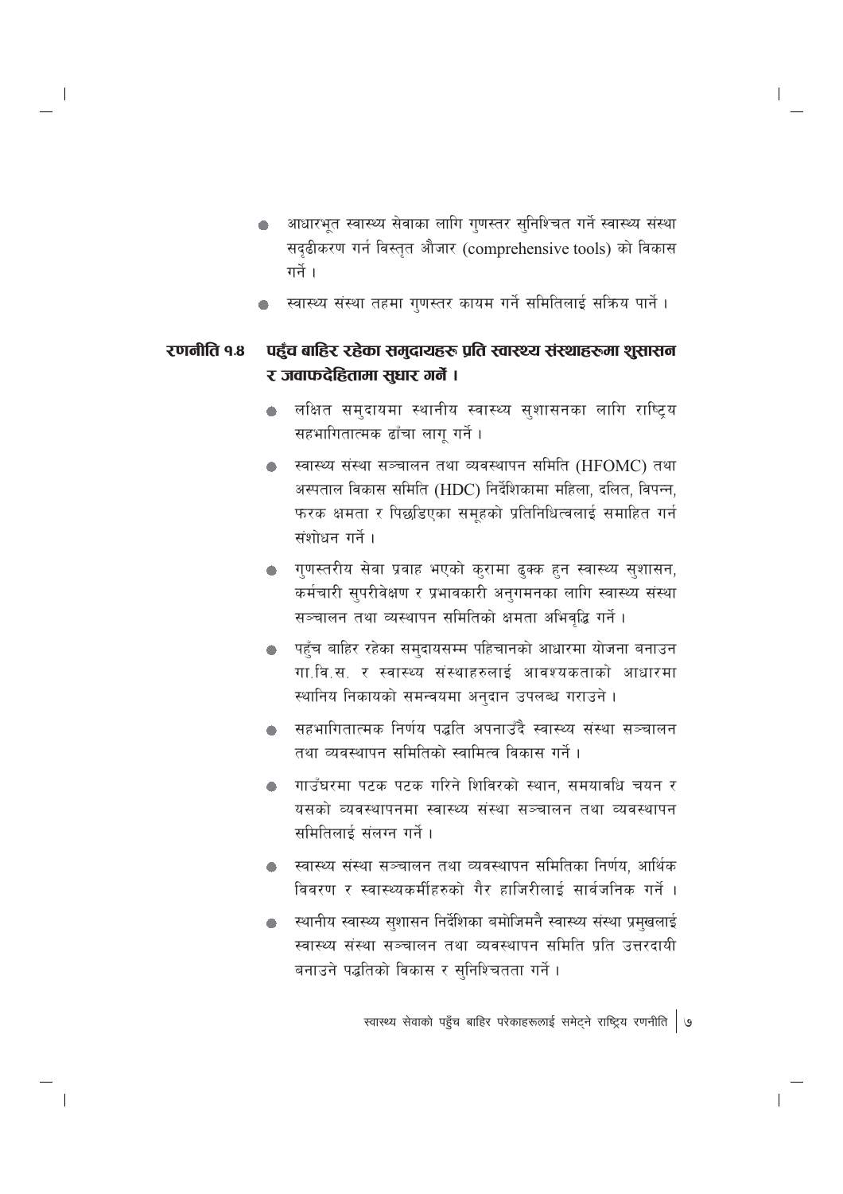- आधारभूत स्वास्थ्य सेवाका लागि गुणस्तर सुनिश्चित गर्ने स्वास्थ्य संस्था सदृढीकरण गर्न विस्तृत औजार (comprehensive tools) को विकास गर्ने ।
- स्वास्थ्य संस्था तहमा गुणस्तर कायम गर्ने समितिलाई सक्रिय पार्ने ।

## रणनीति १.४ पहुँच बाहिर रहेका समुदायहरु प्रति स्वास्थ्य संस्थाहरुमा शुसासन र जवाफदेहितामा सुधार गर्ने ।

- लक्षित समुदायमा स्थानीय स्वास्थ्य सुशासनका लागि राष्ट्रिय सहभागितात्मक ढाँचा लागू गर्ने ।
- स्वास्थ्य संस्था सञ्चालन तथा व्यवस्थापन समिति (HFOMC) तथा अस्पताल विकास समिति (HDC) निर्देशिकामा महिला, दलित, विपन्न, फरक क्षमता र पिछडिएका समूहको प्रतिनिधित्वलाई समाहित गर्न संशोधन गर्ने ।
- गुणस्तरीय सेवा प्रवाह भएको कुरामा ढुक्क हुन स्वास्थ्य सुशासन, कर्मचारी सुपरीवेक्षण र प्रभावकारी अनुगमनका लागि स्वास्थ्य संस्था सञ्चालन तथा व्यस्थापन समितिको क्षमता अभिवृद्धि गर्ने ।
- पहुँच बाहिर रहेका समुदायसम्म पहिचानको आधारमा योजना बनाउन गा.वि.स. र स्वास्थ्य संस्थाहरुलाई आवश्यकताको आधारमा स्थानिय निकायको समन्वयमा अनुदान उपलब्ध गराउने ।
- सहभागितात्मक निर्णय पद्धति अपनाउँदै स्वास्थ्य संस्था सञ्चालन तथा व्यवस्थापन समितिको स्वामित्व विकास गर्ने ।
- गाउँघरमा पटक पटक गरिने शिविरको स्थान, समयावधि चयन र यसको व्यवस्थापनमा स्वास्थ्य संस्था सञ्चालन तथा व्यवस्थापन समितिलाई संलग्न गर्ने ।
- स्वास्थ्य संस्था सञ्चालन तथा व्यवस्थापन समितिका निर्णय, आर्थिक विवरण र स्वास्थ्यकर्मीहरुको गैर हाजिरीलाई सार्वजनिक गर्ने ।
- स्थानीय स्वास्थ्य सुशासन निर्देशिका बमोजिमनै स्वास्थ्य संस्था प्रमुखलाई स्वास्थ्य संस्था सञ्चालन तथा व्यवस्थापन समिति प्रति उत्तरदायी बनाउने पद्धतिको विकास र सुनिश्चितता गर्ने ।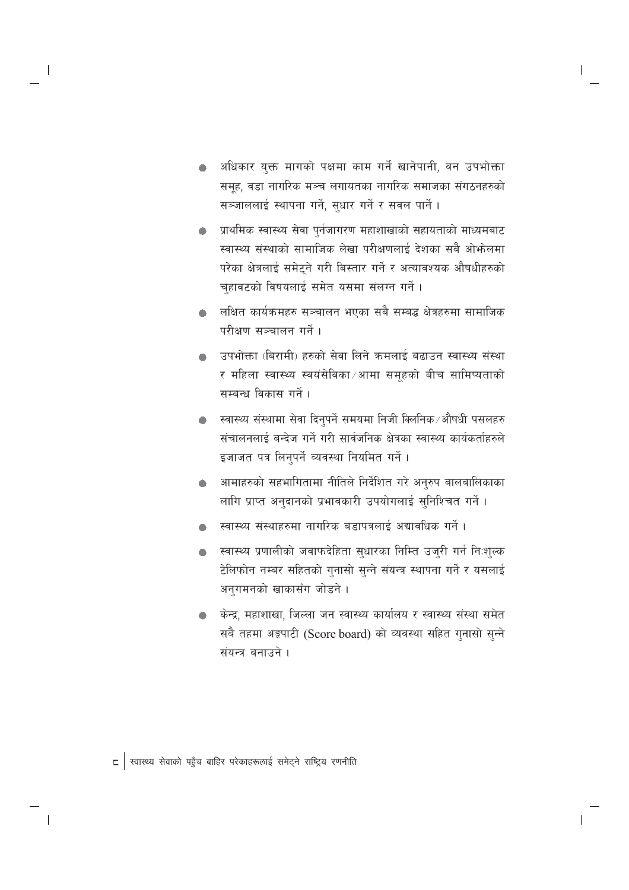- अधिकार युक्त मागको पक्षमा काम गर्ने खानेपानी, वन उपभोक्ता समूह, वडा नागरिक मञ्च लगायतका नागरिक समाजका संगठनहरुको सञ्जाललाई स्थापना गर्ने, सुधार गर्ने र सवल पार्ने ।

- प्राथमिक स्वास्थ्य सेवा पुर्नजागरण महाशाखाको सहायताको माध्यमबाट स्वास्थ्य संस्थाको सामाजिक लेखा परीक्षणलाई देशका सबै ओझेलमा परेका क्षेत्रलाई समेट्ने गरी बिस्तार गर्ने र अत्यावश्यक औषधीहरुको चुहावटको विषयलाई समेत यसमा संलग्न गर्ने ।

- लक्षित कार्यक्रमहरु सञ्चालन भएका सबै सम्बद्ध क्षेत्रहरुमा सामाजिक परीक्षण सञ्चालन गर्ने ।

- उपभोक्ता (बिरामी) हरुको सेवा लिने क्रमलाई बढाउन स्वास्थ्य संस्था र महिला स्वास्थ्य स्वयंसेविका/आमा समूहको बीच सामिप्यताको सम्बन्ध विकास गर्ने ।

- स्वास्थ्य संस्थामा सेवा दिनुपर्ने समयमा निजी क्लिनिक/औषधी पसलहरु संचालनलाई बन्देज गर्ने गरी सार्वजनिक क्षेत्रका स्वास्थ्य कार्यकर्ताहरुले इजाजत पत्र लिनुपर्ने व्यवस्था नियमित गर्ने ।

- आमाहरुको सहभागितामा नीतिले निर्देशित गरे अनुरुप बालबालिकाका लागि प्राप्त अनुदानको प्रभावकारी उपयोगलाई सुनिश्चित गर्ने ।

- स्वास्थ्य संस्थाहरुमा नागरिक बडापत्रलाई अद्यावधिक गर्ने ।

- स्वास्थ्य प्रणालीको जवाफदेहिता सुधारका निम्ति उजुरी गर्न नि:शुल्क टेलिफोन नम्बर सहितको गुनासो सुन्ने संयन्त्र स्थापना गर्ने र यसलाई अनुगमनको खाकासँग जोडने ।

- केन्द्र, महाशाखा, जिल्ला जन स्वास्थ्य कार्यालय र स्वास्थ्य संस्था समेत सबै तहमा अङ्कपाटी (Score board) को व्यवस्था सहित गुनासो सुन्ने संयन्त्र बनाउने ।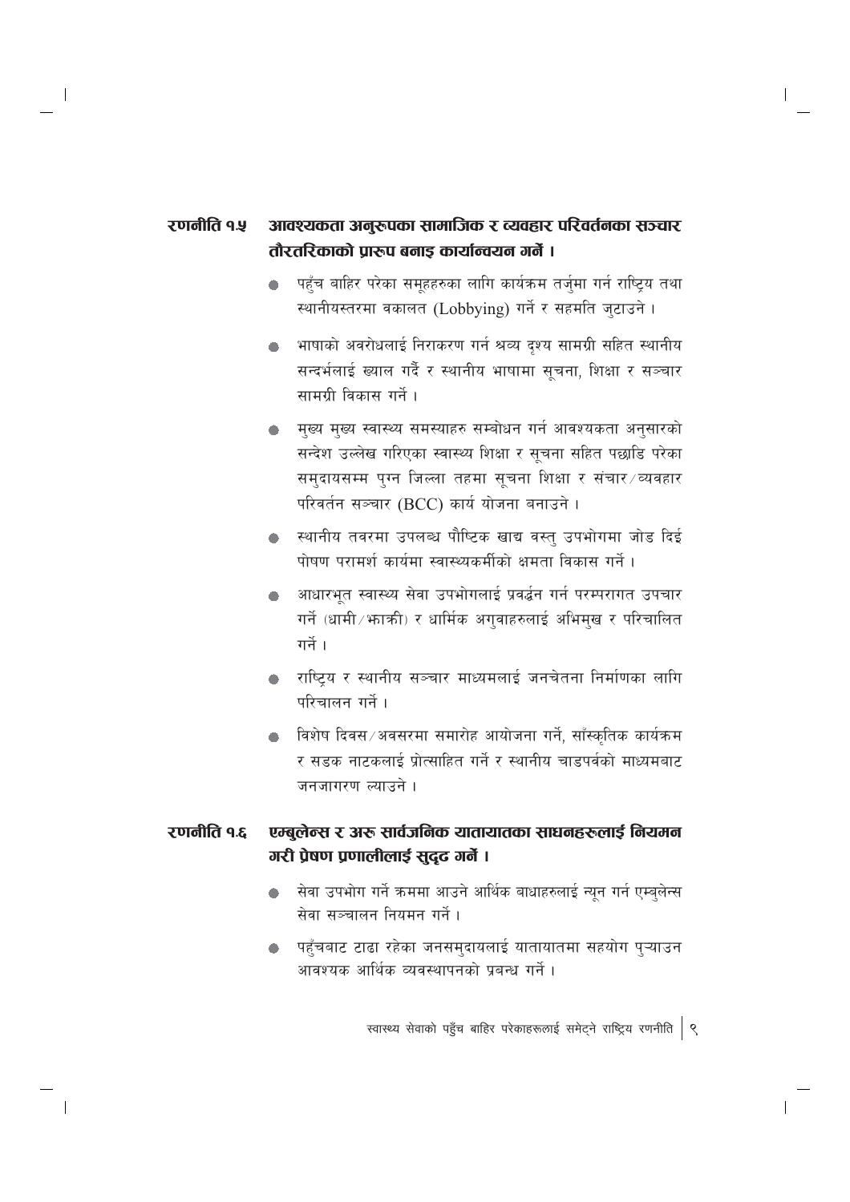## रणनीति १.५ आवश्यकता अनुरूपका सामाजिक र व्यवहार परिवर्तनका सञ्चार तौरतरिकाको प्रारूप बनाइ कार्यान्वयन गर्ने ।

- पहुँच बाहिर परेका समूहहरुका लागि कार्यक्रम तर्जुमा गर्न राष्ट्रिय तथा स्थानीयस्तरमा वकालत (Lobbying) गर्ने र सहमति जुटाउने ।
- भाषाको अवरोधलाई निराकरण गर्न श्रव्य दृश्य सामग्री सहित स्थानीय सन्दर्भलाई ख्याल गर्दै र स्थानीय भाषामा सूचना, शिक्षा र सञ्चार सामग्री विकास गर्ने ।
- मुख्य मुख्य स्वास्थ्य समस्याहरु सम्बोधन गर्न आवश्यकता अनुसारको सन्देश उल्लेख गरिएका स्वास्थ्य शिक्षा र सूचना सहित पछाडि परेका समुदायसम्म पुग्न जिल्ला तहमा सूचना शिक्षा र संचार/व्यवहार परिवर्तन सञ्चार (BCC) कार्य योजना बनाउने ।
- स्थानीय तवरमा उपलब्ध पौष्टिक खाद्य वस्तु उपभोगमा जोड दिई पोषण परामर्श कार्यमा स्वास्थ्यकर्मीको क्षमता विकास गर्ने ।
- आधारभूत स्वास्थ्य सेवा उपभोगलाई प्रवर्द्धन गर्न परम्परागत उपचार गर्ने (धामी/झाक्री) र धार्मिक अगुवाहरुलाई अभिमुख र परिचालित गर्ने ।
- राष्ट्रिय र स्थानीय सञ्चार माध्यमलाई जनचेतना निर्माणका लागि परिचालन गर्ने ।
- विशेष दिवस/अवसरमा समारोह आयोजना गर्ने, साँस्कृतिक कार्यक्रम र सडक नाटकलाई प्रोत्साहित गर्ने र स्थानीय चाडपर्वको माध्यमबाट जनजागरण ल्याउने ।

## रणनीति १.६ एम्बुलेन्स र अरू सार्वजनिक यातायातका साधनहरूलाई नियमन गरी प्रेषण प्रणालीलाई सुदृढ गर्ने ।

- सेवा उपभोग गर्ने क्रममा आउने आर्थिक बाधाहरुलाई न्यून गर्न एम्बुलेन्स सेवा सञ्चालन नियमन गर्ने ।
- पहुँचबाट टाढा रहेका जनसमुदायलाई यातायातमा सहयोग पुऱ्याउन आवश्यक आर्थिक व्यवस्थापनको प्रबन्ध गर्ने ।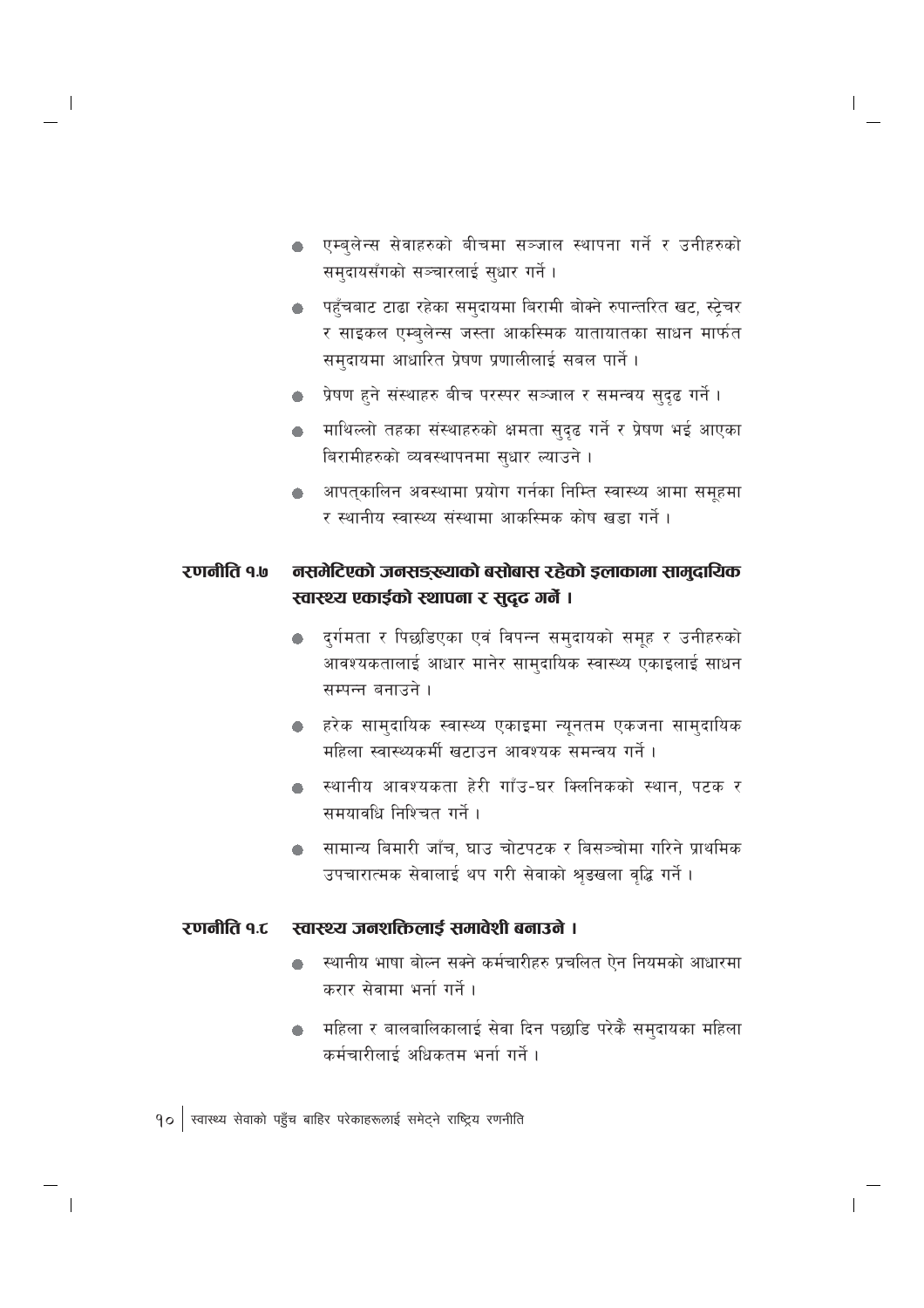- एम्बुलेन्स सेवाहरुको बीचमा सञ्जाल स्थापना गर्ने र उनीहरुको समुदायसँगको सञ्चारलाई सुधार गर्ने ।
- पहुँचबाट टाढा रहेका समुदायमा बिरामी बोक्ने रुपान्तरित खट, स्ट्रेचर र साइकल एम्बुलेन्स जस्ता आकस्मिक यातायातका साधन मार्फत समुदायमा आधारित प्रेषण प्रणालीलाई सबल पार्ने ।
- प्रेषण हुने संस्थाहरु बीच परस्पर सञ्जाल र समन्वय सुदृढ गर्ने ।
- माथिल्लो तहका संस्थाहरुको क्षमता सुदृढ गर्ने र प्रेषण भई आएका बिरामीहरुको व्यवस्थापनमा सुधार ल्याउने ।
- आपत्कालिन अवस्थामा प्रयोग गर्नका निम्ति स्वास्थ्य आमा समूहमा र स्थानीय स्वास्थ्य संस्थामा आकस्मिक कोष खडा गर्ने ।

### रणनीति १.७ नसमेटिएको जनसङ्ख्याको बसोबास रहेको इलाकामा सामुदायिक स्वास्थ्य एकाईको स्थापना र सुदृढ गर्ने ।

- दुर्गमता र पिछडिएका एवं विपन्न समुदायको समूह र उनीहरुको आवश्यकतालाई आधार मानेर सामुदायिक स्वास्थ्य एकाइलाई साधन सम्पन्न बनाउने ।
- हरेक सामुदायिक स्वास्थ्य एकाइमा न्यूनतम एकजना सामुदायिक महिला स्वास्थ्यकर्मी खटाउन आवश्यक समन्वय गर्ने ।
- स्थानीय आवश्यकता हेरी गाँउ-घर क्लिनिकको स्थान, पटक र समयावधि निश्चित गर्ने ।
- सामान्य बिमारी जाँच, घाउ चोटपटक र बिसञ्चोमा गरिने प्राथमिक उपचारात्मक सेवालाई थप गरी सेवाको श्रृङखला वृद्धि गर्ने ।

### रणनीति १.८ स्वास्थ्य जनशक्तिलाई समावेशी बनाउने ।

- स्थानीय भाषा बोल्न सक्ने कर्मचारीहरु प्रचलित ऐन नियमको आधारमा करार सेवामा भर्ना गर्ने ।
- महिला र बालबालिकालाई सेवा दिन पछाडि परेकै समुदायका महिला कर्मचारीलाई अधिकतम भर्ना गर्ने ।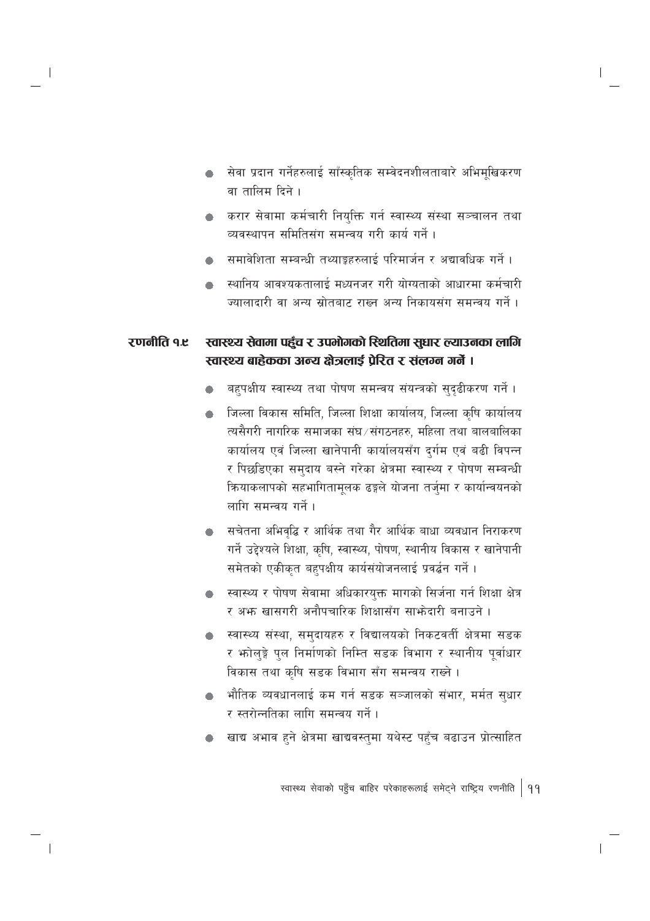- सेवा प्रदान गर्नेहरुलाई साँस्कृतिक सम्वेदनशीलताबारे अभिमूखिकरण वा तालिम दिने ।
- करार सेवामा कर्मचारी नियुक्ति गर्न स्वास्थ्य संस्था सञ्चालन तथा व्यवस्थापन समितिसंग समन्वय गरी कार्य गर्ने ।
- समावेशिता सम्बन्धी तथ्याङ्कहरुलाई परिमार्जन र अद्यावधिक गर्ने ।
- स्थानिय आवश्यकतालाई मध्यनजर गरी योग्यताको आधारमा कर्मचारी ज्यालादारी वा अन्य स्रोतबाट राख्न अन्य निकायसंग समन्वय गर्ने ।

## रणनीति १.९ स्वास्थ्य सेवामा पहुँच र उपभोगको स्थितिमा सुधार ल्याउनका लागि स्वास्थ्य बाहेकका अन्य क्षेत्रलाई प्रेरित र संलग्न गर्ने ।

- बहुपक्षीय स्वास्थ्य तथा पोषण समन्वय संयन्त्रको सुदृढीकरण गर्ने ।
- जिल्ला विकास समिति, जिल्ला शिक्षा कार्यालय, जिल्ला कृषि कार्यालय त्यसैगरी नागरिक समाजका संघ/संगठनहरु, महिला तथा बालबालिका कार्यालय एवं जिल्ला खानेपानी कार्यालयसँग दुर्गम एवं बढी विपन्न र पिछडिएका समुदाय बस्ने गरेका क्षेत्रमा स्वास्थ्य र पोषण सम्बन्धी क्रियाकलापको सहभागितामूलक ढङ्गले योजना तर्जुमा र कार्यान्वयनको लागि समन्वय गर्ने ।
- सचेतना अभिवृद्धि र आर्थिक तथा गैर आर्थिक बाधा व्यवधान निराकरण गर्ने उद्देश्यले शिक्षा, कृषि, स्वास्थ्य, पोषण, स्थानीय विकास र खानेपानी समेतको एकीकृत बहुपक्षीय कार्यसंयोजनलाई प्रवर्द्धन गर्ने ।
- स्वास्थ्य र पोषण सेवामा अधिकारयुक्त मागको सिर्जना गर्न शिक्षा क्षेत्र र अझ खासगरी अनौपचारिक शिक्षासँग साझेदारी बनाउने ।
- स्वास्थ्य संस्था, समुदायहरु र विद्यालयको निकटवर्ती क्षेत्रमा सडक र झोलुङ्गे पुल निर्माणको निम्ति सडक विभाग र स्थानीय पूर्वाधार विकास तथा कृषि सडक विभाग सँग समन्वय राख्ने ।
- भौतिक व्यवधानलाई कम गर्न सडक सञ्जालको संभार, मर्मत सुधार र स्तरोन्नतिका लागि समन्वय गर्ने ।
- खाद्य अभाव हुने क्षेत्रमा खाद्यवस्तुमा यथेस्ट पहुँच बढाउन प्रोत्साहित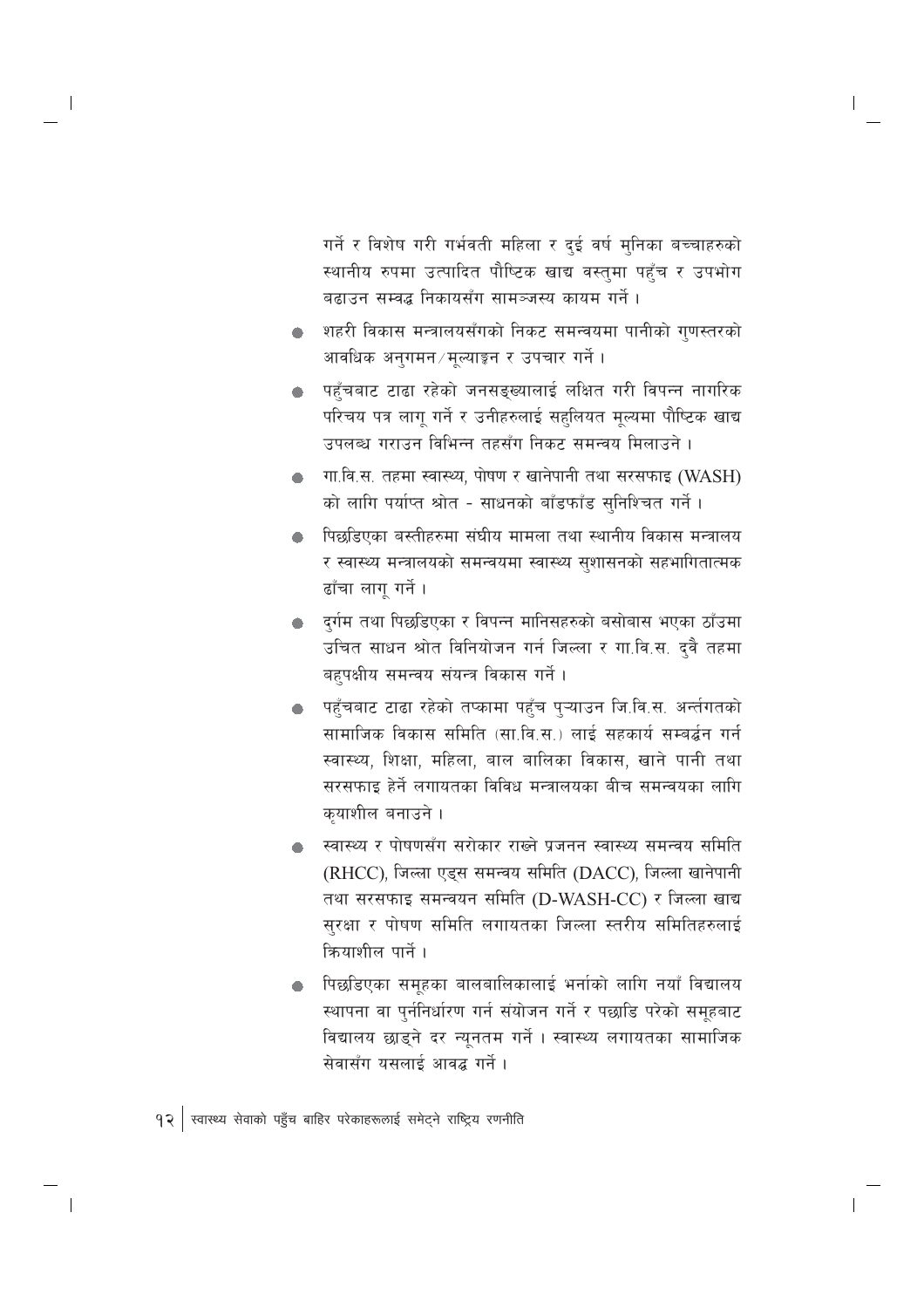गर्ने र विशेष गरी गर्भवती महिला र दुई वर्ष मुनिका बच्चाहरुको स्थानीय रुपमा उत्पादित पौष्टिक खाद्य वस्तुमा पहुँच र उपभोग बढाउन सम्वद्ध निकायसँग सामञ्जस्य कायम गर्ने ।

- शहरी विकास मन्त्रालयसँगको निकट समन्वयमा पानीको गुणस्तरको आवधिक अनुगमन/मूल्याङ्कन र उपचार गर्ने ।
- पहुँचबाट टाढा रहेको जनसङ्ख्यालाई लक्षित गरी विपन्न नागरिक परिचय पत्र लागू गर्ने र उनीहरुलाई सहुलियत मूल्यमा पौष्टिक खाद्य उपलब्ध गराउन विभिन्न तहसँग निकट समन्वय मिलाउने ।
- गा.वि.स. तहमा स्वास्थ्य, पोषण र खानेपानी तथा सरसफाइ (WASH) को लागि पर्याप्त श्रोत - साधनको बाँडफाँड सुनिश्चित गर्ने ।
- पिछडिएका बस्तीहरुमा संघीय मामला तथा स्थानीय विकास मन्त्रालय र स्वास्थ्य मन्त्रालयको समन्वयमा स्वास्थ्य सुशासनको सहभागितात्मक ढाँचा लागू गर्ने ।
- दुर्गम तथा पिछडिएका र विपन्न मानिसहरुको बसोबास भएका ठाँउमा उचित साधन श्रोत विनियोजन गर्न जिल्ला र गा.वि.स. दुवै तहमा बहुपक्षीय समन्वय संयन्त्र विकास गर्ने ।
- पहुँचबाट टाढा रहेको तप्कामा पहुँच पुऱ्याउन जि.वि.स. अन्तर्गतको सामाजिक विकास समिति (सा.वि.स.) लाई सहकार्य सम्बर्द्धन गर्न स्वास्थ्य, शिक्षा, महिला, बाल बालिका विकास, खाने पानी तथा सरसफाइ हेर्ने लगायतका विविध मन्त्रालयका बीच समन्वयका लागि कृयाशील बनाउने ।
- स्वास्थ्य र पोषणसँग सरोकार राख्ने प्रजनन स्वास्थ्य समन्वय समिति (RHCC), जिल्ला एड्स समन्वय समिति (DACC), जिल्ला खानेपानी तथा सरसफाइ समन्वयन समिति (D-WASH-CC) र जिल्ला खाद्य सुरक्षा र पोषण समिति लगायतका जिल्ला स्तरीय समितिहरुलाई क्रियाशील पार्ने ।
- पिछडिएका समूहका बालबालिकालाई भर्नाको लागि नयाँ विद्यालय स्थापना वा पुर्ननिर्धारण गर्न संयोजन गर्ने र पछाडि परेको समूहबाट विद्यालय छाड्ने दर न्यूनतम गर्ने । स्वास्थ्य लगायतका सामाजिक सेवासँग यसलाई आवद्ध गर्ने ।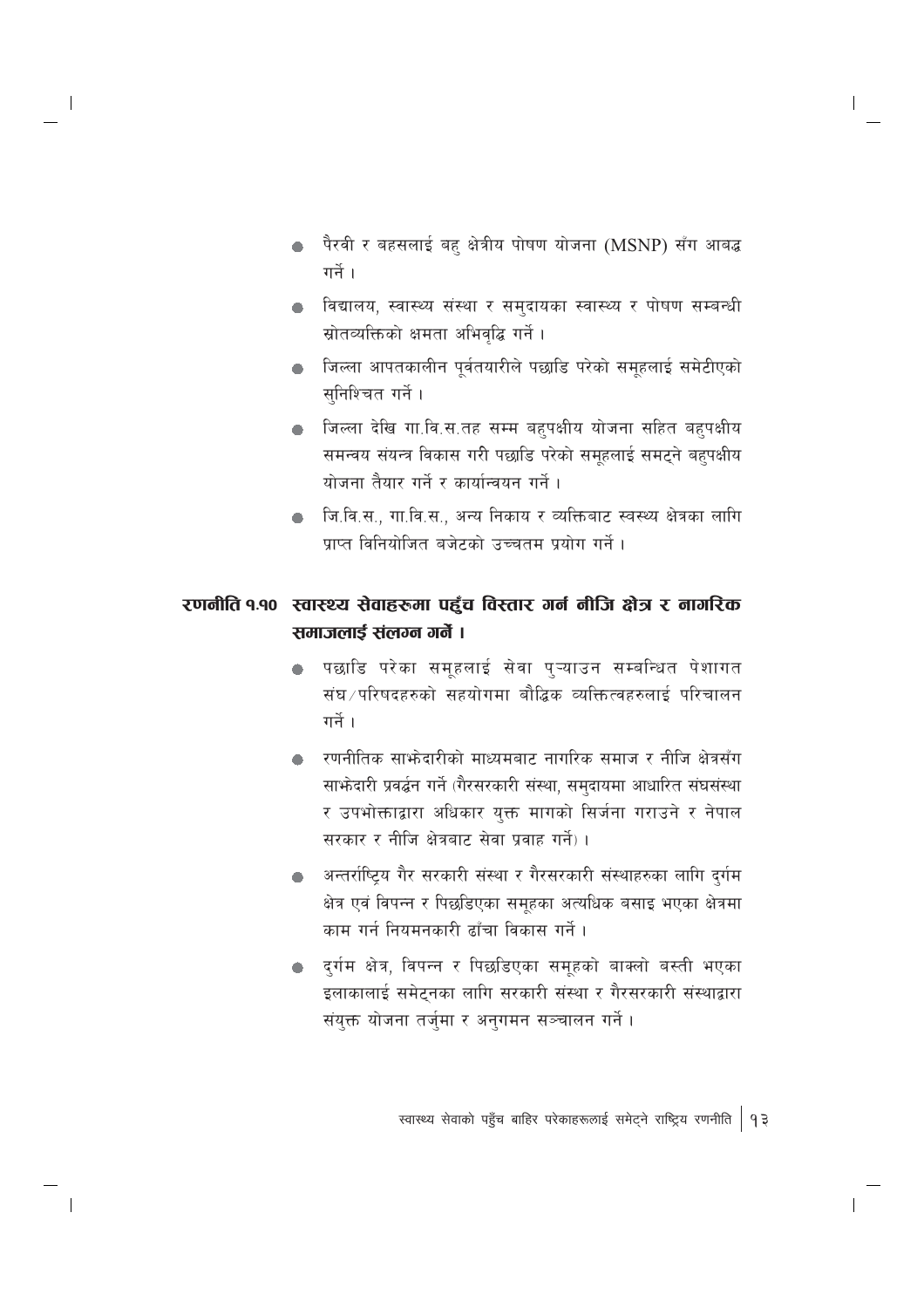- पैरवी र बहसलाई बहु क्षेत्रीय पोषण योजना (MSNP) सँग आबद्ध गर्ने ।
- विद्यालय, स्वास्थ्य संस्था र समुदायका स्वास्थ्य र पोषण सम्बन्धी स्रोतव्यक्तिको क्षमता अभिवृद्धि गर्ने ।
- जिल्ला आपतकालीन पूर्वतयारीले पछाडि परेको समूहलाई समेटीएको सुनिश्चित गर्ने ।
- जिल्ला देखि गा.वि.स.तह सम्म बहुपक्षीय योजना सहित बहुपक्षीय समन्वय संयन्त्र विकास गरी पछाडि परेको समूहलाई समट्ने बहुपक्षीय योजना तैयार गर्ने र कार्यान्वयन गर्ने ।
- जि.वि.स., गा.वि.स., अन्य निकाय र व्यक्तिबाट स्वस्थ्य क्षेत्रका लागि प्राप्त विनियोजित बजेटको उच्चतम प्रयोग गर्ने ।

## रणनीति १.१० स्वास्थ्य सेवाहरुमा पहुँच विस्तार गर्न नीजि क्षेत्र र नागरिक समाजलाई संलग्न गर्ने ।

- पछाडि परेका समूहलाई सेवा पुऱ्याउन सम्बन्धित पेशागत संघ/परिषदहरुको सहयोगमा बौद्धिक व्यक्तित्वहरुलाई परिचालन गर्ने ।
- रणनीतिक साझेदारीको माध्यमबाट नागरिक समाज र नीजि क्षेत्रसँग साझेदारी प्रवर्द्धन गर्ने (गैरसरकारी संस्था, समुदायमा आधारित संघसंस्था र उपभोक्ताद्वारा अधिकार युक्त मागको सिर्जना गराउने र नेपाल सरकार र नीजि क्षेत्रबाट सेवा प्रवाह गर्ने) ।
- अन्तर्राष्ट्रिय गैर सरकारी संस्था र गैरसरकारी संस्थाहरुका लागि दुर्गम क्षेत्र एवं विपन्न र पिछडिएका समूहका अत्यधिक बसाइ भएका क्षेत्रमा काम गर्न नियमनकारी ढाँचा विकास गर्ने ।
- दुर्गम क्षेत्र, विपन्न र पिछडिएका समूहको बाक्लो बस्ती भएका इलाकालाई समेट्नका लागि सरकारी संस्था र गैरसरकारी संस्थाद्वारा संयुक्त योजना तर्जुमा र अनुगमन सञ्चालन गर्ने ।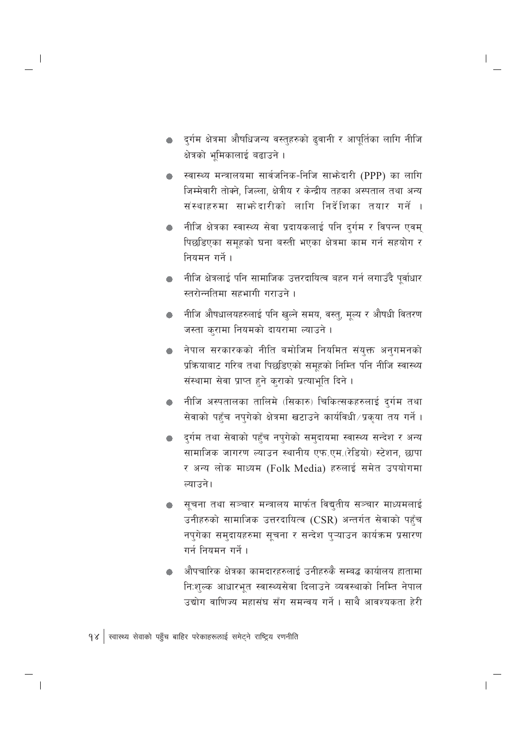- दुर्गम क्षेत्रमा औषधिजन्य वस्तुहरुको ढुवानी र आपूर्तिका लागि नीजि क्षेत्रको भूमिकालाई बढाउने ।

- स्वास्थ्य मन्त्रालयमा सार्वजनिक-निजि साझेदारी (PPP) का लागि जिम्मेवारी तोक्ने, जिल्ला, क्षेत्रीय र केन्द्रीय तहका अस्पताल तथा अन्य संस्थाहरुमा साझेदारीको लागि निर्देशिका तयार गर्ने ।

- नीजि क्षेत्रका स्वास्थ्य सेवा प्रदायकलाई पनि दुर्गम र विपन्न एवम् पिछडिएका समूहको घना बस्ती भएका क्षेत्रमा काम गर्न सहयोग र नियमन गर्ने ।

- नीजि क्षेत्रलाई पनि सामाजिक उत्तरदायित्व बहन गर्न लगाउँदै पूर्वाधार स्तरोन्नतिमा सहभागी गराउने ।

- नीजि औषधालयहरुलाई पनि खुल्ने समय, वस्तु, मूल्य र औषधी वितरण जस्ता कुरामा नियमको दायरामा ल्याउने ।

- नेपाल सरकारकको नीति बमोजिम नियमित संयुक्त अनुगमनको प्रक्रियाबाट गरिब तथा पिछडिएको समूहको निम्ति पनि नीजि स्वास्थ्य संस्थामा सेवा प्राप्त हुने कुराको प्रत्याभूति दिने ।

- नीजि अस्पतालका तालिमे (सिकारु) चिकित्सकहरुलाई दुर्गम तथा सेवाको पहुँच नपुगेको क्षेत्रमा खटाउने कार्यविधी/प्रकृया तय गर्ने ।

- दुर्गम तथा सेवाको पहुँच नपुगेको समुदायमा स्वास्थ्य सन्देश र अन्य सामाजिक जागरण ल्याउन स्थानीय एफ.एम.(रेडियो) स्टेशन, छापा र अन्य लोक माध्यम (Folk Media) हरुलाई समेत उपयोगमा ल्याउने।

- सूचना तथा सञ्चार मन्त्रालय मार्फत विद्युतीय सञ्चार माध्यमलाई उनीहरुको सामाजिक उत्तरदायित्व (CSR) अन्तर्गत सेवाको पहुँच नपुगेका समुदायहरुमा सूचना र सन्देश पुऱ्याउन कार्यक्रम प्रसारण गर्न नियमन गर्ने ।

- औपचारिक क्षेत्रका कामदारहरुलाई उनीहरुकै सम्बद्ध कार्यालय हातामा निःशुल्क आधारभूत स्वास्थ्यसेवा दिलाउने व्यवस्थाको निम्ति नेपाल उद्योग वाणिज्य महासंघ सँग समन्वय गर्ने । साथै आवश्यकता हेरी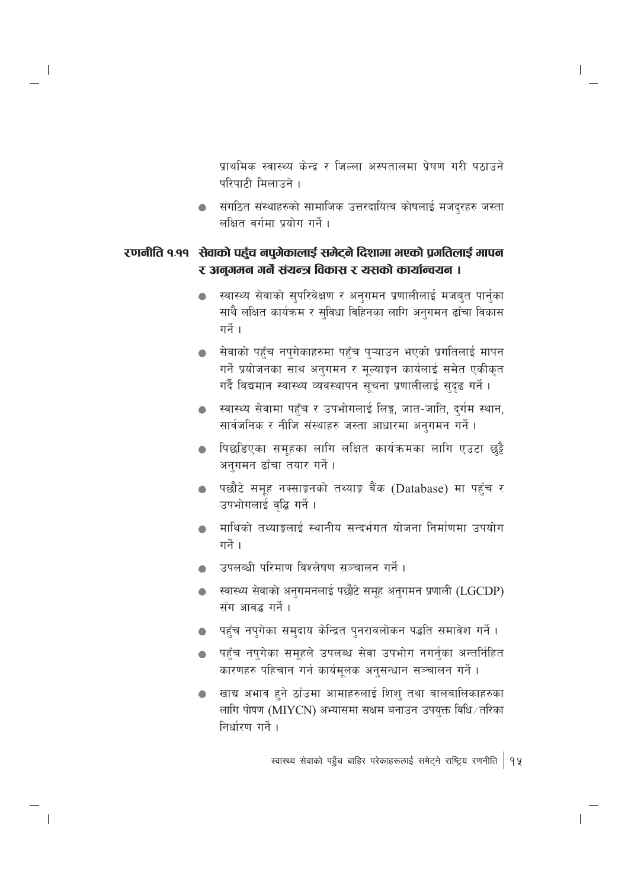प्राथमिक स्वास्थ्य केन्द्र र जिल्ला अस्पतालमा प्रेषण गरी पठाउने परिपाटी मिलाउने ।

- संगठित संस्थाहरुको सामाजिक उत्तरदायित्व कोषलाई मजदुरहरु जस्ता लक्षित वर्गमा प्रयोग गर्ने ।

### रणनीति १.११ सेवाको पहुँच नपुगेकालाई समेट्ने दिशामा भएको प्रगतिलाई मापन र अनुगमन गर्ने संयन्त्र विकास र यसको कार्यान्वयन ।

- स्वास्थ्य सेवाको सुपरिवेक्षण र अनुगमन प्रणालीलाई मजबुत पार्नुका साथै लक्षित कार्यक्रम र सुविधा विहिनका लागि अनुगमन ढाँचा विकास गर्ने ।
- सेवाको पहुँच नपुगेकाहरुमा पहुँच पुऱ्याउन भएको प्रगतिलाई मापन गर्ने प्रयोजनका साथ अनुगमन र मूल्याङ्कन कार्यलाई समेत एकीकृत गर्दै विद्यमान स्वास्थ्य व्यवस्थापन सूचना प्रणालीलाई सुदृढ गर्ने ।
- स्वास्थ्य सेवामा पहुँच र उपभोगलाई लिङ्ग, जात-जाति, दुर्गम स्थान, सार्वजनिक र नीजि संस्थाहरु जस्ता आधारमा अनुगमन गर्ने ।
- पिछडिएका समूहका लागि लक्षित कार्यक्रमका लागि एउटा छुट्टै अनुगमन ढाँचा तयार गर्ने ।
- पछौटे समूह नक्साङ्कनको तथ्याङ्क बैंक (Database) मा पहुँच र उपभोगलाई वृद्धि गर्ने ।
- माथिको तथ्याङ्कलाई स्थानीय सन्दर्भगत योजना निर्माणमा उपयोग गर्ने ।
- उपलब्धी परिमाण विश्लेषण सञ्चालन गर्ने ।
- स्वास्थ्य सेवाको अनुगमनलाई पछौटे समूह अनुगमन प्रणाली (LGCDP) सँग आवद्ध गर्ने ।
- पहुँच नपुगेका समुदाय केन्द्रित पुनरावलोकन पद्धति समावेश गर्ने ।
- पहुँच नपुगेका समूहले उपलब्ध सेवा उपभोग नगर्नुका अन्तर्निहित कारणहरु पहिचान गर्न कार्यमूलक अनुसन्धान सञ्चालन गर्ने ।
- खाद्य अभाव हुने ठाँउमा आमाहरुलाई शिशु तथा बालबालिकाहरुका लागि पोषण (MIYCN) अभ्यासमा सक्षम बनाउन उपयुक्त विधि/तरिका निर्धारण गर्ने ।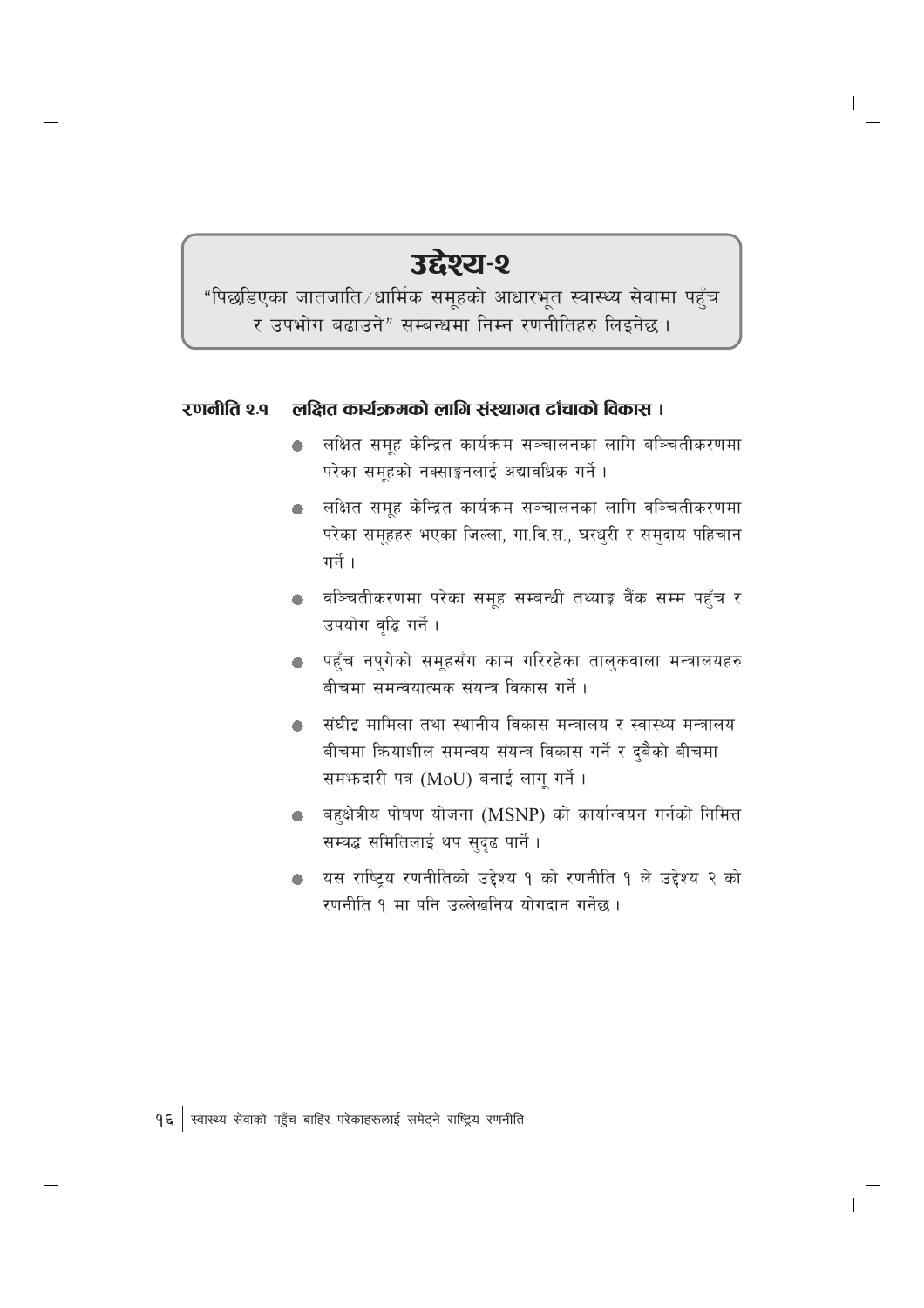## उद्देश्य-२

"पिछडिएका जातजाति/धार्मिक समूहको आधारभूत स्वास्थ्य सेवामा पहुँच र उपभोग बढाउने" सम्बन्धमा निम्न रणनीतिहरु लिइनेछ ।

### रणनीति २.१ लक्षित कार्यक्रमको लागि संस्थागत ढाँचाको विकास ।

- लक्षित समूह केन्द्रित कार्यक्रम सञ्चालनका लागि बञ्चितीकरणमा परेका समूहको नक्साङ्कनलाई अद्यावधिक गर्ने ।
- लक्षित समूह केन्द्रित कार्यक्रम सञ्चालनका लागि वञ्चितीकरणमा परेका समूहहरु भएका जिल्ला, गा.वि.स., घरधुरी र समुदाय पहिचान गर्ने ।
- वञ्चितीकरणमा परेका समूह सम्बन्धी तथ्याङ्क बैंक सम्म पहुँच र उपयोग वृद्धि गर्ने ।
- पहुँच नपुगेको समूहसँग काम गरिरहेका तालुकवाला मन्त्रालयहरु बीचमा समन्वयात्मक संयन्त्र विकास गर्ने ।
- संघीइ मामिला तथा स्थानीय विकास मन्त्रालय र स्वास्थ्य मन्त्रालय बीचमा क्रियाशील समन्वय संयन्त्र विकास गर्ने र दुबैको बीचमा समझदारी पत्र (MoU) बनाई लागू गर्ने ।
- बहुक्षेत्रीय पोषण योजना (MSNP) को कार्यान्वयन गर्नको निमित्त सम्वद्ध समितिलाई थप सुदृढ पार्ने ।
- यस राष्ट्रिय रणनीतिको उद्देश्य १ को रणनीति १ ले उद्देश्य २ को रणनीति १ मा पनि उल्लेखनिय योगदान गर्नेछ ।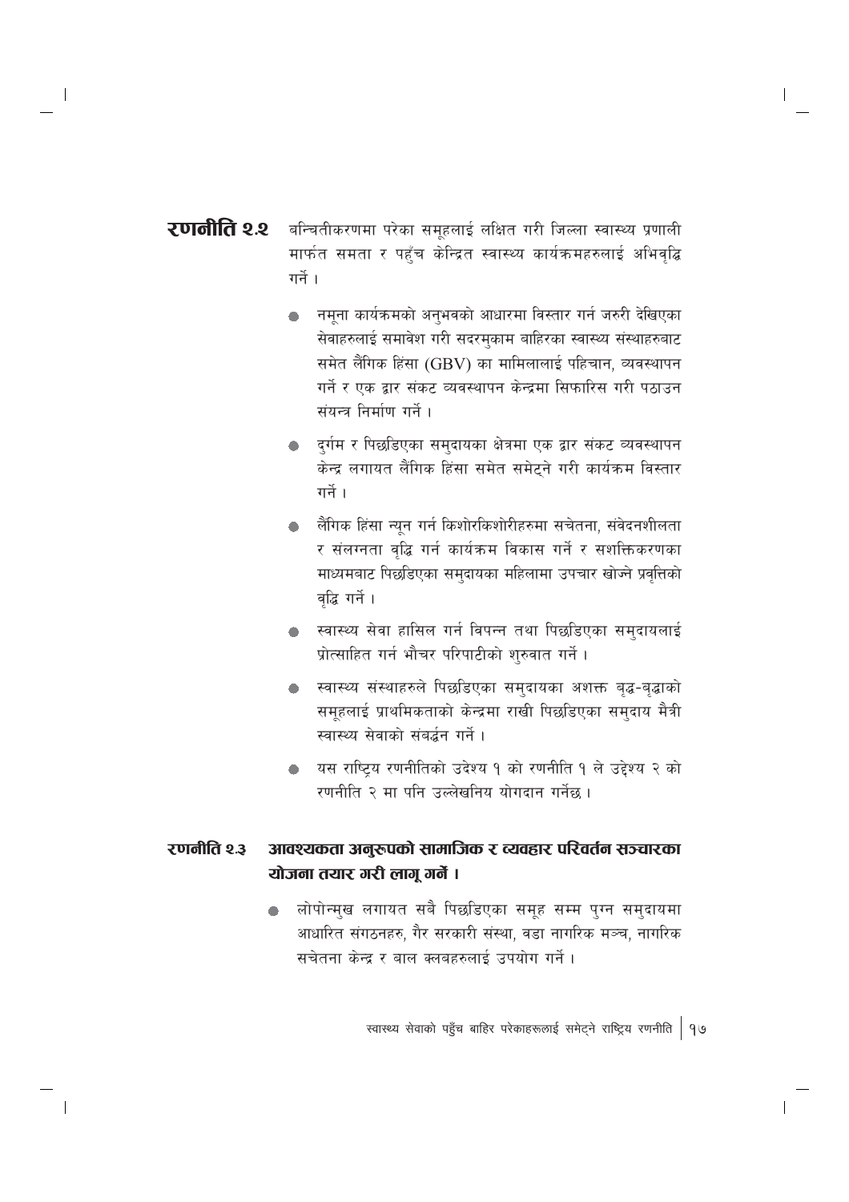**रणनीति २.२** बन्चितीकरणमा परेका समूहलाई लक्षित गरी जिल्ला स्वास्थ्य प्रणाली मार्फत समता र पहुँच केन्द्रित स्वास्थ्य कार्यक्रमहरुलाई अभिवृद्धि गर्ने ।

- नमूना कार्यक्रमको अनुभवको आधारमा विस्तार गर्न जरुरी देखिएका सेवाहरुलाई समावेश गरी सदरमुकाम बाहिरका स्वास्थ्य संस्थाहरुबाट समेत लैंगिक हिंसा (GBV) का मामिलालाई पहिचान, व्यवस्थापन गर्ने र एक द्वार संकट व्यवस्थापन केन्द्रमा सिफारिस गरी पठाउन संयन्त्र निर्माण गर्ने ।
- दुर्गम र पिछडिएका समुदायका क्षेत्रमा एक द्वार संकट व्यवस्थापन केन्द्र लगायत लैंगिक हिंसा समेत समेट्ने गरी कार्यक्रम विस्तार गर्ने ।
- लैंगिक हिंसा न्यून गर्न किशोरकिशोरीहरुमा सचेतना, संवेदनशीलता र संलग्नता वृद्धि गर्न कार्यक्रम विकास गर्ने र सशक्तिकरणका माध्यमबाट पिछडिएका समुदायका महिलामा उपचार खोज्ने प्रवृत्तिको वृद्धि गर्ने ।
- स्वास्थ्य सेवा हासिल गर्न विपन्न तथा पिछडिएका समुदायलाई प्रोत्साहित गर्न भौचर परिपाटीको शुरुवात गर्ने ।
- स्वास्थ्य संस्थाहरुले पिछडिएका समुदायका अशक्त बृद्ध-बृद्धाको समूहलाई प्राथमिकताको केन्द्रमा राखी पिछडिएका समुदाय मैत्री स्वास्थ्य सेवाको संबर्द्धन गर्ने ।
- यस राष्ट्रिय रणनीतिको उदेश्य १ को रणनीति १ ले उद्देश्य २ को रणनीति २ मा पनि उल्लेखनिय योगदान गर्नेछ ।

**रणनीति २.३** **आवश्यकता अनुरुपको सामाजिक र व्यवहार परिवर्तन सञ्चारका योजना तयार गरी लागू गर्ने ।**

- लोपोन्मुख लगायत सबै पिछडिएका समूह सम्म पुग्न समुदायमा आधारित संगठनहरु, गैर सरकारी संस्था, वडा नागरिक मञ्च, नागरिक सचेतना केन्द्र र बाल क्लबहरुलाई उपयोग गर्ने ।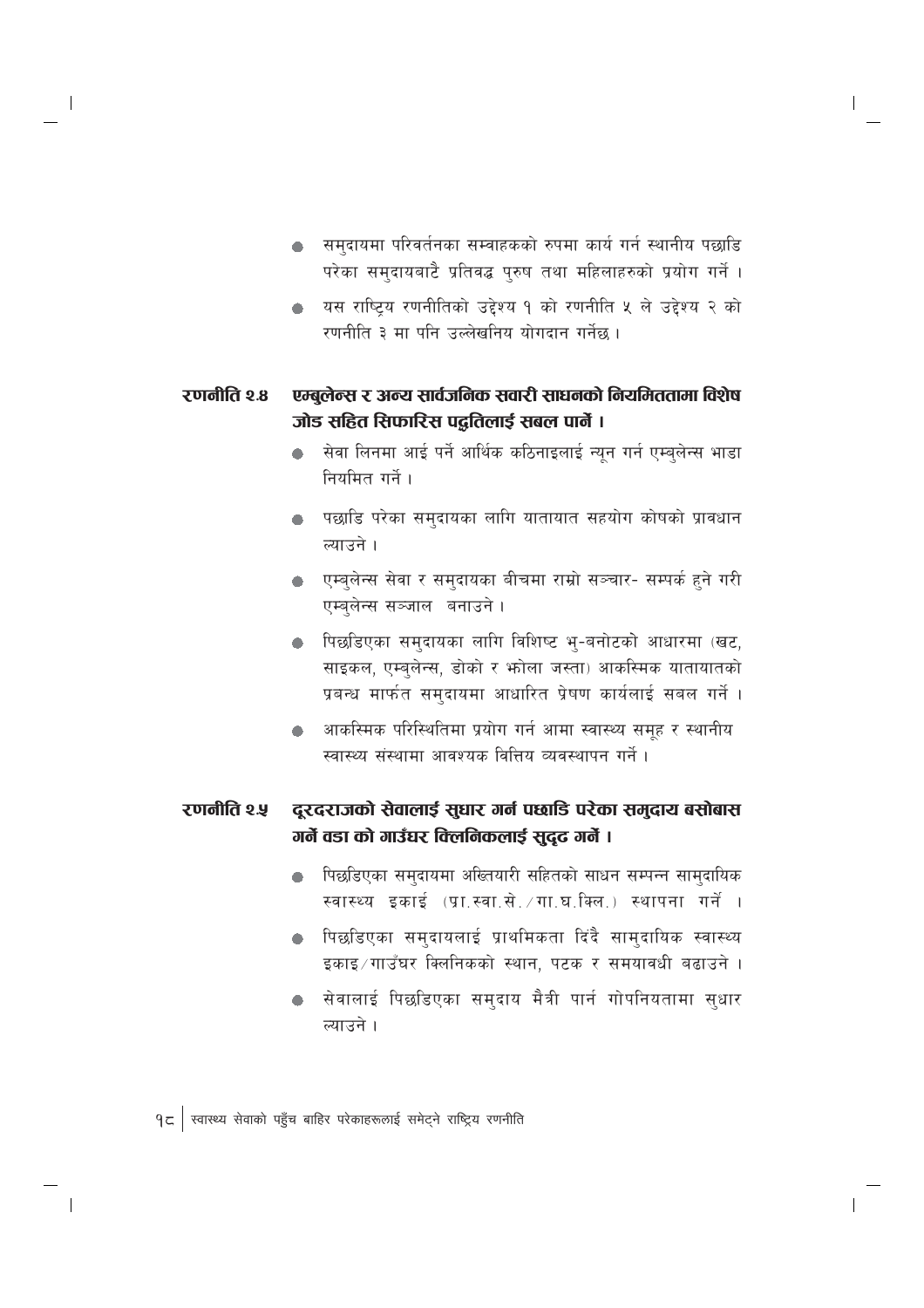- समुदायमा परिवर्तनका सम्वाहकको रुपमा कार्य गर्न स्थानीय पछाडि परेका समुदायबाटै प्रतिवद्ध पुरुष तथा महिलाहरुको प्रयोग गर्ने ।
- यस राष्ट्रिय रणनीतिको उद्देश्य १ को रणनीति ५ ले उद्देश्य २ को रणनीति ३ मा पनि उल्लेखनिय योगदान गर्नेछ ।

### रणनीति २.४ एम्बुलेन्स र अन्य सार्वजनिक सवारी साधनको नियमिततामा विशेष जोड सहित सिफारिस पद्धतिलाई सबल पार्ने ।

- सेवा लिनमा आई पर्ने आर्थिक कठिनाइलाई न्यून गर्न एम्बुलेन्स भाडा नियमित गर्ने ।
- पछाडि परेका समुदायका लागि यातायात सहयोग कोषको प्रावधान ल्याउने ।
- एम्बुलेन्स सेवा र समुदायका बीचमा राम्रो सञ्चार- सम्पर्क हुने गरी एम्बुलेन्स सञ्जाल बनाउने ।
- पिछडिएका समुदायका लागि विशिष्ट भु-बनोटको आधारमा (खट, साइकल, एम्बुलेन्स, डोको र झोला जस्ता) आकस्मिक यातायातको प्रबन्ध मार्फत समुदायमा आधारित प्रेषण कार्यलाई सबल गर्ने ।
- आकस्मिक परिस्थितिमा प्रयोग गर्न आमा स्वास्थ्य समूह र स्थानीय स्वास्थ्य संस्थामा आवश्यक वित्तिय व्यवस्थापन गर्ने ।

### रणनीति २.५ दूरदराजको सेवालाई सुधार गर्न पछाडि परेका समुदाय बसोबास गर्ने वडा को गाउँघर क्लिनिकलाई सुदृढ गर्ने ।

- पिछडिएका समुदायमा अख्तियारी सहितको साधन सम्पन्न सामुदायिक स्वास्थ्य इकाई (प्रा.स्वा.से./गा.घ.क्लि.) स्थापना गर्ने ।
- पिछडिएका समुदायलाई प्राथमिकता दिंदै सामुदायिक स्वास्थ्य इकाइ/गाउँघर क्लिनिकको स्थान, पटक र समयावधी बढाउने ।
- सेवालाई पिछडिएका समुदाय मैत्री पार्न गोपनियतामा सुधार ल्याउने ।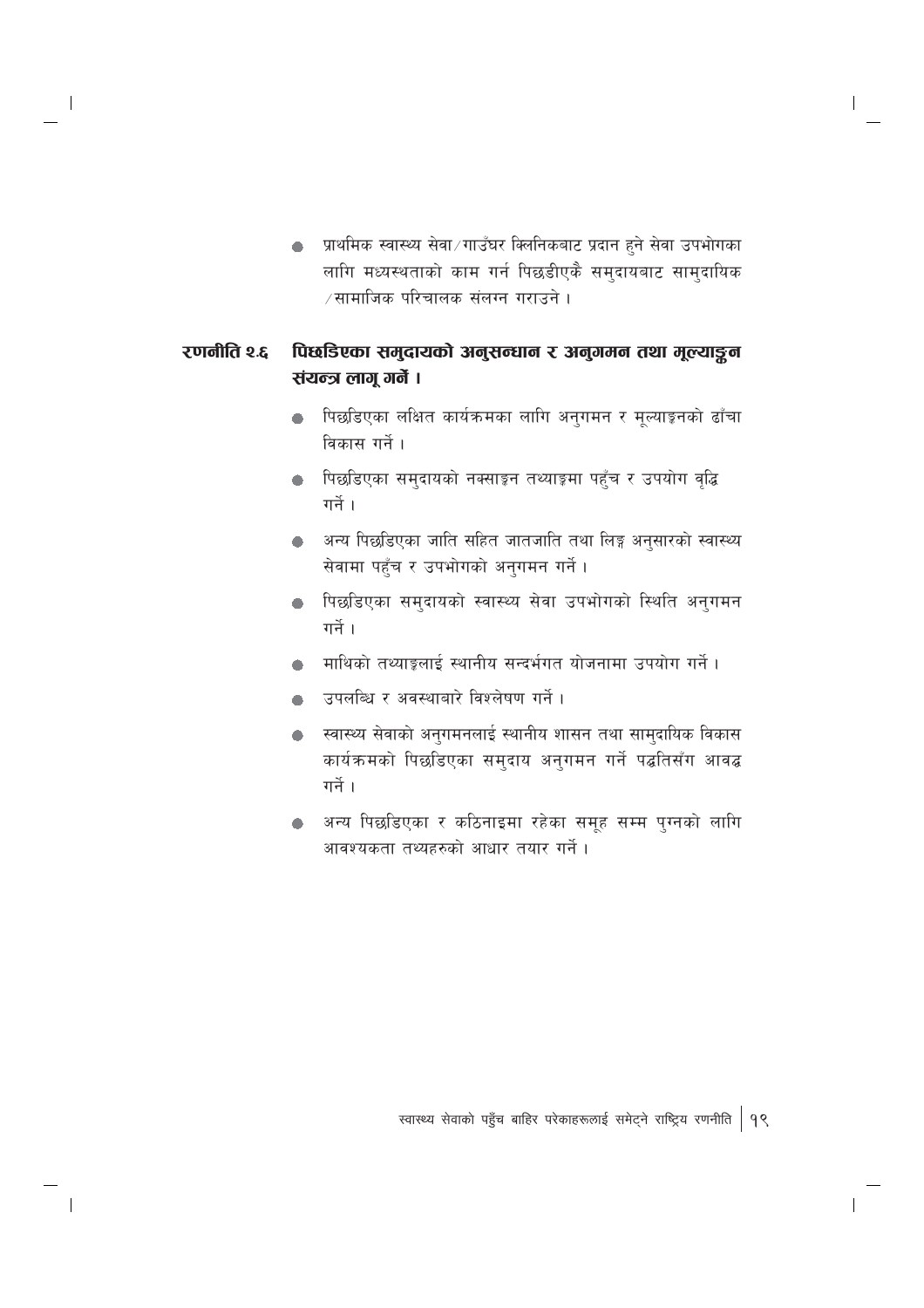- प्राथमिक स्वास्थ्य सेवा/गाउँघर क्लिनिकबाट प्रदान हुने सेवा उपभोगका लागि मध्यस्थताको काम गर्न पिछडीएकै समुदायबाट सामुदायिक/सामाजिक परिचालक संलग्न गराउने ।

### रणनीति २.६ पिछडिएका समुदायको अनुसन्धान र अनुगमन तथा मूल्याङ्कन संयन्त्र लागू गर्ने ।

- पिछडिएका लक्षित कार्यक्रमका लागि अनुगमन र मूल्याङ्कनको ढाँचा विकास गर्ने ।
- पिछडिएका समुदायको नक्साङ्कन तथ्याङ्कमा पहुँच र उपयोग वृद्धि गर्ने ।
- अन्य पिछडिएका जाति सहित जातजाति तथा लिङ्ग अनुसारको स्वास्थ्य सेवामा पहुँच र उपभोगको अनुगमन गर्ने ।
- पिछडिएका समुदायको स्वास्थ्य सेवा उपभोगको स्थिति अनुगमन गर्ने ।
- माथिको तथ्याङ्कलाई स्थानीय सन्दर्भगत योजनामा उपयोग गर्ने ।
- उपलब्धि र अवस्थाबारे विश्लेषण गर्ने ।
- स्वास्थ्य सेवाको अनुगमनलाई स्थानीय शासन तथा सामुदायिक विकास कार्यक्रमको पिछडिएका समुदाय अनुगमन गर्ने पद्धतिसँग आवद्ध गर्ने ।
- अन्य पिछडिएका र कठिनाइमा रहेका समूह सम्म पुग्नको लागि आवश्यकता तथ्यहरुको आधार तयार गर्ने ।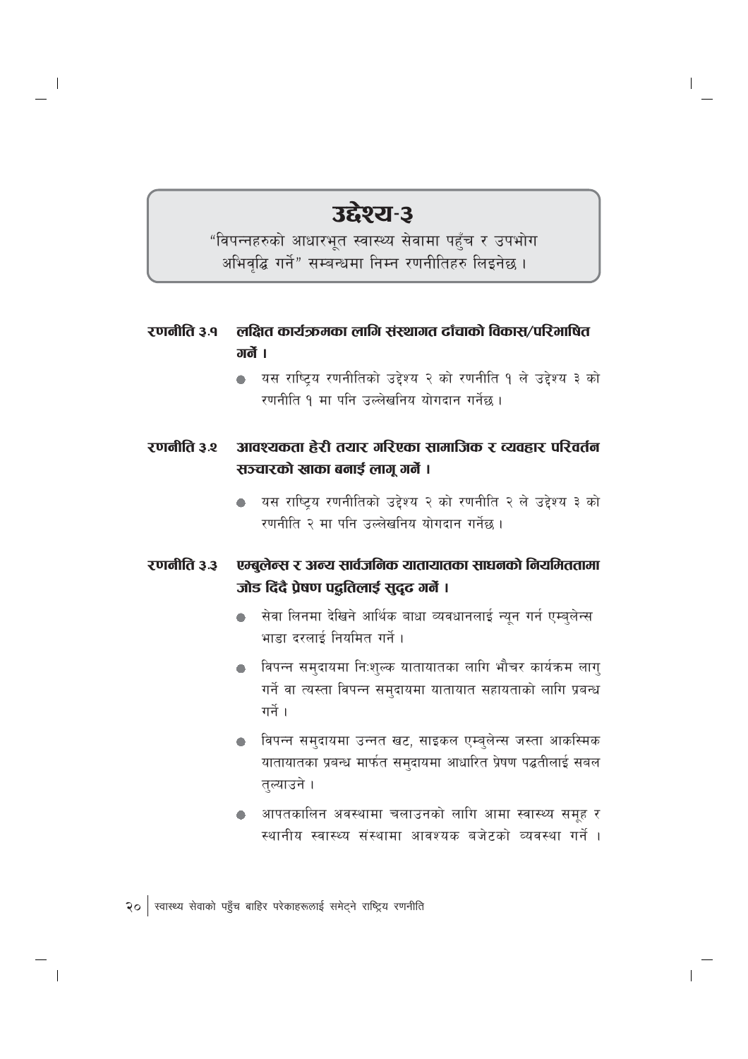# उद्देश्य-३

"विपन्नहरुको आधारभूत स्वास्थ्य सेवामा पहुँच र उपभोग अभिवृद्धि गर्ने" सम्बन्धमा निम्न रणनीतिहरु लिइनेछ ।

## रणनीति ३.१ लक्षित कार्यक्रमका लागि संस्थागत ढाँचाको विकास/परिभाषित गर्ने ।

- यस राष्ट्रिय रणनीतिको उद्देश्य २ को रणनीति १ ले उद्देश्य ३ को रणनीति १ मा पनि उल्लेखनिय योगदान गर्नेछ ।

## रणनीति ३.२ आवश्यकता हेरी तयार गरिएका सामाजिक र व्यवहार परिवर्तन सञ्चारको खाका बनाई लागू गर्ने ।

- यस राष्ट्रिय रणनीतिको उद्देश्य २ को रणनीति २ ले उद्देश्य ३ को रणनीति २ मा पनि उल्लेखनिय योगदान गर्नेछ ।

## रणनीति ३.३ एम्बुलेन्स र अन्य सार्वजनिक यातायातका साधनको नियमिततामा जोड दिँदै प्रेषण पद्धतिलाई सुदृढ गर्ने ।

- सेवा लिनमा देखिने आर्थिक बाधा व्यवधानलाई न्यून गर्न एम्बुलेन्स भाडा दरलाई नियमित गर्ने ।
- विपन्न समुदायमा निःशुल्क यातायातका लागि भौचर कार्यक्रम लागु गर्ने वा त्यस्ता विपन्न समुदायमा यातायात सहायताको लागि प्रबन्ध गर्ने ।
- विपन्न समुदायमा उन्नत खट, साइकल एम्बुलेन्स जस्ता आकस्मिक यातायातका प्रबन्ध मार्फत समुदायमा आधारित प्रेषण पद्धतीलाई सबल तुल्याउने ।
- आपतकालिन अवस्थामा चलाउनको लागि आमा स्वास्थ्य समूह र स्थानीय स्वास्थ्य संस्थामा आवश्यक बजेटको व्यवस्था गर्ने ।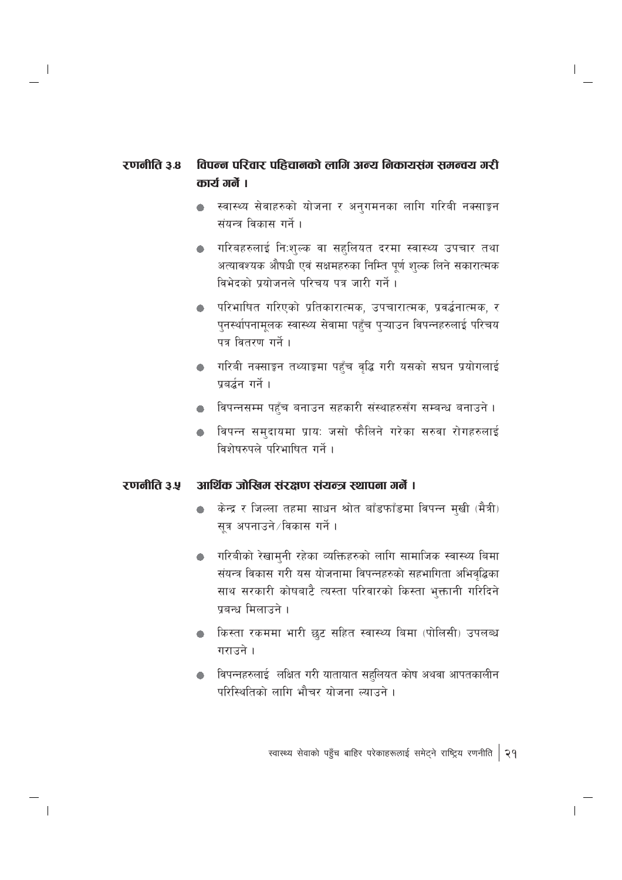### रणनीति ३.४ विपन्न परिवार पहिचानको लागि अन्य निकायसंग समन्वय गरी कार्य गर्ने ।

- स्वास्थ्य सेवाहरुको योजना र अनुगमनका लागि गरिबी नक्साङ्कन संयन्त्र विकास गर्ने ।
- गरिबहरुलाई निःशुल्क वा सहुलियत दरमा स्वास्थ्य उपचार तथा अत्यावश्यक औषधी एवं सक्षमहरुका निम्ति पूर्ण शुल्क लिने सकारात्मक विभेदको प्रयोजनले परिचय पत्र जारी गर्ने ।
- परिभाषित गरिएको प्रतिकारात्मक, उपचारात्मक, प्रवर्द्धनात्मक, र पुनर्स्थापनामूलक स्वास्थ्य सेवामा पहुँच पुऱ्याउन विपन्नहरुलाई परिचय पत्र वितरण गर्ने ।
- गरिबी नक्साङ्कन तथ्याङ्कमा पहुँच वृद्धि गरी यसको सघन प्रयोगलाई प्रवर्द्धन गर्ने ।
- विपन्नसम्म पहुँच बनाउन सहकारी संस्थाहरुसँग सम्बन्ध बनाउने ।
- विपन्न समुदायमा प्रायः जसो फैलिने गरेका सरुवा रोगहरुलाई विशेषरुपले परिभाषित गर्ने ।

### रणनीति ३.५ आर्थिक जोखिम संरक्षण संयन्त्र स्थापना गर्ने ।

- केन्द्र र जिल्ला तहमा साधन श्रोत बाँडफाँडमा विपन्न मुखी (मैत्री) सूत्र अपनाउने/विकास गर्ने ।
- गरिबीको रेखामुनी रहेका व्यक्तिहरुको लागि सामाजिक स्वास्थ्य बिमा संयन्त्र विकास गरी यस योजनामा विपन्नहरुको सहभागिता अभिवृद्धिका साथ सरकारी कोषबाटै त्यस्ता परिवारको किस्ता भुक्तानी गरिदिने प्रबन्ध मिलाउने ।
- किस्ता रकममा भारी छुट सहित स्वास्थ्य बिमा (पोलिसी) उपलब्ध गराउने ।
- विपन्नहरुलाई लक्षित गरी यातायात सहुलियत कोष अथवा आपतकालीन परिस्थितिको लागि भौचर योजना ल्याउने ।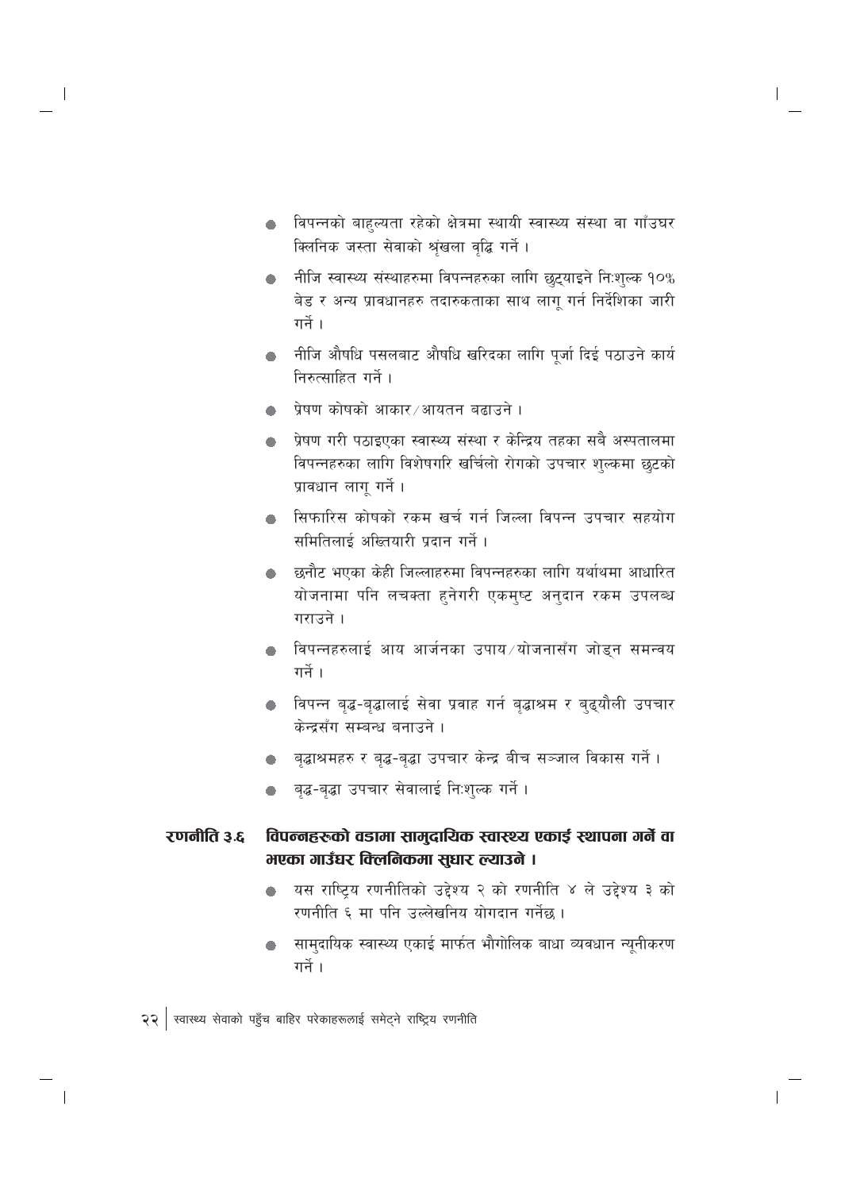- विपन्नको बाहुल्यता रहेको क्षेत्रमा स्थायी स्वास्थ्य संस्था वा गाँउघर क्लिनिक जस्ता सेवाको श्रृंखला वृद्धि गर्ने ।
- नीजि स्वास्थ्य संस्थाहरुमा विपन्नहरुका लागि छुट्याइने निःशुल्क १०% बेड र अन्य प्रावधानहरु तदारुकताका साथ लागू गर्न निर्देशिका जारी गर्ने ।
- नीजि औषधि पसलबाट औषधि खरिदका लागि पूर्जा दिई पठाउने कार्य निरुत्साहित गर्ने ।
- प्रेषण कोषको आकार/आयतन बढाउने ।
- प्रेषण गरी पठाइएका स्वास्थ्य संस्था र केन्द्रिय तहका सबै अस्पतालमा विपन्नहरुका लागि विशेषगरि खर्चिलो रोगको उपचार शुल्कमा छुटको प्रावधान लागू गर्ने ।
- सिफारिस कोषको रकम खर्च गर्न जिल्ला विपन्न उपचार सहयोग समितिलाई अख्तियारी प्रदान गर्ने ।
- छनौट भएका केही जिल्लाहरुमा विपन्नहरुका लागि यर्थाथमा आधारित योजनामा पनि लचक्ता हुनेगरी एकमुष्ट अनुदान रकम उपलब्ध गराउने ।
- विपन्नहरुलाई आय आर्जनका उपाय/योजनासँग जोड्न समन्वय गर्ने ।
- विपन्न बृद्ध-बृद्धालाई सेवा प्रवाह गर्न बृद्धाश्रम र बुढ्यौली उपचार केन्द्रसँग सम्बन्ध बनाउने ।
- बृद्धाश्रमहरु र बृद्ध-बृद्धा उपचार केन्द्र बीच सञ्जाल विकास गर्ने ।
- बृद्ध-बृद्धा उपचार सेवालाई निःशुल्क गर्ने ।

### रणनीति ३.६ विपन्नहरूको वडामा सामुदायिक स्वास्थ्य एकाई स्थापना गर्ने वा भएका गाउँघर क्लिनिकमा सुधार ल्याउने ।

- यस राष्ट्रिय रणनीतिको उद्देश्य २ को रणनीति ४ ले उद्देश्य ३ को रणनीति ६ मा पनि उल्लेखनिय योगदान गर्नेछ ।
- सामुदायिक स्वास्थ्य एकाई मार्फत भौगोलिक बाधा व्यवधान न्यूनीकरण गर्ने ।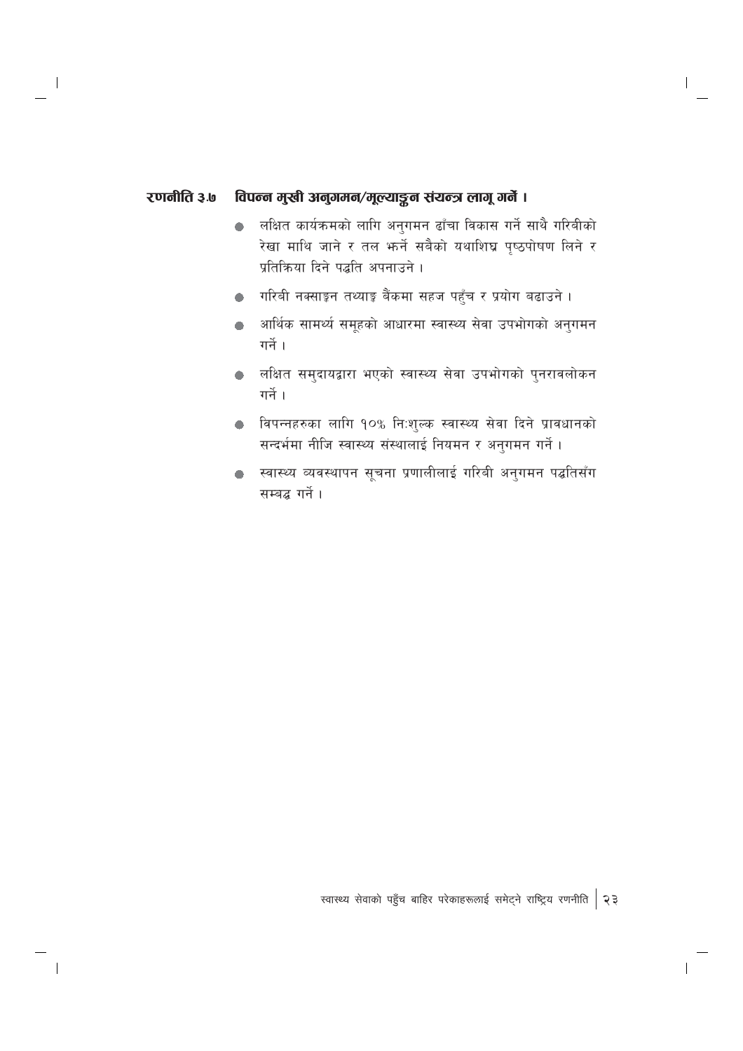### रणनीति ३.७ विपन्न मुखी अनुगमन/मूल्याङ्कन संयन्त्र लागू गर्ने ।

- लक्षित कार्यक्रमको लागि अनुगमन ढाँचा विकास गर्ने साथै गरिबीको रेखा माथि जाने र तल झर्ने सबैको यथाशिघ्र पृष्ठपोषण लिने र प्रतिक्रिया दिने पद्धति अपनाउने ।
- गरिबी नक्साङ्कन तथ्याङ्क बैंकमा सहज पहुँच र प्रयोग बढाउने ।
- आर्थिक सामर्थ्य समूहको आधारमा स्वास्थ्य सेवा उपभोगको अनुगमन गर्ने ।
- लक्षित समुदायद्वारा भएको स्वास्थ्य सेवा उपभोगको पुनरावलोकन गर्ने ।
- विपन्नहरुका लागि १०% निःशुल्क स्वास्थ्य सेवा दिने प्रावधानको सन्दर्भमा नीजि स्वास्थ्य संस्थालाई नियमन र अनुगमन गर्ने ।
- स्वास्थ्य व्यवस्थापन सूचना प्रणालीलाई गरिबी अनुगमन पद्धतिसँग सम्बद्ध गर्ने ।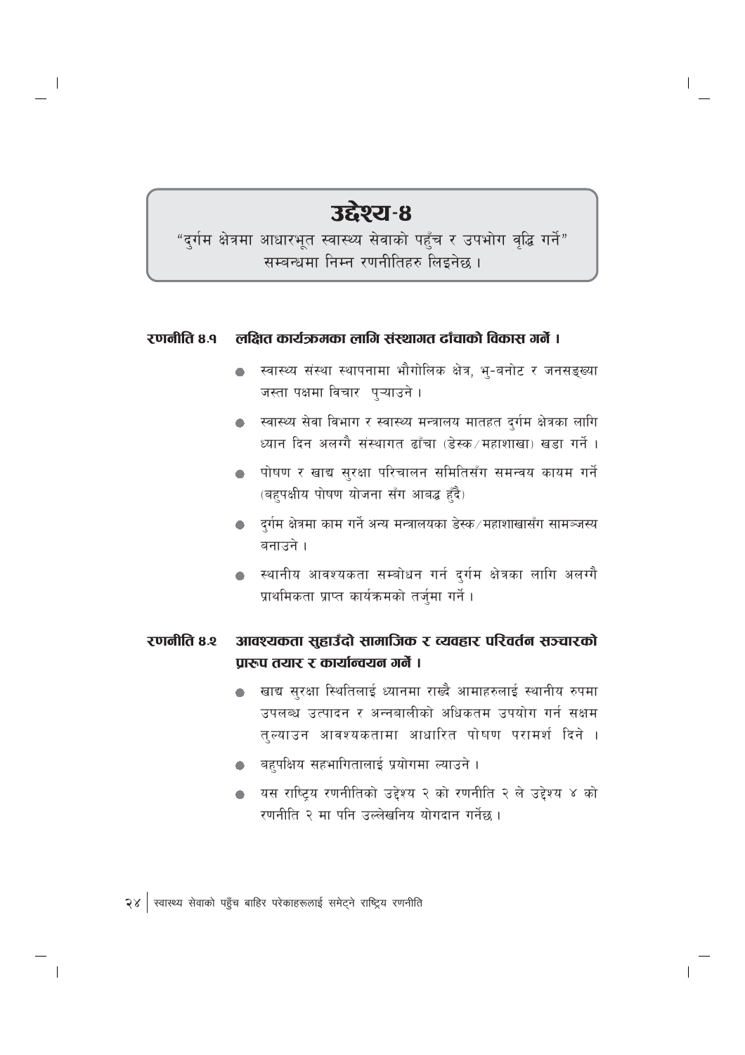# उद्देश्य-४

"दुर्गम क्षेत्रमा आधारभूत स्वास्थ्य सेवाको पहुँच र उपभोग वृद्धि गर्ने" सम्बन्धमा निम्न रणनीतिहरु लिइनेछ ।

## रणनीति ४.१ लक्षित कार्यक्रमका लागि संस्थागत ढाँचाको विकास गर्ने ।

- स्वास्थ्य संस्था स्थापनामा भौगोलिक क्षेत्र, भु-बनोट र जनसङ्ख्या जस्ता पक्षमा विचार पुऱ्याउने ।
- स्वास्थ्य सेवा विभाग र स्वास्थ्य मन्त्रालय मातहत दुर्गम क्षेत्रका लागि ध्यान दिन अलग्गै संस्थागत ढाँचा (डेस्क/महाशाखा) खडा गर्ने ।
- पोषण र खाद्य सुरक्षा परिचालन समितिसँग समन्वय कायम गर्ने (बहुपक्षीय पोषण योजना सँग आबद्ध हुँदै)
- दुर्गम क्षेत्रमा काम गर्ने अन्य मन्त्रालयका डेस्क/महाशाखासँग सामञ्जस्य बनाउने ।
- स्थानीय आवश्यकता सम्बोधन गर्न दुर्गम क्षेत्रका लागि अलग्गै प्राथमिकता प्राप्त कार्यक्रमको तर्जुमा गर्ने ।

## रणनीति ४.२ आवश्यकता सुहाउँदो सामाजिक र व्यवहार परिवर्तन सञ्चारको प्रारुप तयार र कार्यान्वयन गर्ने ।

- खाद्य सुरक्षा स्थितिलाई ध्यानमा राख्दै आमाहरुलाई स्थानीय रुपमा उपलब्ध उत्पादन र अन्नबालीको अधिकतम उपयोग गर्न सक्षम तुल्याउन आवश्यकतामा आधारित पोषण परामर्श दिने ।
- बहुपक्षिय सहभागितालाई प्रयोगमा ल्याउने ।
- यस राष्ट्रिय रणनीतिको उद्देश्य २ को रणनीति २ ले उद्देश्य ४ को रणनीति २ मा पनि उल्लेखनिय योगदान गर्नेछ ।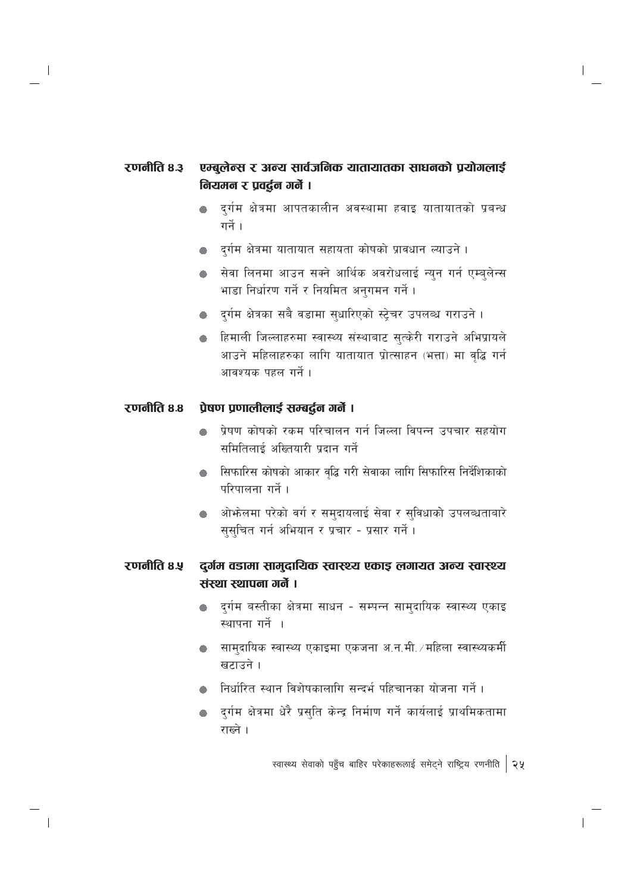### रणनीति ४.३ एम्बुलेन्स र अन्य सार्वजनिक यातायातका साधनको प्रयोगलाई नियमन र प्रवर्द्धन गर्ने ।

- दुर्गम क्षेत्रमा आपतकालीन अवस्थामा हवाइ यातायातको प्रबन्ध गर्ने ।
- दुर्गम क्षेत्रमा यातायात सहायता कोषको प्रावधान ल्याउने ।
- सेवा लिनमा आउन सक्ने आर्थिक अवरोधलाई न्युन गर्न एम्बुलेन्स भाडा निर्धारण गर्ने र नियमित अनुगमन गर्ने ।
- दुर्गम क्षेत्रका सबै वडामा सुधारिएको स्ट्रेचर उपलब्ध गराउने ।
- हिमाली जिल्लाहरुमा स्वास्थ्य संस्थाबाट सुत्केरी गराउने अभिप्रायले आउने महिलाहरुका लागि यातायात प्रोत्साहन (भत्ता) मा वृद्धि गर्न आवश्यक पहल गर्ने ।

### रणनीति ४.४ प्रेषण प्रणालीलाई सम्बर्द्धन गर्ने ।

- प्रेषण कोषको रकम परिचालन गर्न जिल्ला विपन्न उपचार सहयोग समितिलाई अख्तियारी प्रदान गर्ने
- सिफारिस कोषको आकार वृद्धि गरी सेवाका लागि सिफारिस निर्देशिकाको परिपालना गर्ने ।
- ओझेलमा परेको वर्ग र समुदायलाई सेवा र सुविधाको उपलब्धताबारे सुसुचित गर्न अभियान र प्रचार - प्रसार गर्ने ।

### रणनीति ४.५ दुर्गम वडामा सामुदायिक स्वास्थ्य एकाइ लगायत अन्य स्वास्थ्य संस्था स्थापना गर्ने ।

- दुर्गम बस्तीका क्षेत्रमा साधन - सम्पन्न सामुदायिक स्वास्थ्य एकाइ स्थापना गर्ने ।
- सामुदायिक स्वास्थ्य एकाइमा एकजना अ.न.मी. ⁄ महिला स्वास्थ्यकर्मी खटाउने ।
- निर्धारित स्थान विशेषकालागि सन्दर्भ पहिचानका योजना गर्ने ।
- दुर्गम क्षेत्रमा धेरै प्रसुति केन्द्र निर्माण गर्ने कार्यलाई प्राथमिकतामा राख्ने ।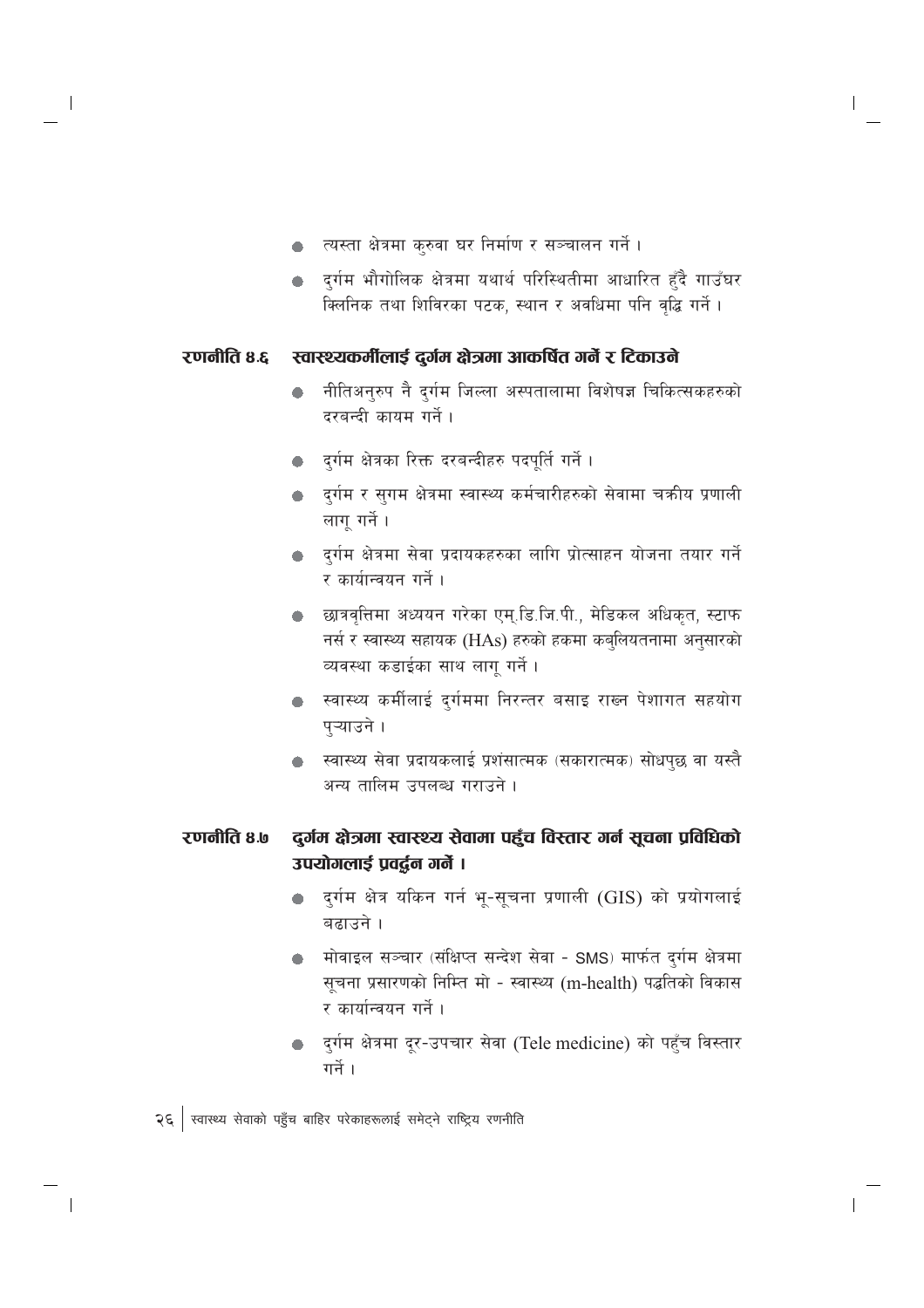- त्यस्ता क्षेत्रमा कुरुवा घर निर्माण र सञ्चालन गर्ने ।
- दुर्गम भौगोलिक क्षेत्रमा यथार्थ परिस्थितीमा आधारित हुँदै गाउँघर क्लिनिक तथा शिविरका पटक, स्थान र अवधिमा पनि वृद्धि गर्ने ।

### रणनीति ४.६ स्वास्थ्यकर्मीलाई दुर्गम क्षेत्रमा आकर्षित गर्ने र टिकाउने

- नीतिअनुरुप नै दुर्गम जिल्ला अस्पतालामा विशेषज्ञ चिकित्सकहरुको दरबन्दी कायम गर्ने ।
- दुर्गम क्षेत्रका रिक्त दरबन्दीहरु पदपूर्ति गर्ने ।
- दुर्गम र सुगम क्षेत्रमा स्वास्थ्य कर्मचारीहरुको सेवामा चक्रीय प्रणाली लागू गर्ने ।
- दुर्गम क्षेत्रमा सेवा प्रदायकहरुका लागि प्रोत्साहन योजना तयार गर्ने र कार्यान्वयन गर्ने ।
- छात्रवृत्तिमा अध्ययन गरेका एम्.डि.जि.पी., मेडिकल अधिकृत, स्टाफ नर्स र स्वास्थ्य सहायक (HAs) हरुको हकमा कबुलियतनामा अनुसारको व्यवस्था कडाईका साथ लागू गर्ने ।
- स्वास्थ्य कर्मीलाई दुर्गममा निरन्तर बसाइ राख्न पेशागत सहयोग पुऱ्याउने ।
- स्वास्थ्य सेवा प्रदायकलाई प्रशंसात्मक (सकारात्मक) सोधपुछ वा यस्तै अन्य तालिम उपलब्ध गराउने ।

### रणनीति ४.७ दुर्गम क्षेत्रमा स्वास्थ्य सेवामा पहुँच विस्तार गर्न सूचना प्रविधिको उपयोगलाई प्रवर्द्धन गर्ने ।

- दुर्गम क्षेत्र यकिन गर्न भू-सूचना प्रणाली (GIS) को प्रयोगलाई बढाउने ।
- मोवाइल सञ्चार (संक्षिप्त सन्देश सेवा - SMS) मार्फत दुर्गम क्षेत्रमा सूचना प्रसारणको निम्ति मो - स्वास्थ्य (m-health) पद्धतिको विकास र कार्यान्वयन गर्ने ।
- दुर्गम क्षेत्रमा दूर-उपचार सेवा (Tele medicine) को पहुँच विस्तार गर्ने ।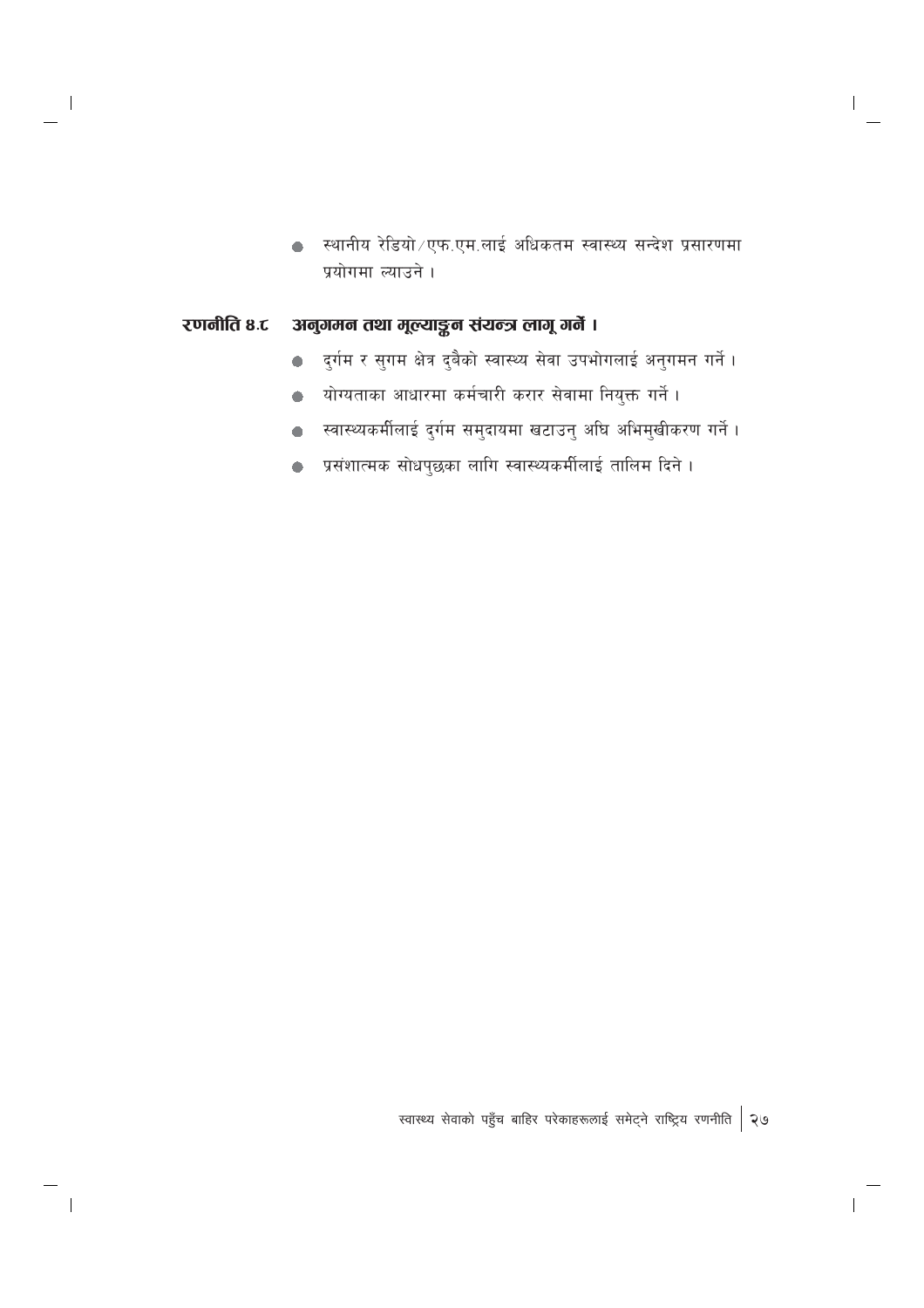- स्थानीय रेडियो/एफ.एम.लाई अधिकतम स्वास्थ्य सन्देश प्रसारणमा प्रयोगमा ल्याउने ।

**रणनीति ४.८ अनुगमन तथा मूल्याङ्कन संयन्त्र लागू गर्ने ।**

- दुर्गम र सुगम क्षेत्र दुवैको स्वास्थ्य सेवा उपभोगलाई अनुगमन गर्ने ।
- योग्यताका आधारमा कर्मचारी करार सेवामा नियुक्त गर्ने ।
- स्वास्थ्यकर्मीलाई दुर्गम समुदायमा खटाउनु अघि अभिमुखीकरण गर्ने ।
- प्रसंशात्मक सोधपुछका लागि स्वास्थ्यकर्मीलाई तालिम दिने ।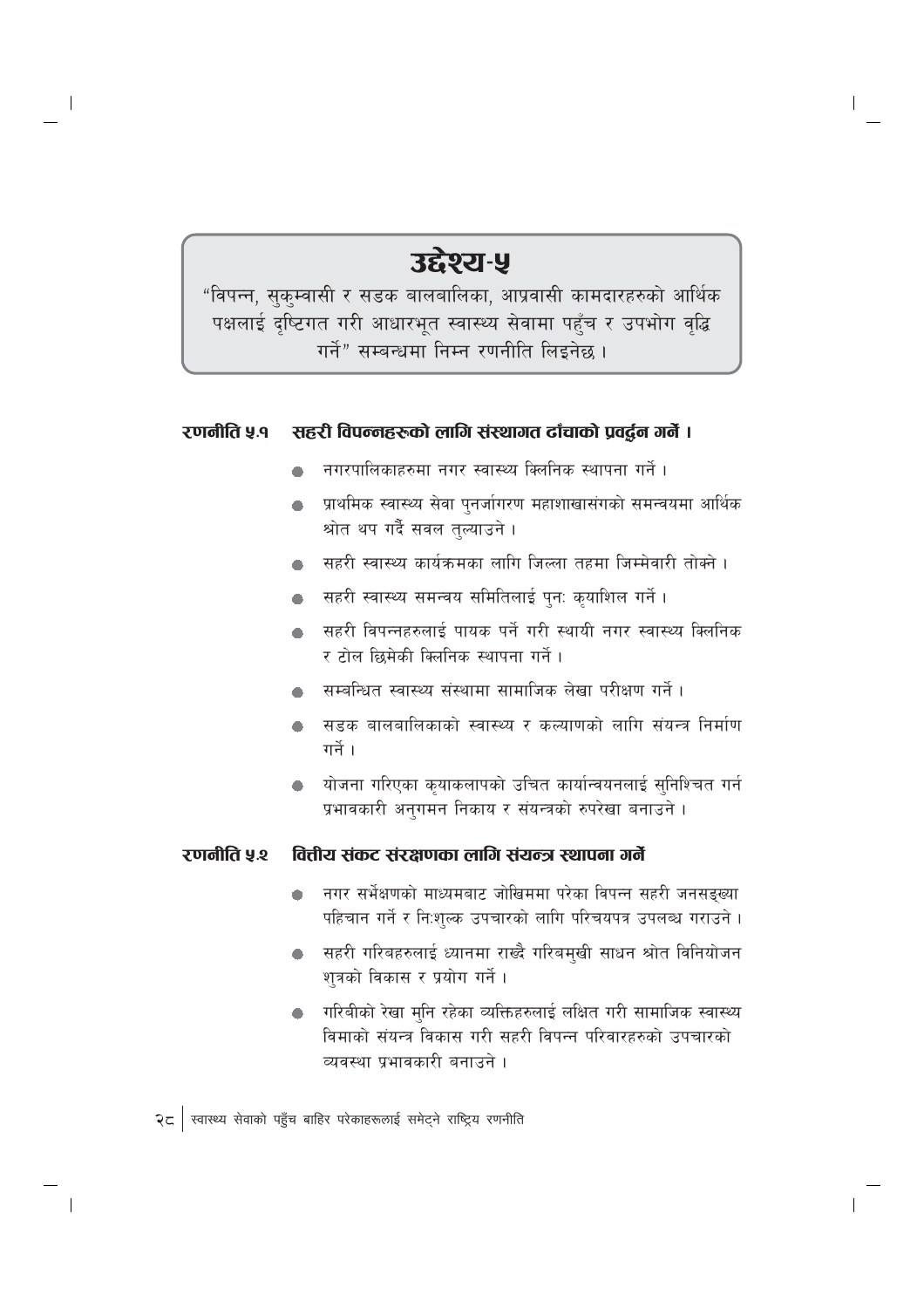# उद्देश्य-५

"विपन्न, सुकुम्वासी र सडक बालबालिका, आप्रवासी कामदारहरुको आर्थिक पक्षलाई दृष्टिगत गरी आधारभूत स्वास्थ्य सेवामा पहुँच र उपभोग वृद्धि गर्ने" सम्बन्धमा निम्न रणनीति लिइनेछ ।

### रणनीति ५.१ सहरी विपन्नहरुको लागि संस्थागत ढाँचाको प्रवर्द्धन गर्ने ।

- नगरपालिकाहरुमा नगर स्वास्थ्य क्लिनिक स्थापना गर्ने ।
- प्राथमिक स्वास्थ्य सेवा पुनर्जागरण महाशाखासंगको समन्वयमा आर्थिक श्रोत थप गर्दै सवल तुल्याउने ।
- सहरी स्वास्थ्य कार्यक्रमका लागि जिल्ला तहमा जिम्मेवारी तोक्ने ।
- सहरी स्वास्थ्य समन्वय समितिलाई पुनः कृयाशिल गर्ने ।
- सहरी विपन्नहरुलाई पायक पर्ने गरी स्थायी नगर स्वास्थ्य क्लिनिक र टोल छिमेकी क्लिनिक स्थापना गर्ने ।
- सम्बन्धित स्वास्थ्य संस्थामा सामाजिक लेखा परीक्षण गर्ने ।
- सडक बालबालिकाको स्वास्थ्य र कल्याणको लागि संयन्त्र निर्माण गर्ने ।
- योजना गरिएका कृयाकलापको उचित कार्यान्वयनलाई सुनिश्चित गर्न प्रभावकारी अनुगमन निकाय र संयन्त्रको रुपरेखा बनाउने ।

### रणनीति ५.२ वित्तीय संकट संरक्षणका लागि संयन्त्र स्थापना गर्ने

- नगर सर्भेक्षणको माध्यमबाट जोखिममा परेका विपन्न सहरी जनसङ्ख्या पहिचान गर्ने र निःशुल्क उपचारको लागि परिचयपत्र उपलब्ध गराउने ।
- सहरी गरिबहरुलाई ध्यानमा राख्दै गरिबमुखी साधन श्रोत विनियोजन शुत्रको विकास र प्रयोग गर्ने ।
- गरिबीको रेखा मुनि रहेका व्यक्तिहरुलाई लक्षित गरी सामाजिक स्वास्थ्य विमाको संयन्त्र विकास गरी सहरी विपन्न परिवारहरुको उपचारको व्यवस्था प्रभावकारी बनाउने ।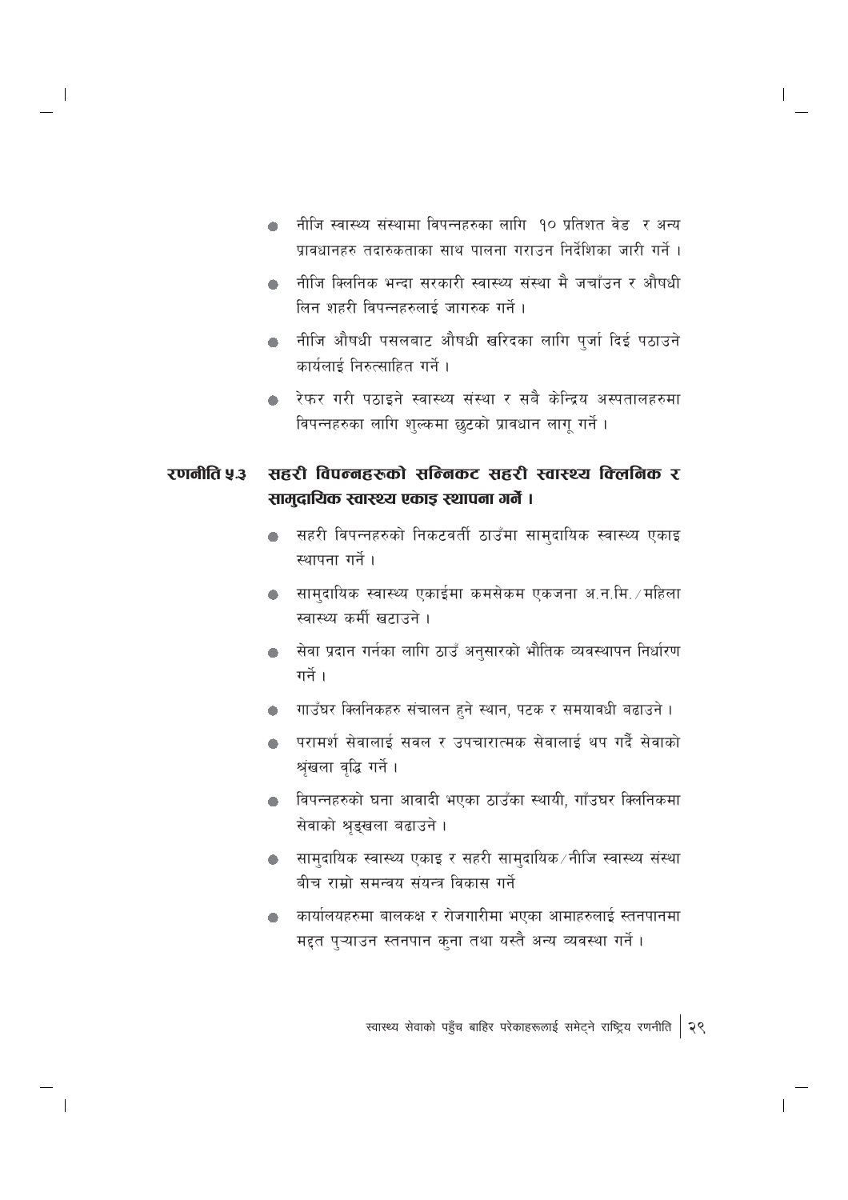- नीजि स्वास्थ्य संस्थामा विपन्नहरुका लागि १० प्रतिशत वेड र अन्य प्रावधानहरु तदारुकताका साथ पालना गराउन निर्देशिका जारी गर्ने ।
- नीजि क्लिनिक भन्दा सरकारी स्वास्थ्य संस्था मै जचाँउन र औषधी लिन शहरी विपन्नहरुलाई जागरुक गर्ने ।
- नीजि औषधी पसलबाट औषधी खरिदका लागि पुर्जा दिई पठाउने कार्यलाई निरुत्साहित गर्ने ।
- रेफर गरी पठाइने स्वास्थ्य संस्था र सबै केन्द्रिय अस्पतालहरुमा विपन्नहरुका लागि शुल्कमा छुटको प्रावधान लागू गर्ने ।

### रणनीति ५.३ सहरी विपन्नहरुको सन्निकट सहरी स्वास्थ्य क्लिनिक र सामुदायिक स्वास्थ्य एकाइ स्थापना गर्ने ।

- सहरी विपन्नहरुको निकटवर्ती ठाउँमा सामुदायिक स्वास्थ्य एकाइ स्थापना गर्ने ।
- सामुदायिक स्वास्थ्य एकाईमा कमसेकम एकजना अ.न.मि. / महिला स्वास्थ्य कर्मी खटाउने ।
- सेवा प्रदान गर्नका लागि ठाउँ अनुसारको भौतिक व्यवस्थापन निर्धारण गर्ने ।
- गाउँघर क्लिनिकहरु संचालन हुने स्थान, पटक र समयावधी बढाउने ।
- परामर्श सेवालाई सवल र उपचारात्मक सेवालाई थप गर्दै सेवाको श्रृंखला वृद्धि गर्ने ।
- विपन्नहरुको घना आवादी भएका ठाउँका स्थायी, गाँउघर क्लिनिकमा सेवाको श्रृङ्खला बढाउने ।
- सामुदायिक स्वास्थ्य एकाइ र सहरी सामुदायिक / नीजि स्वास्थ्य संस्था बीच राम्रो समन्वय संयन्त्र विकास गर्ने
- कार्यालयहरुमा बालकक्ष र रोजगारीमा भएका आमाहरुलाई स्तनपानमा मद्दत पुऱ्याउन स्तनपान कुना तथा यस्तै अन्य व्यवस्था गर्ने ।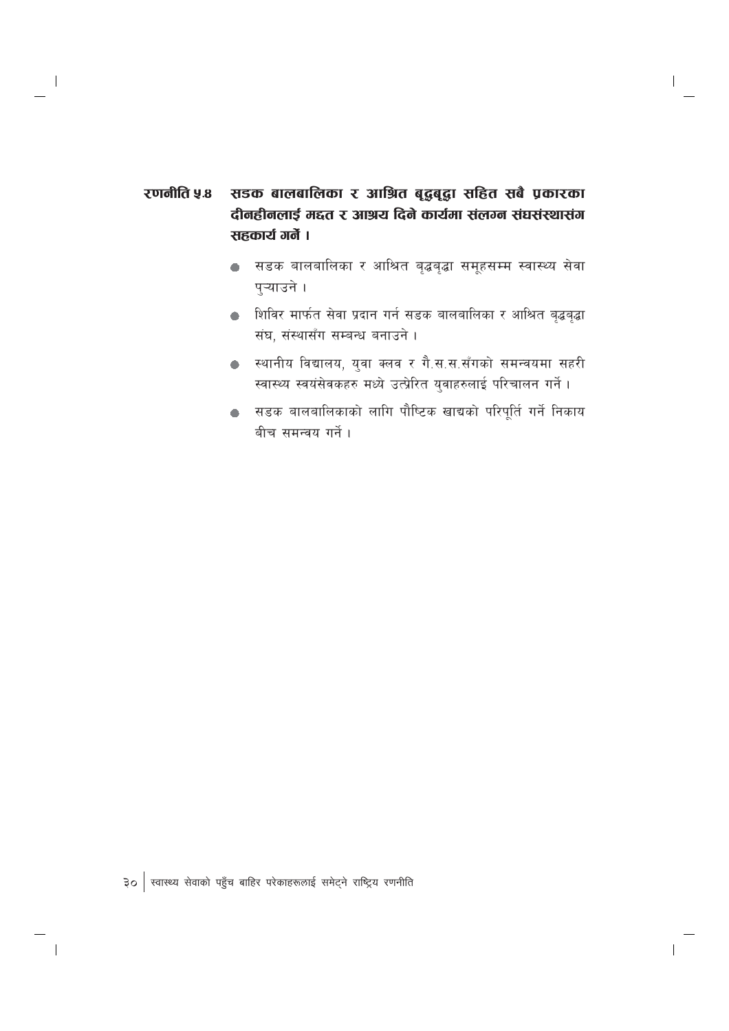**रणनीति ५.४ सडक बालबालिका र आश्रित बृद्धबृद्धा सहित सबै प्रकारका दीनहीनलाई मद्दत र आश्रय दिने कार्यमा संलग्न संघसंस्थासंग सहकार्य गर्ने ।**

- सडक बालबालिका र आश्रित बृद्धबृद्धा समूहसम्म स्वास्थ्य सेवा पुऱ्याउने ।
- शिविर मार्फत सेवा प्रदान गर्न सडक बालबालिका र आश्रित बृद्धबृद्धा संघ, संस्थासँग सम्बन्ध बनाउने ।
- स्थानीय विद्यालय, युवा क्लव र गै.स.स.सँगको समन्वयमा सहरी स्वास्थ्य स्वयंसेवकहरु मध्ये उत्प्रेरित युवाहरुलाई परिचालन गर्ने ।
- सडक बालबालिकाको लागि पौष्टिक खाद्यको परिपूर्ति गर्ने निकाय बीच समन्वय गर्ने ।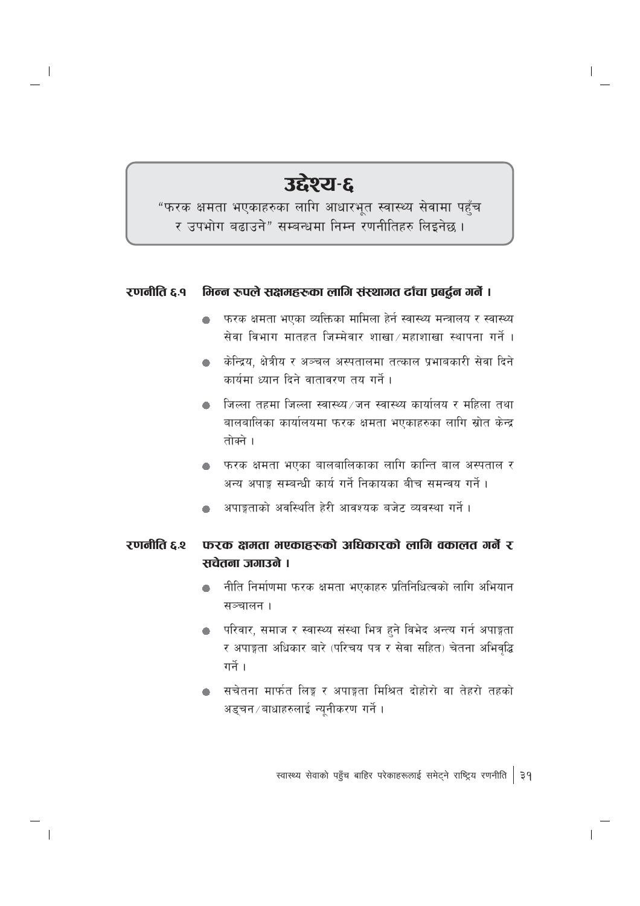# उद्देश्य-६

"फरक क्षमता भएकाहरुका लागि आधारभूत स्वास्थ्य सेवामा पहुँच र उपभोग बढाउने" सम्बन्धमा निम्न रणनीतिहरु लिइनेछ ।

### रणनीति ६.१ भिन्न रूपले सक्षमहरूका लागि संस्थागत ढाँचा प्रबर्द्धन गर्ने ।

- फरक क्षमता भएका व्यक्तिका मामिला हेर्न स्वास्थ्य मन्त्रालय र स्वास्थ्य सेवा विभाग मातहत जिम्मेवार शाखा/महाशाखा स्थापना गर्ने ।
- केन्द्रिय, क्षेत्रीय र अञ्चल अस्पतालमा तत्काल प्रभावकारी सेवा दिने कार्यमा ध्यान दिने वातावरण तय गर्ने ।
- जिल्ला तहमा जिल्ला स्वास्थ्य/जन स्वास्थ्य कार्यालय र महिला तथा बालबालिका कार्यालयमा फरक क्षमता भएकाहरुका लागि स्रोत केन्द्र तोक्ने ।
- फरक क्षमता भएका बालबालिकाका लागि कान्ति बाल अस्पताल र अन्य अपाङ्ग सम्बन्धी कार्य गर्ने निकायका बीच समन्वय गर्ने ।
- अपाङ्गताको अवस्थिति हेरी आवश्यक बजेट व्यवस्था गर्ने ।

### रणनीति ६.२ फरक क्षमता भएकाहरूको अधिकारको लागि वकालत गर्ने र सचेतना जगाउने ।

- नीति निर्माणमा फरक क्षमता भएकाहरु प्रतिनिधित्वको लागि अभियान सञ्चालन ।
- परिवार, समाज र स्वास्थ्य संस्था भित्र हुने विभेद अन्त्य गर्न अपाङ्गता र अपाङ्गता अधिकार बारे (परिचय पत्र र सेवा सहित) चेतना अभिवृद्धि गर्ने ।
- सचेतना मार्फत लिङ्ग र अपाङ्गता मिश्रित दोहोरो वा तेहरो तहको अड्चन/बाधाहरुलाई न्यूनीकरण गर्ने ।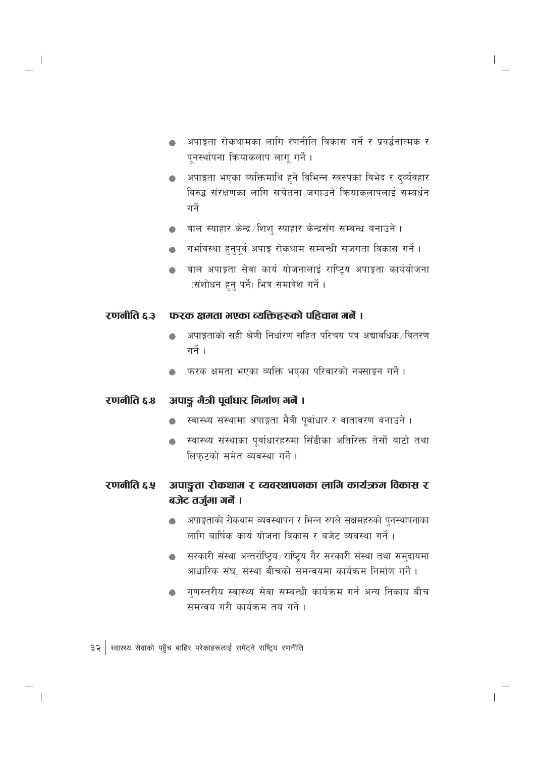- अपाङ्गता रोकथामका लागि रणनीति विकास गर्ने र प्रवर्द्धनात्मक र पूनर्स्थापना क्रियाकलाप लागू गर्ने ।
- अपाङ्गता भएका व्यक्तिमाथि हुने विभिन्न स्वरुपका विभेद र दुर्व्यवहार विरुद्ध संरक्षणका लागि सचेतना जगाउने क्रियाकलापलाई सम्बर्धन गर्ने
- बाल स्याहार केन्द्र/शिशु स्याहार केन्द्रसँग सम्बन्ध बनाउने ।
- गर्भावस्था हुनुपूर्व अपाङ्ग रोकथाम सम्बन्धी सजगता विकास गर्ने ।
- बाल अपाङ्गता सेवा कार्य योजनालाई राष्ट्रिय अपाङ्गता कार्ययोजना (संशोधन हुनु पर्ने) भित्र समावेश गर्ने ।

### रणनीति ६.३ फरक क्षमता भएका व्यक्तिहरूको पहिचान गर्ने ।

- अपाङ्गताको सही श्रेणी निर्धारण सहित परिचय पत्र अद्यावधिक/वितरण गर्ने ।
- फरक क्षमता भएका व्यक्ति भएका परिवारको नक्साङ्कन गर्ने ।

### रणनीति ६.४ अपाङ्ग मैत्री पूर्वाधार निर्माण गर्ने ।

- स्वास्थ्य संस्थामा अपाङ्गता मैत्री पूर्वाधार र वातावरण बनाउने ।
- स्वास्थ्य संस्थाका पूर्वाधारहरुमा सिँढीका अतिरिक्त तेर्सो बाटो तथा लिफ्टको समेत व्यवस्था गर्ने ।

### रणनीति ६.५ अपाङ्गता रोकथाम र व्यवस्थापनका लागि कार्यक्रम विकास र बजेट तर्जुमा गर्ने ।

- अपाङ्गताको रोकथाम व्यवस्थापन र भिन्न रुपले सक्षमहरुको पुनर्स्थापनाका लागि बार्षिक कार्य योजना विकास र बजेट व्यवस्था गर्ने ।
- सरकारी संस्था अन्तर्राष्ट्रिय/राष्ट्रिय गैर सरकारी संस्था तथा समुदायमा आधारिक संघ, संस्था बीचको समन्वयमा कार्यक्रम निर्माण गर्ने ।
- गुणस्तरीय स्वास्थ्य सेवा सम्बन्धी कार्यक्रम गर्न अन्य निकाय बीच समन्वय गरी कार्यक्रम तय गर्ने ।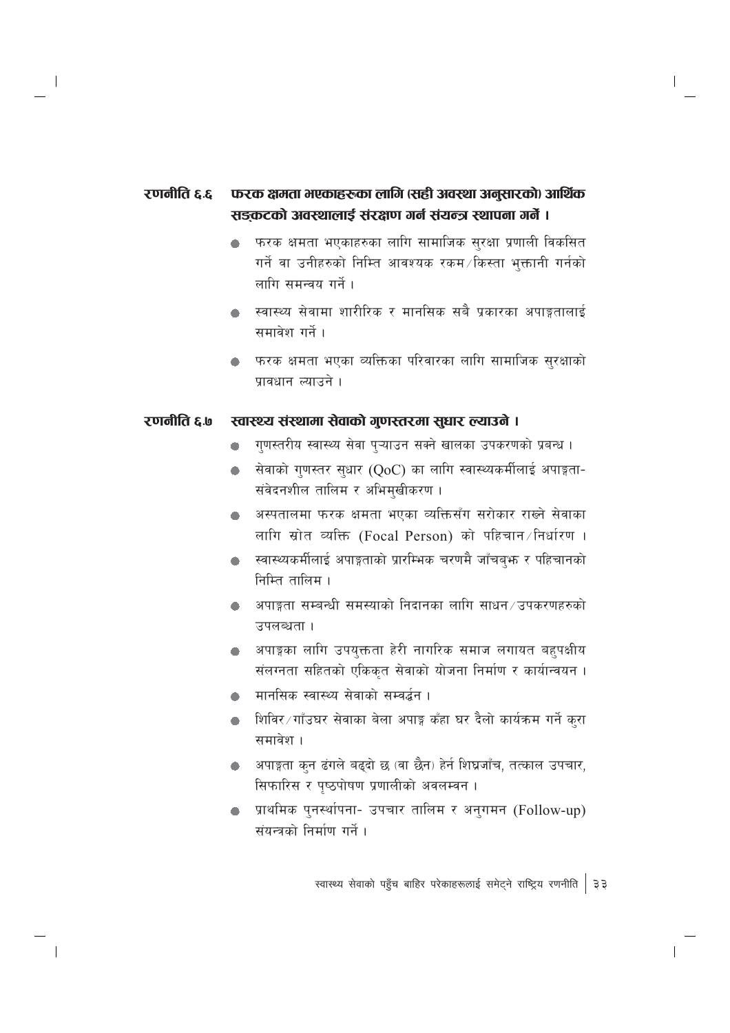### रणनीति ६.६ फरक क्षमता भएकाहरूका लागि (सही अवस्था अनुसारको) आर्थिक सङ्कटको अवस्थालाई संरक्षण गर्न संयन्त्र स्थापना गर्ने ।

- फरक क्षमता भएकाहरुका लागि सामाजिक सुरक्षा प्रणाली विकसित गर्ने वा उनीहरुको निम्ति आवश्यक रकम/किस्ता भुक्तानी गर्नको लागि समन्वय गर्ने ।
- स्वास्थ्य सेवामा शारीरिक र मानसिक सबै प्रकारका अपाङ्गतालाई समावेश गर्ने ।
- फरक क्षमता भएका व्यक्तिका परिवारका लागि सामाजिक सुरक्षाको प्रावधान ल्याउने ।

### रणनीति ६.७ स्वास्थ्य संस्थामा सेवाको गुणस्तरमा सुधार ल्याउने ।

- गुणस्तरीय स्वास्थ्य सेवा पुऱ्याउन सक्ने खालका उपकरणको प्रबन्ध ।
- सेवाको गुणस्तर सुधार (QoC) का लागि स्वास्थ्यकर्मीलाई अपाङ्गता-संवेदनशील तालिम र अभिमुखीकरण ।
- अस्पतालमा फरक क्षमता भएका व्यक्तिसँग सरोकार राख्ने सेवाका लागि स्रोत व्यक्ति (Focal Person) को पहिचान/निर्धारण ।
- स्वास्थ्यकर्मीलाई अपाङ्गताको प्रारम्भिक चरणमै जाँचबुझ र पहिचानको निम्ति तालिम ।
- अपाङ्गता सम्बन्धी समस्याको निदानका लागि साधन/उपकरणहरुको उपलब्धता ।
- अपाङ्गका लागि उपयुक्तता हेरी नागरिक समाज लगायत बहुपक्षीय संलग्नता सहितको एकिकृत सेवाको योजना निर्माण र कार्यान्वयन ।
- मानसिक स्वास्थ्य सेवाको सम्वर्द्धन ।
- शिविर/गाँउघर सेवाका बेला अपाङ्ग कँहा घर दैलो कार्यक्रम गर्ने कुरा समावेश ।
- अपाङ्गता कुन ढंगले बढ्दो छ (वा छैन) हेर्न शिघ्रजाँच, तत्काल उपचार, सिफारिस र पृष्ठपोषण प्रणालीको अवलम्वन ।
- प्राथमिक पुनर्स्थापना- उपचार तालिम र अनुगमन (Follow-up) संयन्त्रको निर्माण गर्ने ।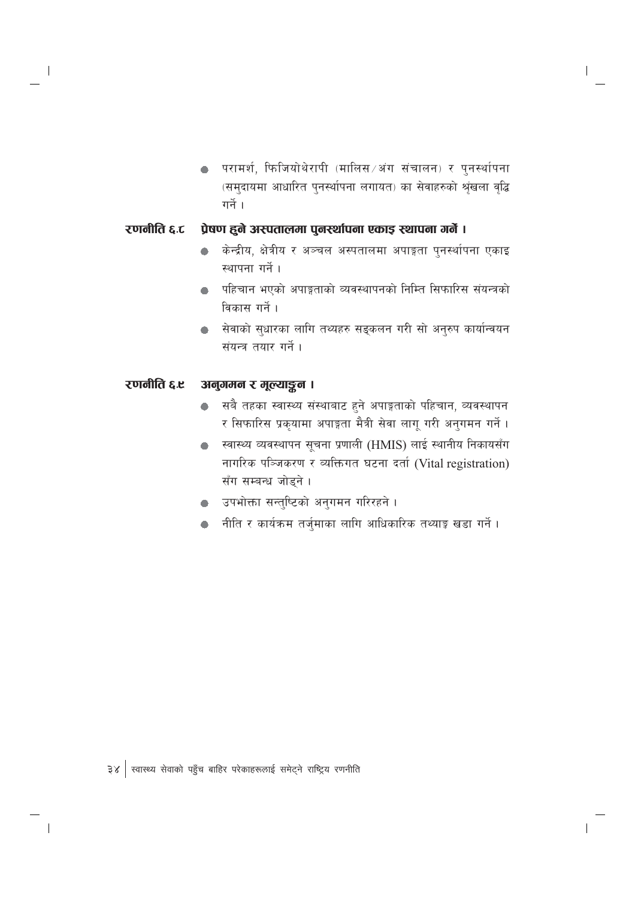- परामर्श, फिजियोथेरापी (मालिस/अंग संचालन) र पुनर्स्थापना (समुदायमा आधारित पुनर्स्थापना लगायत) का सेवाहरुको श्रृंखला वृद्धि गर्ने ।

### रणनीति ६.८ प्रेषण हुने अस्पतालमा पुनर्स्थापना एकाइ स्थापना गर्ने ।

- केन्द्रीय, क्षेत्रीय र अञ्चल अस्पतालमा अपाङ्गता पुनर्स्थापना एकाइ स्थापना गर्ने ।
- पहिचान भएको अपाङ्गताको व्यवस्थापनको निम्ति सिफारिस संयन्त्रको विकास गर्ने ।
- सेवाको सुधारका लागि तथ्यहरु सङ्कलन गरी सो अनुरुप कार्यान्वयन संयन्त्र तयार गर्ने ।

### रणनीति ६.९ अनुगमन र मूल्याङ्कन ।

- सबै तहका स्वास्थ्य संस्थाबाट हुने अपाङ्गताको पहिचान, व्यवस्थापन र सिफारिस प्रकृयामा अपाङ्गता मैत्री सेवा लागू गरी अनुगमन गर्ने ।
- स्वास्थ्य व्यवस्थापन सूचना प्रणाली (HMIS) लाई स्थानीय निकायसँग नागरिक पञ्जिकरण र व्यक्तिगत घटना दर्ता (Vital registration) सँग सम्बन्ध जोड्ने ।
- उपभोक्ता सन्तुष्टिको अनुगमन गरिरहने ।
- नीति र कार्यक्रम तर्जुमाका लागि आधिकारिक तथ्याङ्क खडा गर्ने ।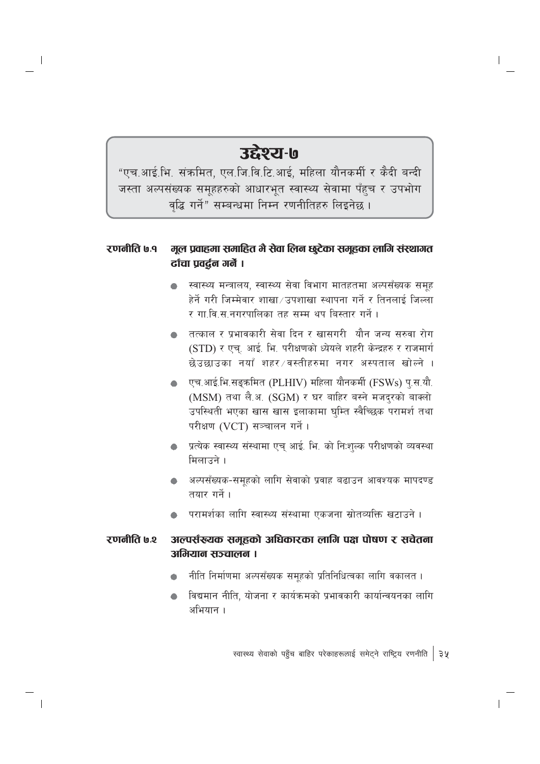# उद्देश्य-७

"एच.आई.भि. संक्रमित, एल.जि.वि.टि.आई, महिला यौनकर्मी र कैदी बन्दी जस्ता अल्पसंख्यक समूहहरुको आधारभूत स्वास्थ्य सेवामा पँहुच र उपभोग वृद्धि गर्ने" सम्बन्धमा निम्न रणनीतिहरु लिइनेछ ।

## रणनीति ७.१ मूल प्रवाहमा समाहित भै सेवा लिन छुटेका समूहका लागि संस्थागत ढाँचा प्रवर्द्धन गर्ने ।

- स्वास्थ्य मन्त्रालय, स्वास्थ्य सेवा विभाग मातहतमा अल्पसँख्यक समूह हेर्ने गरी जिम्मेवार शाखा/उपशाखा स्थापना गर्ने र तिनलाई जिल्ला र गा.वि.स.नगरपालिका तह सम्म थप बिस्तार गर्ने ।
- तत्काल र प्रभावकारी सेवा दिन र खासगरी यौन जन्य सरुवा रोग (STD) र एच्. आई. भि. परीक्षणको ध्येयले शहरी केन्द्रहरु र राजमार्ग छेउछाउका नयाँ शहर/वस्तीहरुमा नगर अस्पताल खोल्ने ।
- एच.आई.भि.सङ्क्रमित (PLHIV) महिला यौनकर्मी (FSWs) पु.स.यौ. (MSM) तथा लै.अ. (SGM) र घर बाहिर बस्ने मजदुरको बाक्लो उपस्थिती भएका खास खास इलाकामा घुम्ति स्वैच्छिक परामर्श तथा परीक्षण (VCT) सञ्चालन गर्ने ।
- प्रत्येक स्वास्थ्य संस्थामा एच् आई. भि. को निःशुल्क परीक्षणको व्यवस्था मिलाउने ।
- अल्पसँख्यक-समूहको लागि सेवाको प्रवाह बढाउन आवश्यक मापदण्ड तयार गर्ने ।
- परामर्शका लागि स्वास्थ्य संस्थामा एकजना स्रोतव्यक्ति खटाउने ।

## रणनीति ७.२ अल्पसँख्यक समूहको अधिकारका लागि पक्ष पोषण र सचेतना अभियान सञ्चालन ।

- नीति निर्माणमा अल्पसँख्यक समूहको प्रतिनिधित्वका लागि वकालत ।
- विद्यमान नीति, योजना र कार्यक्रमको प्रभावकारी कार्यान्वयनका लागि अभियान ।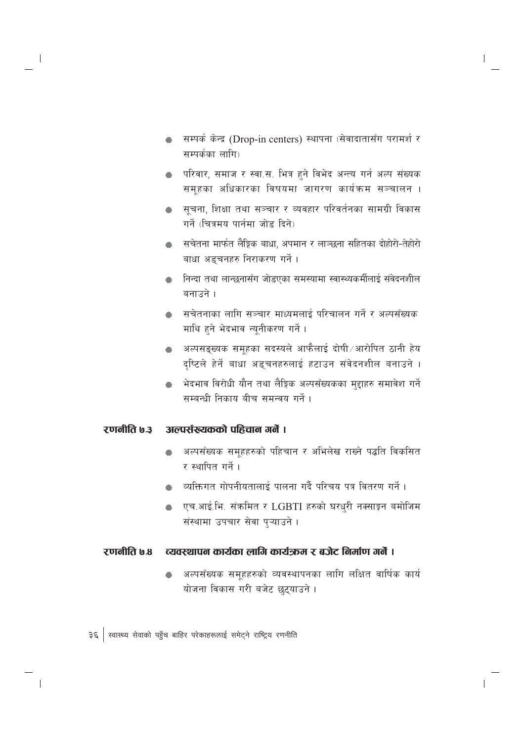- सम्पर्क केन्द्र (Drop-in centers) स्थापना (सेवादातासँग परामर्श र सम्पर्कका लागि)
- परिवार, समाज र स्वा.स. भित्र हुने विभेद अन्त्य गर्न अल्प संख्यक समूहका अधिकारका विषयमा जागरण कार्यक्रम सञ्चालन ।
- सूचना, शिक्षा तथा सञ्चार र व्यवहार परिवर्तनका सामग्री विकास गर्ने (चित्रमय पार्नमा जोड दिने)
- सचेतना मार्फत लैङ्गिक बाधा, अपमान र लाञ्छना सहितका दोहोरो-तेहोरो बाधा अड्चनहरु निराकरण गर्ने ।
- निन्दा तथा लान्छनासँग जोडएका समस्यामा स्वास्थ्यकर्मीलाई संवेदनशील बनाउने ।
- सचेतनाका लागि सञ्चार माध्यमलाई परिचालन गर्ने र अल्पसँख्यक माथि हुने भेदभाव न्यूनीकरण गर्ने ।
- अल्पसङ्ख्यक समूहका सदस्यले आफैलाई दोषी/आरोपित ठानी हेय दृष्टिले हेर्ने बाधा अड्चनहरुलाई हटाउन संवेदनशील बनाउने ।
- भेदभाव विरोधी यौन तथा लैङ्गिक अल्पसँख्यकका मुद्दाहरु समावेश गर्ने सम्बन्धी निकाय बीच समन्वय गर्ने ।

### रणनीति ७.३ अल्पसँख्यकको पहिचान गर्ने ।

- अल्पसँख्यक समूहहरुको पहिचान र अभिलेख राख्ने पद्धति विकसित र स्थापित गर्ने ।
- व्यक्तिगत गोपनीयतालाई पालना गर्दै परिचय पत्र वितरण गर्ने ।
- एच.आई.भि. संक्रमित र LGBTI हरुको घरधुरी नक्साङ्कन बमोजिम संस्थामा उपचार सेवा पुऱ्याउने ।

### रणनीति ७.४ व्यवस्थापन कार्यका लागि कार्यक्रम र बजेट निर्माण गर्ने ।

- अल्पसँख्यक समूहहरुको व्यवस्थापनका लागि लक्षित वार्षिक कार्य योजना विकास गरी बजेट छुट्याउने ।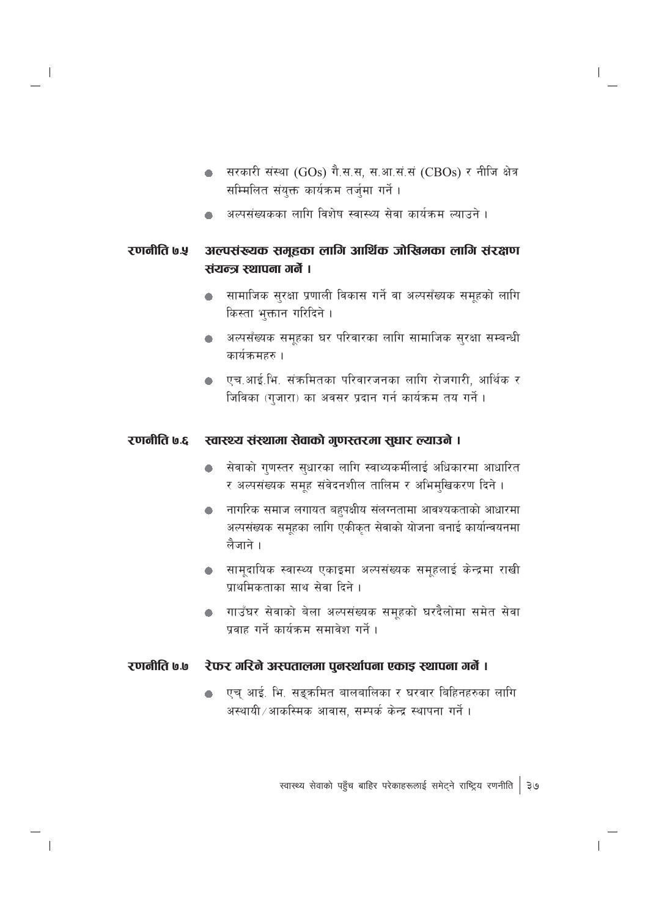- सरकारी संस्था (GOs) गै.स.स, स.आ.सं.सं (CBOs) र नीजि क्षेत्र सम्मिलित संयुक्त कार्यक्रम तर्जुमा गर्ने ।
- अल्पसंख्यकका लागि विशेष स्वास्थ्य सेवा कार्यक्रम ल्याउने ।

### रणनीति ७.५ अल्पसंख्यक समूहका लागि आर्थिक जोखिमका लागि संरक्षण संयन्त्र स्थापना गर्ने ।

- सामाजिक सुरक्षा प्रणाली विकास गर्ने वा अल्पसँख्यक समूहको लागि किस्ता भुक्तान गरिदिने ।
- अल्पसँख्यक समूहका घर परिवारका लागि सामाजिक सुरक्षा सम्बन्धी कार्यक्रमहरु ।
- एच.आई.भि. संक्रमितका परिवारजनका लागि रोजगारी, आर्थिक र जिविका (गुजारा) का अवसर प्रदान गर्न कार्यक्रम तय गर्ने ।

### रणनीति ७.६ स्वास्थ्य संस्थामा सेवाको गुणस्तरमा सुधार ल्याउने ।

- सेवाको गुणस्तर सुधारका लागि स्वाथ्यकर्मीलाई अधिकारमा आधारित र अल्पसंख्यक समूह संवेदनशील तालिम र अभिमुखिकरण दिने ।
- नागरिक समाज लगायत बहुपक्षीय संलग्नतामा आवश्यकताको आधारमा अल्पसंख्यक समूहका लागि एकीकृत सेवाको योजना बनाई कार्यान्वयनमा लैजाने ।
- सामूदायिक स्वास्थ्य एकाइमा अल्पसंख्यक समूहलाई केन्द्रमा राखी प्राथमिकताका साथ सेवा दिने ।
- गाउँघर सेवाको बेला अल्पसंख्यक समूहको घरदैलोमा समेत सेवा प्रवाह गर्ने कार्यक्रम समावेश गर्ने ।

### रणनीति ७.७ रेफर गरिने अस्पतालमा पुनर्स्थापना एकाइ स्थापना गर्ने ।

- एच् आई. भि. सङ्क्रमित बालबालिका र घरवार बिहिनहरुका लागि अस्थायी/आकस्मिक आवास, सम्पर्क केन्द्र स्थापना गर्ने ।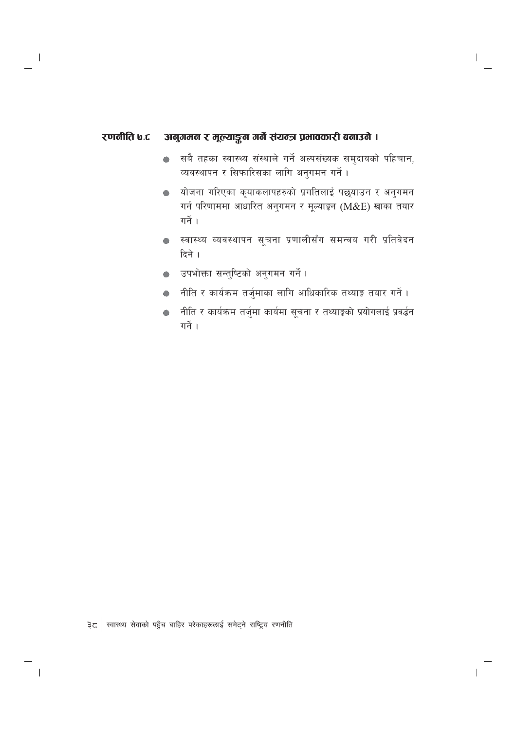### रणनीति ७.८ अनुगमन र मूल्याङ्कन गर्ने संयन्त्र प्रभावकारी बनाउने ।

- सबै तहका स्वास्थ्य संस्थाले गर्ने अल्पसंख्यक समुदायको पहिचान, व्यवस्थापन र सिफारिसका लागि अनुगमन गर्ने ।
- योजना गरिएका कृयाकलापहरुको प्रगतिलाई पछ्याउन र अनुगमन गर्न परिणाममा आधारित अनुगमन र मूल्याङ्कन (M&E) खाका तयार गर्ने ।
- स्वास्थ्य व्यवस्थापन सूचना प्रणालीसँग समन्वय गरी प्रतिवेदन दिने ।
- उपभोक्ता सन्तुष्टिको अनुगमन गर्ने ।
- नीति र कार्यक्रम तर्जुमाका लागि आधिकारिक तथ्याङ्क तयार गर्ने ।
- नीति र कार्यक्रम तर्जुमा कार्यमा सूचना र तथ्याङ्कको प्रयोगलाई प्रवर्द्धन गर्ने ।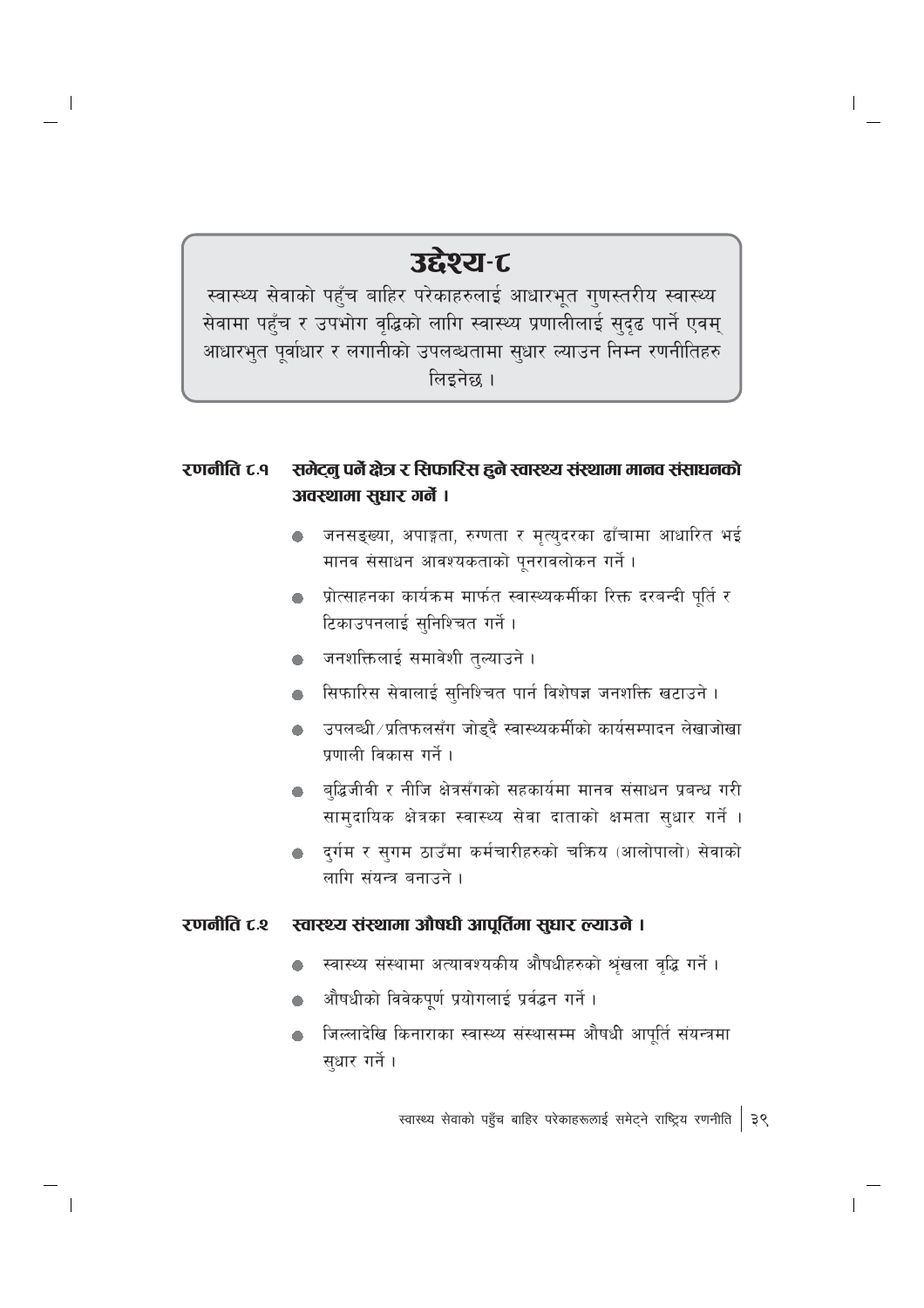# उद्देश्य-८

स्वास्थ्य सेवाको पहुँच बाहिर परेकाहरुलाई आधारभूत गुणस्तरीय स्वास्थ्य सेवामा पहुँच र उपभोग वृद्धिको लागि स्वास्थ्य प्रणालीलाई सुदृढ पार्ने एवम् आधारभुत पूर्वाधार र लगानीको उपलब्धतामा सुधार ल्याउन निम्न रणनीतिहरु लिइनेछ ।

## रणनीति ८.१ समेट्नु पर्ने क्षेत्र र सिफारिस हुने स्वास्थ्य संस्थामा मानव संसाधनको अवस्थामा सुधार गर्ने ।

- जनसङ्ख्या, अपाङ्गता, रुग्णता र मृत्युदरका ढाँचामा आधारित भई मानव संसाधन आवश्यकताको पूनरावलोकन गर्ने ।
- प्रोत्साहनका कार्यक्रम मार्फत स्वास्थ्यकर्मीका रिक्त दरबन्दी पूर्ति र टिकाउपनलाई सुनिश्चित गर्ने ।
- जनशक्तिलाई समावेशी तुल्याउने ।
- सिफारिस सेवालाई सुनिश्चित पार्न विशेषज्ञ जनशक्ति खटाउने ।
- उपलब्धी/प्रतिफलसँग जोड्दै स्वास्थ्यकर्मीको कार्यसम्पादन लेखाजोखा प्रणाली विकास गर्ने ।
- बुद्धिजीवी र नीजि क्षेत्रसँगको सहकार्यमा मानव संसाधन प्रबन्ध गरी सामुदायिक क्षेत्रका स्वास्थ्य सेवा दाताको क्षमता सुधार गर्ने ।
- दुर्गम र सुगम ठाउँमा कर्मचारीहरुको चक्रिय (आलोपालो) सेवाको लागि संयन्त्र बनाउने ।

## रणनीति ८.२ स्वास्थ्य संस्थामा औषधी आपूर्तिमा सुधार ल्याउने ।

- स्वास्थ्य संस्थामा अत्यावश्यकीय औषधीहरुको श्रृंखला वृद्धि गर्ने ।
- औषधीको विवेकपूर्ण प्रयोगलाई प्रर्वद्धन गर्ने ।
- जिल्लादेखि किनाराका स्वास्थ्य संस्थासम्म औषधी आपूर्ति संयन्त्रमा सुधार गर्ने ।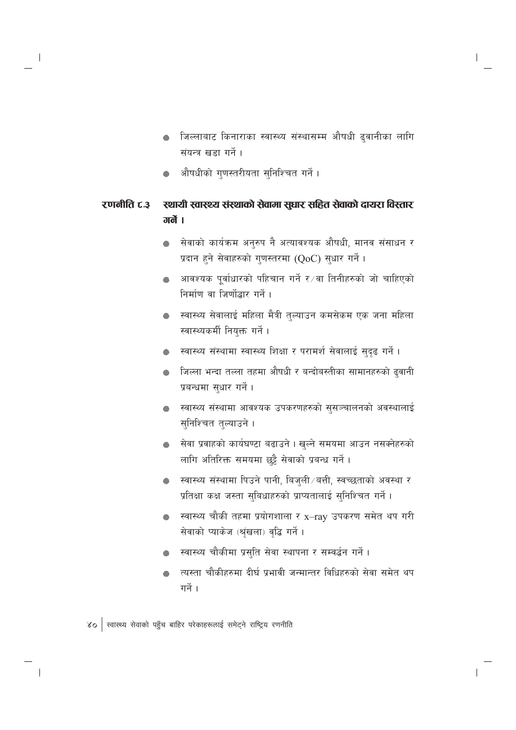- जिल्लाबाट किनाराका स्वास्थ्य संस्थासम्म औषधी ढुवानीका लागि संयन्त्र खडा गर्ने ।
- औषधीको गुणस्तरीयता सुनिश्चित गर्ने ।

### रणनीति ८.३ स्थायी स्वास्थ्य संस्थाको सेवामा सुधार सहित सेवाको दायरा विस्तार गर्ने ।

- सेवाको कार्यक्रम अनुरुप नै अत्यावश्यक औषधी, मानव संसाधन र प्रदान हुने सेवाहरुको गुणस्तरमा (QoC) सुधार गर्ने ।
- आवश्यक पूर्वाधारको पहिचान गर्ने र/वा तिनीहरुको जो चाहिएको निर्माण वा जिर्णोद्धार गर्ने ।
- स्वास्थ्य सेवालाई महिला मैत्री तुल्याउन कमसेकम एक जना महिला स्वास्थ्यकर्मी नियुक्त गर्ने ।
- स्वास्थ्य संस्थामा स्वास्थ्य शिक्षा र परामर्श सेवालाई सुदृढ गर्ने ।
- जिल्ला भन्दा तल्ला तहमा औषधी र बन्दोबस्तीका सामानहरुको ढुवानी प्रबन्धमा सुधार गर्ने ।
- स्वास्थ्य संस्थामा आवश्यक उपकरणहरुको सुसञ्चालनको अवस्थालाई सुनिश्चित तुल्याउने ।
- सेवा प्रवाहको कार्यघण्टा बढाउने । खुल्ने समयमा आउन नसक्नेहरुको लागि अतिरिक्त समयमा छुट्टै सेवाको प्रबन्ध गर्ने ।
- स्वास्थ्य संस्थामा पिउने पानी, बिजुली/बत्ती, स्वच्छताको अवस्था र प्रतिक्षा कक्ष जस्ता सुविधाहरुको प्राप्यतालाई सुनिश्चित गर्ने ।
- स्वास्थ्य चौकी तहमा प्रयोगशाला र x–ray उपकरण समेत थप गरी सेवाको प्याकेज (श्रृंखला) वृद्धि गर्ने ।
- स्वास्थ्य चौकीमा प्रसुति सेवा स्थापना र सम्वर्द्धन गर्ने ।
- त्यस्ता चौकीहरुमा दीर्घ प्रभावी जन्मान्तर विधिहरुको सेवा समेत थप गर्ने ।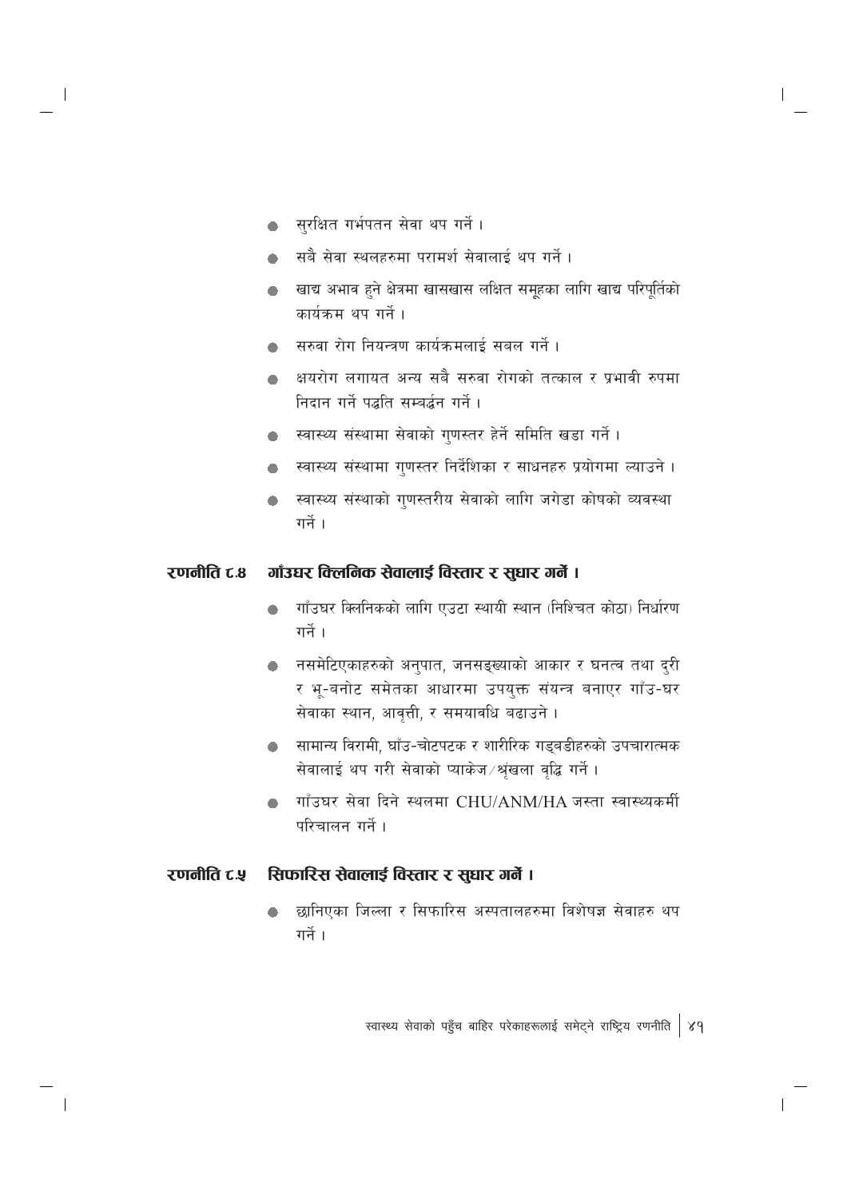- सुरक्षित गर्भपतन सेवा थप गर्ने ।
- सबै सेवा स्थलहरुमा परामर्श सेवालाई थप गर्ने ।
- खाद्य अभाव हुने क्षेत्रमा खासखास लक्षित समूहका लागि खाद्य परिपूर्तिको कार्यक्रम थप गर्ने ।
- सरुवा रोग नियन्त्रण कार्यक्रमलाई सबल गर्ने ।
- क्षयरोग लगायत अन्य सबै सरुवा रोगको तत्काल र प्रभावी रुपमा निदान गर्ने पद्धति सम्बर्द्धन गर्ने ।
- स्वास्थ्य संस्थामा सेवाको गुणस्तर हेर्ने समिति खडा गर्ने ।
- स्वास्थ्य संस्थामा गुणस्तर निर्देशिका र साधनहरु प्रयोगमा ल्याउने ।
- स्वास्थ्य संस्थाको गुणस्तरीय सेवाको लागि जगेडा कोषको व्यवस्था गर्ने ।

**रणनीति ८.४ गाँउघर क्लिनिक सेवालाई विस्तार र सुधार गर्ने ।**

- गाँउघर क्लिनिकको लागि एउटा स्थायी स्थान (निश्चित कोठा) निर्धारण गर्ने ।
- नसमेटिएकाहरुको अनुपात, जनसङ्ख्याको आकार र घनत्व तथा दुरी र भू-बनोट समेतका आधारमा उपयुक्त संयन्त्र बनाएर गाँउ-घर सेवाका स्थान, आवृत्ती, र समयावधि बढाउने ।
- सामान्य विरामी, घाँउ-चोटपटक र शारीरिक गड्बडीहरुको उपचारात्मक सेवालाई थप गरी सेवाको प्याकेज/श्रृंखला वृद्धि गर्ने ।
- गाँउघर सेवा दिने स्थलमा CHU/ANM/HA जस्ता स्वास्थ्यकर्मी परिचालन गर्ने ।

**रणनीति ८.५ सिफारिस सेवालाई विस्तार र सुधार गर्ने ।**

- छानिएका जिल्ला र सिफारिस अस्पतालहरुमा विशेषज्ञ सेवाहरु थप गर्ने ।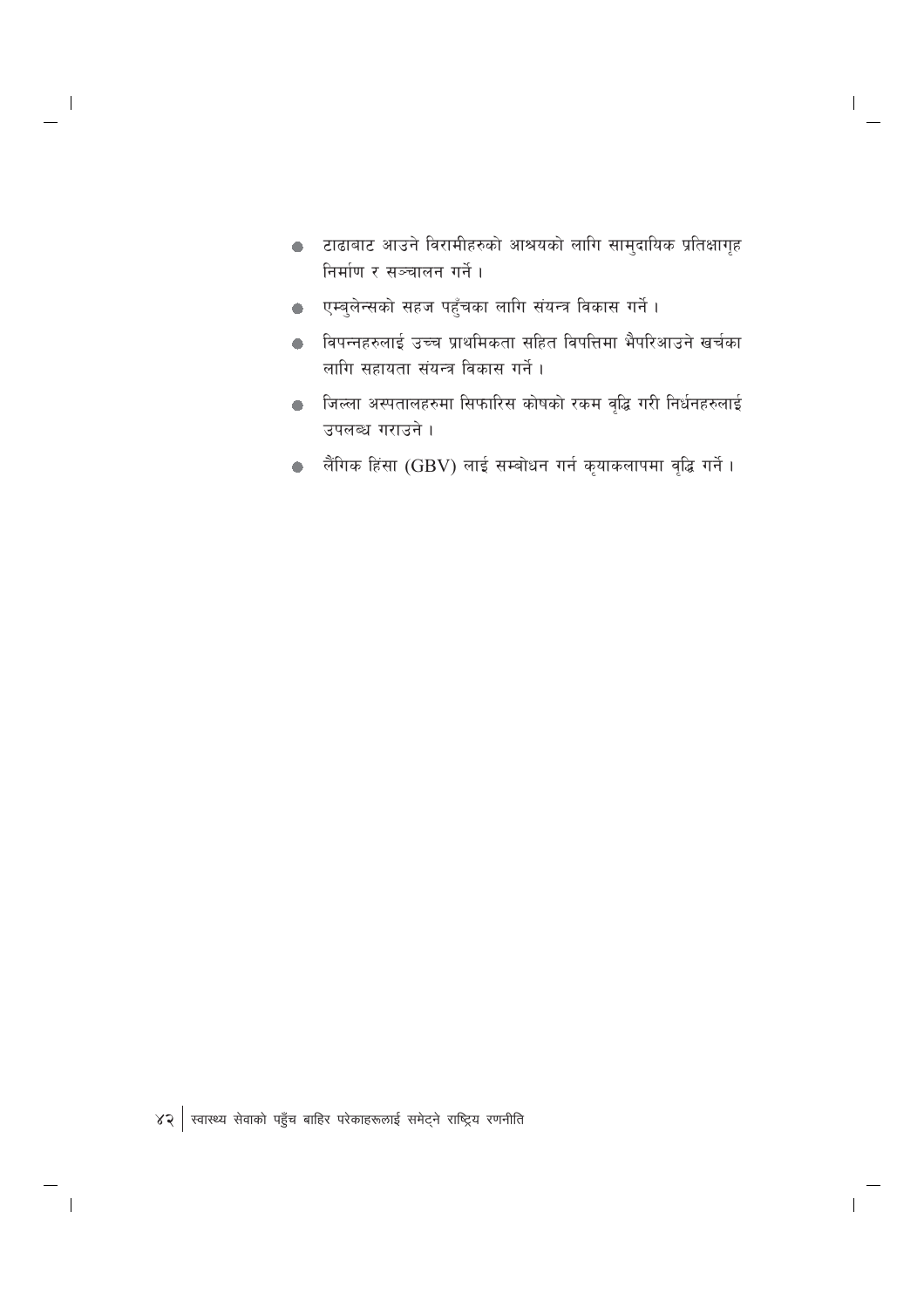- टाढाबाट आउने विरामीहरुको आश्रयको लागि सामुदायिक प्रतिक्षागृह निर्माण र सञ्चालन गर्ने ।
- एम्बुलेन्सको सहज पहुँचका लागि संयन्त्र विकास गर्ने ।
- विपन्नहरुलाई उच्च प्राथमिकता सहित विपत्तिमा भैपरिआउने खर्चका लागि सहायता संयन्त्र विकास गर्ने ।
- जिल्ला अस्पतालहरुमा सिफारिस कोषको रकम वृद्धि गरी निर्धनहरुलाई उपलब्ध गराउने ।
- लैंगिक हिंसा (GBV) लाई सम्बोधन गर्न कृयाकलापमा वृद्धि गर्ने ।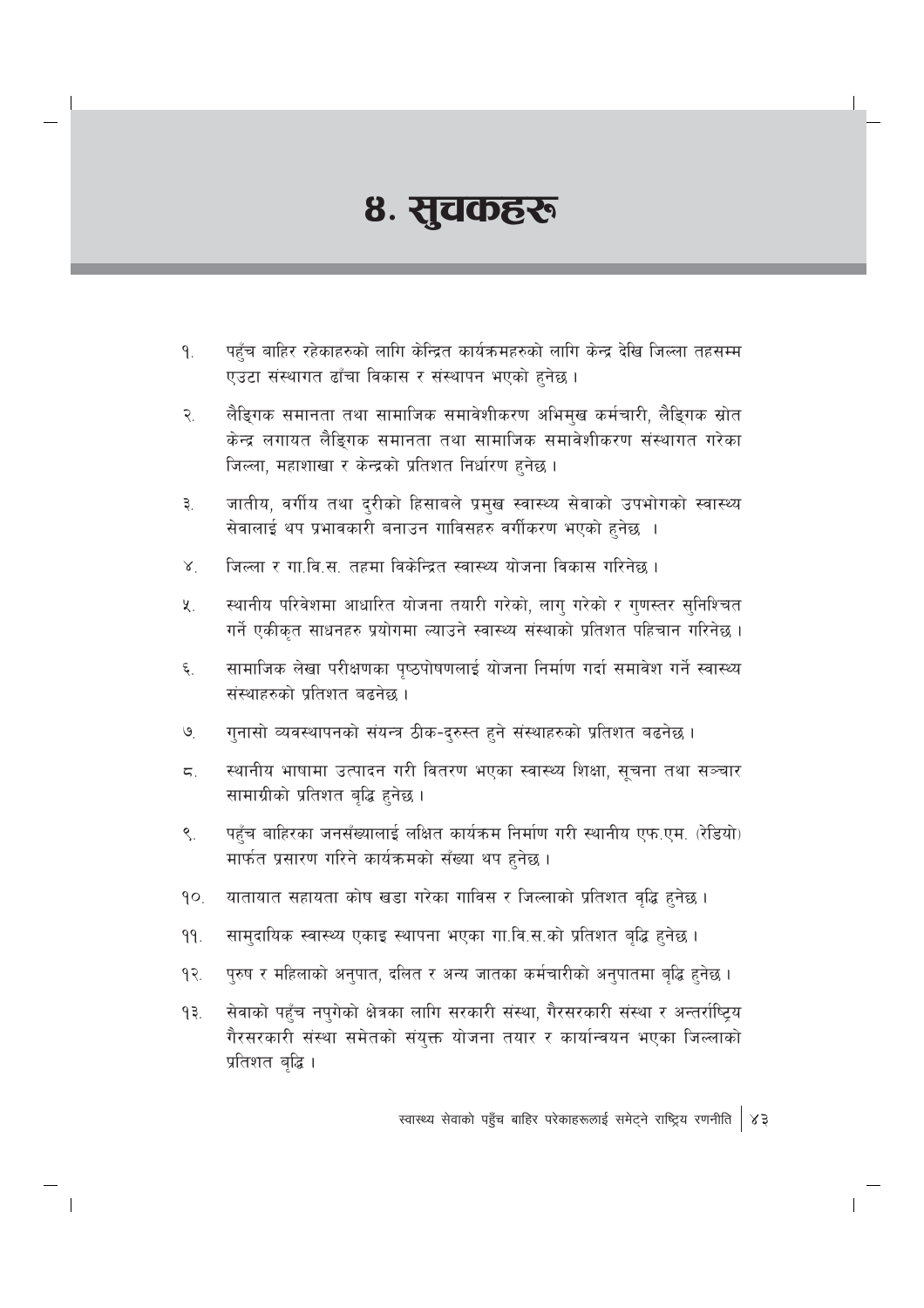# ४. सुचकहरू

१. पहुँच बाहिर रहेकाहरुको लागि केन्द्रित कार्यक्रमहरुको लागि केन्द्र देखि जिल्ला तहसम्म एउटा संस्थागत ढाँचा विकास र संस्थापन भएको हुनेछ ।

२. लैङ्गिक समानता तथा सामाजिक समावेशीकरण अभिमुख कर्मचारी, लैङ्गिक स्रोत केन्द्र लगायत लैङ्गिक समानता तथा सामाजिक समावेशीकरण संस्थागत गरेका जिल्ला, महाशाखा र केन्द्रको प्रतिशत निर्धारण हुनेछ ।

३. जातीय, वर्गीय तथा दूरीको हिसाबले प्रमुख स्वास्थ्य सेवाको उपभोगको स्वास्थ्य सेवालाई थप प्रभावकारी बनाउन गाविसहरु वर्गीकरण भएको हुनेछ ।

४. जिल्ला र गा.वि.स. तहमा विकेन्द्रित स्वास्थ्य योजना विकास गरिनेछ ।

५. स्थानीय परिवेशमा आधारित योजना तयारी गरेको, लागु गरेको र गुणस्तर सुनिश्चित गर्ने एकीकृत साधनहरु प्रयोगमा ल्याउने स्वास्थ्य संस्थाको प्रतिशत पहिचान गरिनेछ ।

६. सामाजिक लेखा परीक्षणका पृष्ठपोषणलाई योजना निर्माण गर्दा समावेश गर्ने स्वास्थ्य संस्थाहरुको प्रतिशत बढनेछ ।

७. गुनासो व्यवस्थापनको संयन्त्र ठीक-दुरुस्त हुने संस्थाहरुको प्रतिशत बढनेछ ।

८. स्थानीय भाषामा उत्पादन गरी वितरण भएका स्वास्थ्य शिक्षा, सूचना तथा सञ्चार सामाग्रीको प्रतिशत बृद्धि हुनेछ ।

९. पहुँच बाहिरका जनसँख्यालाई लक्षित कार्यक्रम निर्माण गरी स्थानीय एफ.एम. (रेडियो) मार्फत प्रसारण गरिने कार्यक्रमको सँख्या थप हुनेछ ।

१०. यातायात सहायता कोष खडा गरेका गाविस र जिल्लाको प्रतिशत वृद्धि हुनेछ ।

११. सामुदायिक स्वास्थ्य एकाइ स्थापना भएका गा.वि.स.को प्रतिशत बृद्धि हुनेछ ।

१२. पुरुष र महिलाको अनुपात, दलित र अन्य जातका कर्मचारीको अनुपातमा बृद्धि हुनेछ ।

१३. सेवाको पहुँच नपुगेको क्षेत्रका लागि सरकारी संस्था, गैरसरकारी संस्था र अन्तर्राष्ट्रिय गैरसरकारी संस्था समेतको संयुक्त योजना तयार र कार्यान्वयन भएका जिल्लाको प्रतिशत बृद्धि ।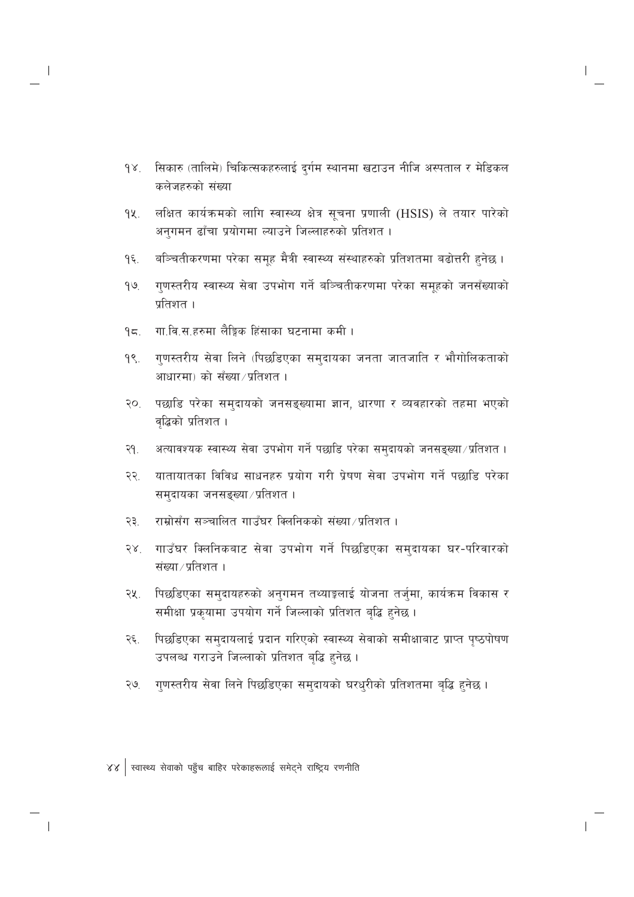१४. सिकारु (तालिमे) चिकित्सकहरुलाई दुर्गम स्थानमा खटाउन नीजि अस्पताल र मेडिकल कलेजहरुको संख्या

१५. लक्षित कार्यक्रमको लागि स्वास्थ्य क्षेत्र सूचना प्रणाली (HSIS) ले तयार पारेको अनुगमन ढाँचा प्रयोगमा ल्याउने जिल्लाहरुको प्रतिशत ।

१६. बञ्चितीकरणमा परेका समूह मैत्री स्वास्थ्य संस्थाहरुको प्रतिशतमा बढोत्तरी हुनेछ ।

१७. गुणस्तरीय स्वास्थ्य सेवा उपभोग गर्ने बञ्चितीकरणमा परेका समूहको जनसँख्याको प्रतिशत ।

१८. गा.वि.स.हरुमा लैङ्गिक हिंसाका घटनामा कमी ।

१९. गुणस्तरीय सेवा लिने (पिछडिएका समुदायका जनता जातजाति र भौगोलिकताको आधारमा) को सँख्या/प्रतिशत ।

२०. पछाडि परेका समुदायको जनसङ्ख्यामा ज्ञान, धारणा र व्यवहारको तहमा भएको वृद्धिको प्रतिशत ।

२१. अत्यावश्यक स्वास्थ्य सेवा उपभोग गर्ने पछाडि परेका समुदायको जनसङ्ख्या/प्रतिशत ।

२२. यातायातका विविध साधनहरु प्रयोग गरी प्रेषण सेवा उपभोग गर्ने पछाडि परेका समुदायका जनसङ्ख्या/प्रतिशत ।

२३. राम्रोसँग सञ्चालित गाउँघर क्लिनिकको संख्या/प्रतिशत ।

२४. गाउँघर क्लिनिकबाट सेवा उपभोग गर्ने पिछडिएका समुदायका घर-परिवारको संख्या/प्रतिशत ।

२५. पिछडिएका समुदायहरुको अनुगमन तथ्याङ्कलाई योजना तर्जुमा, कार्यक्रम विकास र समीक्षा प्रकृयामा उपयोग गर्ने जिल्लाको प्रतिशत बृद्धि हुनेछ ।

२६. पिछडिएका समुदायलाई प्रदान गरिएको स्वास्थ्य सेवाको समीक्षाबाट प्राप्त पृष्ठपोषण उपलब्ध गराउने जिल्लाको प्रतिशत बृद्धि हुनेछ ।

२७. गुणस्तरीय सेवा लिने पिछडिएका समुदायको घरधुरीको प्रतिशतमा बृद्धि हुनेछ ।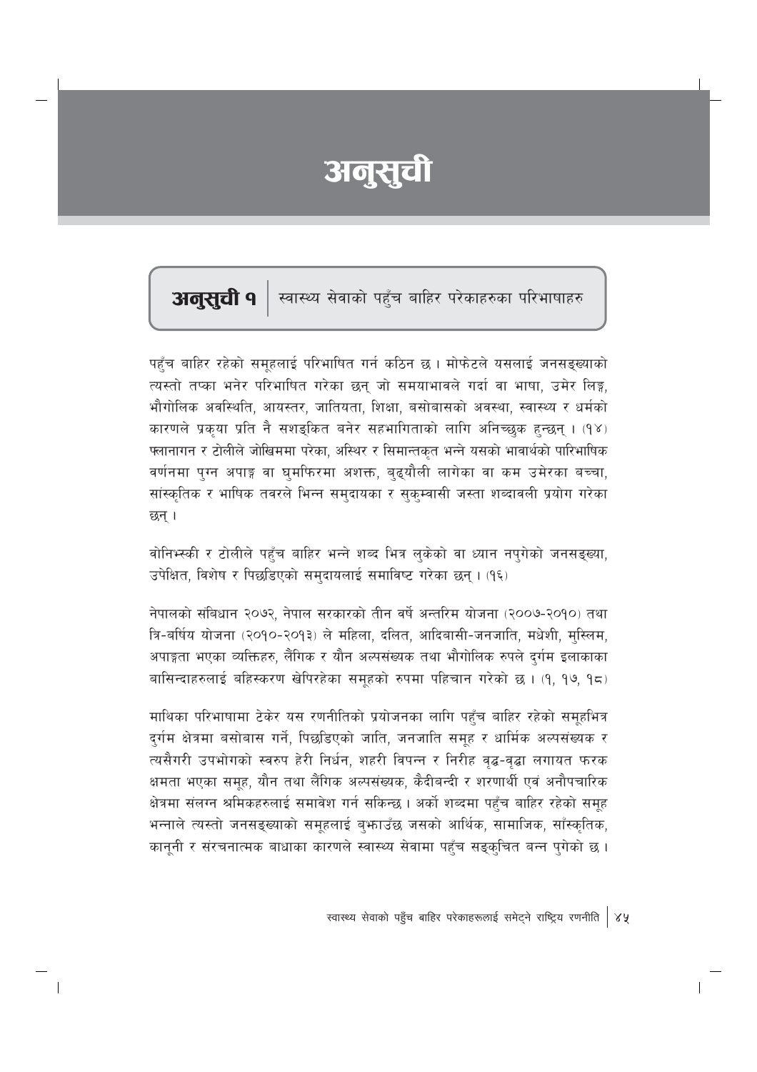# अनुसुची

## अनुसुची १ | स्वास्थ्य सेवाको पहुँच बाहिर परेकाहरुका परिभाषाहरु

पहुँच बाहिर रहेको समूहलाई परिभाषित गर्न कठिन छ । मोफेटले यसलाई जनसङ्ख्याको त्यस्तो तप्का भनेर परिभाषित गरेका छन् जो समयाभावले गर्दा वा भाषा, उमेर लिङ्ग, भौगोलिक अवस्थिति, आयस्तर, जातियता, शिक्षा, बसोबासको अवस्था, स्वास्थ्य र धर्मको कारणले प्रकृया प्रति नै सशङ्कित बनेर सहभागिताको लागि अनिच्छुक हुन्छन् । (१४) फ्लानागन र टोलीले जोखिममा परेका, अस्थिर र सिमान्तकृत भन्ने यसको भावार्थको पारिभाषिक वर्णनमा पुग्न अपाङ्ग वा घुमफिरमा अशक्त, बुढ्यौली लागेका वा कम उमेरका बच्चा, सांस्कृतिक र भाषिक तवरले भिन्न समुदायका र सुकुम्वासी जस्ता शब्दावली प्रयोग गरेका छन् ।

वोनिभ्स्की र टोलीले पहुँच बाहिर भन्ने शब्द भित्र लुकेको वा ध्यान नपुगेको जनसङ्ख्या, उपेक्षित, विशेष र पिछडिएको समुदायलाई समाविष्ट गरेका छन् । (१६)

नेपालको संबिधान २०७२, नेपाल सरकारको तीन वर्षे अन्तरिम योजना (२००७-२०१०) तथा त्रि-बर्षिय योजना (२०१०-२०१३) ले महिला, दलित, आदिबासी-जनजाति, मधेशी, मुस्लिम, अपाङ्गता भएका व्यक्तिहरु, लैंगिक र यौन अल्पसंख्यक तथा भौगोलिक रुपले दुर्गम इलाकाका बासिन्दाहरुलाई बहिस्करण खेपिरहेका समूहको रुपमा पहिचान गरेको छ । (१, १७, १८)

माथिका परिभाषामा टेकेर यस रणनीतिको प्रयोजनका लागि पहुँच बाहिर रहेको समूहभित्र दुर्गम क्षेत्रमा बसोबास गर्ने, पिछडिएको जाति, जनजाति समूह र धार्मिक अल्पसंख्यक र त्यसैगरी उपभोगको स्वरुप हेरी निर्धन, शहरी विपन्न र निरीह वृद्ध-वृद्धा लगायत फरक क्षमता भएका समूह, यौन तथा लैंगिक अल्पसंख्यक, कैदीबन्दी र शरणार्थी एवं अनौपचारिक क्षेत्रमा संलग्न श्रमिकहरुलाई समावेश गर्न सकिन्छ । अर्को शब्दमा पहुँच बाहिर रहेको समूह भन्नाले त्यस्तो जनसङ्ख्याको समूहलाई बुझाउँछ जसको आर्थिक, सामाजिक, साँस्कृतिक, कानूनी र संरचनात्मक बाधाका कारणले स्वास्थ्य सेवामा पहुँच सङ्कुचित बन्न पुगेको छ ।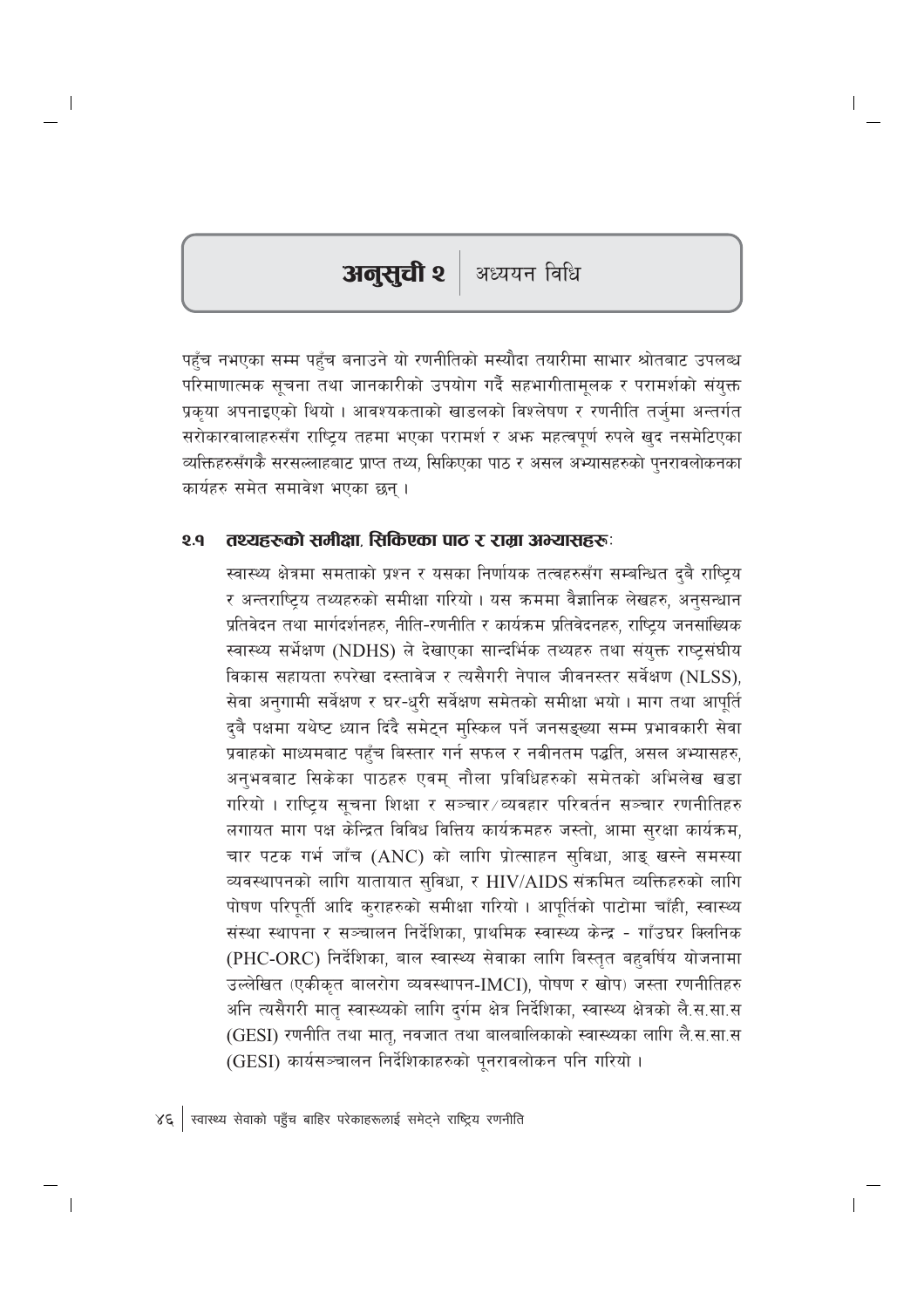# अनुसुची २ | अध्ययन विधि

पहुँच नभएका सम्म पहुँच बनाउने यो रणनीतिको मस्यौदा तयारीमा साभार श्रोतबाट उपलब्ध परिमाणात्मक सूचना तथा जानकारीको उपयोग गर्दै सहभागीतामूलक र परामर्शको संयुक्त प्रकृया अपनाइएको थियो । आवश्यकताको खाडलको विश्लेषण र रणनीति तर्जुमा अन्तर्गत सरोकारवालाहरुसँग राष्ट्रिय तहमा भएका परामर्श र अझ महत्वपूर्ण रुपले खुद नसमेटिएका व्यक्तिहरुसँगकै सरसल्लाहबाट प्राप्त तथ्य, सिकिएका पाठ र असल अभ्यासहरुको पुनरावलोकनका कार्यहरु समेत समावेश भएका छन् ।

## २.१ तथ्यहरुको समीक्षा, सिकिएका पाठ र राम्रा अभ्यासहरुः

स्वास्थ्य क्षेत्रमा समताको प्रश्न र यसका निर्णायक तत्वहरुसँग सम्बन्धित दुबै राष्ट्रिय र अन्तराष्ट्रिय तथ्यहरुको समीक्षा गरियो । यस क्रममा वैज्ञानिक लेखहरु, अनुसन्धान प्रतिवेदन तथा मार्गदर्शनहरु, नीति-रणनीति र कार्यक्रम प्रतिवेदनहरु, राष्ट्रिय जनसांख्यिक स्वास्थ्य सर्भेक्षण (NDHS) ले देखाएका सान्दर्भिक तथ्यहरु तथा संयुक्त राष्ट्रसंघीय विकास सहायता रुपरेखा दस्तावेज र त्यसैगरी नेपाल जीवनस्तर सर्वेक्षण (NLSS), सेवा अनुगामी सर्वेक्षण र घर-धुरी सर्वेक्षण समेतको समीक्षा भयो । माग तथा आपूर्ति दुवै पक्षमा यथेष्ट ध्यान दिँदै समेट्न मुस्किल पर्ने जनसङ्ख्या सम्म प्रभावकारी सेवा प्रवाहको माध्यमबाट पहुँच बिस्तार गर्न सफल र नवीनतम पद्धति, असल अभ्यासहरु, अनुभवबाट सिकेका पाठहरु एवम् नौला प्रविधिहरुको समेतको अभिलेख खडा गरियो । राष्ट्रिय सूचना शिक्षा र सञ्चार/व्यवहार परिवर्तन सञ्चार रणनीतिहरु लगायत माग पक्ष केन्द्रित विविध वित्तिय कार्यक्रमहरु जस्तो, आमा सुरक्षा कार्यक्रम, चार पटक गर्भ जाँच (ANC) को लागि प्रोत्साहन सुविधा, आङ् खस्ने समस्या व्यवस्थापनको लागि यातायात सुविधा, र HIV/AIDS संक्रमित व्यक्तिहरुको लागि पोषण परिपूर्ती आदि कुराहरुको समीक्षा गरियो । आपूर्तिको पाटोमा चाँही, स्वास्थ्य संस्था स्थापना र सञ्चालन निर्देशिका, प्राथमिक स्वास्थ्य केन्द्र - गाँउघर क्लिनिक (PHC-ORC) निर्देशिका, बाल स्वास्थ्य सेवाका लागि बिस्तृत बहुवर्षिय योजनामा उल्लेखित (एकीकृत बालरोग व्यवस्थापन-IMCI), पोषण र खोप) जस्ता रणनीतिहरु अनि त्यसैगरी मातृ स्वास्थ्यको लागि दुर्गम क्षेत्र निर्देशिका, स्वास्थ्य क्षेत्रको लै.स.सा.स (GESI) रणनीति तथा मातृ, नवजात तथा बालबालिकाको स्वास्थ्यका लागि लै.स.सा.स (GESI) कार्यसञ्चालन निर्देशिकाहरुको पूनरावलोकन पनि गरियो ।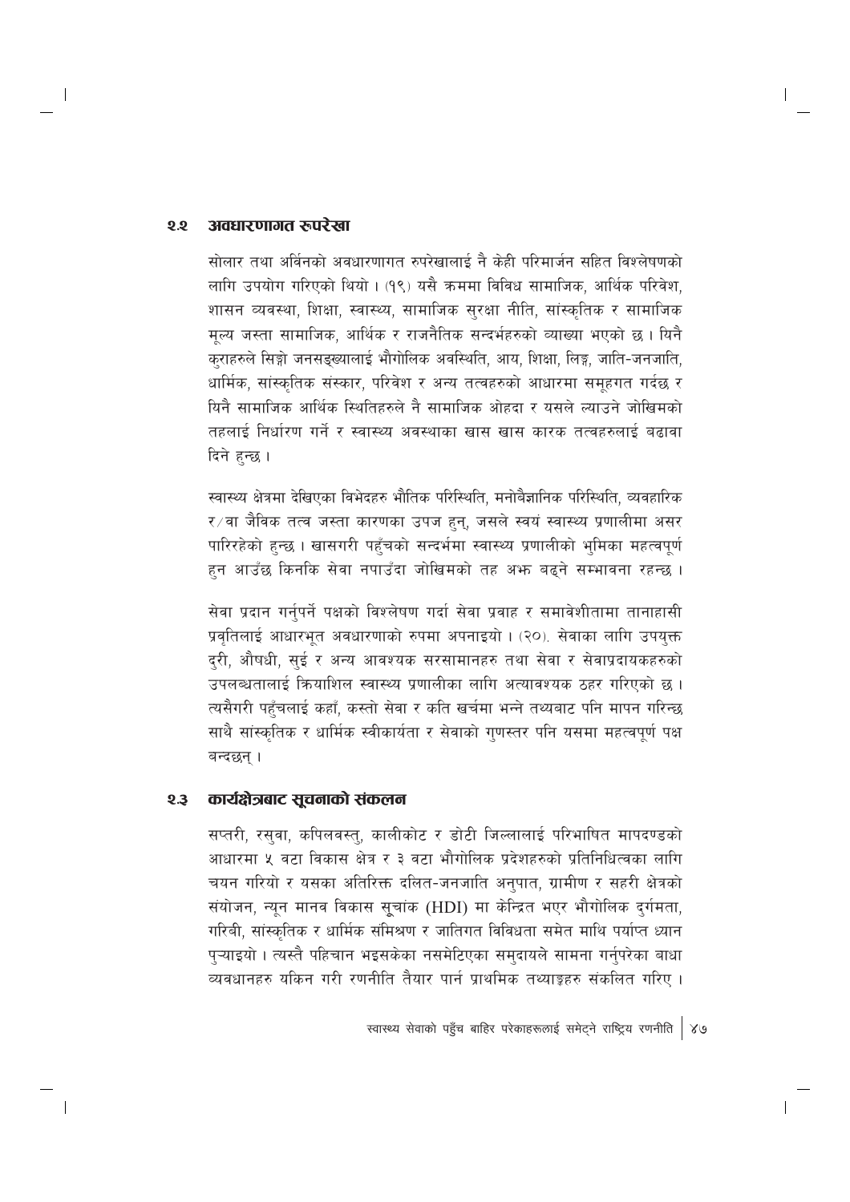## २.२ अवधारणागत रुपरेखा

सोलार तथा अर्विनको अवधारणागत रुपरेखालाई नै केही परिमार्जन सहित विश्लेषणको लागि उपयोग गरिएको थियो । (१९) यसै क्रममा विविध सामाजिक, आर्थिक परिवेश, शासन व्यवस्था, शिक्षा, स्वास्थ्य, सामाजिक सुरक्षा नीति, सांस्कृतिक र सामाजिक मूल्य जस्ता सामाजिक, आर्थिक र राजनैतिक सन्दर्भहरुको व्याख्या भएको छ । यिनै कुराहरुले सिङ्गो जनसङ्ख्यालाई भौगोलिक अवस्थिति, आय, शिक्षा, लिङ्ग, जाति-जनजाति, धार्मिक, सांस्कृतिक संस्कार, परिवेश र अन्य तत्वहरुको आधारमा समूहगत गर्दछ र यिनै सामाजिक आर्थिक स्थितिहरुले नै सामाजिक ओहदा र यसले ल्याउने जोखिमको तहलाई निर्धारण गर्ने र स्वास्थ्य अवस्थाका खास खास कारक तत्वहरुलाई बढावा दिने हुन्छ ।

स्वास्थ्य क्षेत्रमा देखिएका विभेदहरु भौतिक परिस्थिति, मनोवैज्ञानिक परिस्थिति, व्यवहारिक र/वा जैविक तत्व जस्ता कारणका उपज हुन्, जसले स्वयं स्वास्थ्य प्रणालीमा असर पारिरहेको हुन्छ । खासगरी पहुँचको सन्दर्भमा स्वास्थ्य प्रणालीको भूमिका महत्वपूर्ण हुन आउँछ किनकि सेवा नपाउँदा जोखिमको तह अभ्र बढ्ने सम्भावना रहन्छ ।

सेवा प्रदान गर्नुपर्ने पक्षको विश्लेषण गर्दा सेवा प्रवाह र समावेशीतामा तानाहासी प्रवृतिलाई आधारभूत अवधारणाको रुपमा अपनाइयो । (२०). सेवाका लागि उपयुक्त दुरी, औषधी, सुई र अन्य आवश्यक सरसामानहरु तथा सेवा र सेवाप्रदायकहरुको उपलब्धतालाई क्रियाशिल स्वास्थ्य प्रणालीका लागि अत्यावश्यक ठहर गरिएको छ । त्यसैगरी पहुँचलाई कहाँ, कस्तो सेवा र कति खर्चमा भन्ने तथ्यबाट पनि मापन गरिन्छ साथै सांस्कृतिक र धार्मिक स्वीकार्यता र सेवाको गुणस्तर पनि यसमा महत्वपूर्ण पक्ष बन्दछन् ।

## २.३ कार्यक्षेत्रबाट सूचनाको संकलन

सप्तरी, रसुवा, कपिलवस्तु, कालीकोट र डोटी जिल्लालाई परिभाषित मापदण्डको आधारमा ५ वटा विकास क्षेत्र र ३ वटा भौगोलिक प्रदेशहरुको प्रतिनिधित्वका लागि चयन गरियो र यसका अतिरिक्त दलित-जनजाति अनुपात, ग्रामीण र सहरी क्षेत्रको संयोजन, न्यून मानव विकास सूचांक (HDI) मा केन्द्रित भएर भौगोलिक दुर्गमता, गरिबी, सांस्कृतिक र धार्मिक संमिश्रण र जातिगत विविधता समेत माथि पर्याप्त ध्यान पुऱ्याइयो । त्यस्तै पहिचान भइसकेका नसमेटिएका समुदायले सामना गर्नुपरेका बाधा व्यवधानहरु यकिन गरी रणनीति तैयार पार्न प्राथमिक तथ्याङ्कहरु संकलित गरिए ।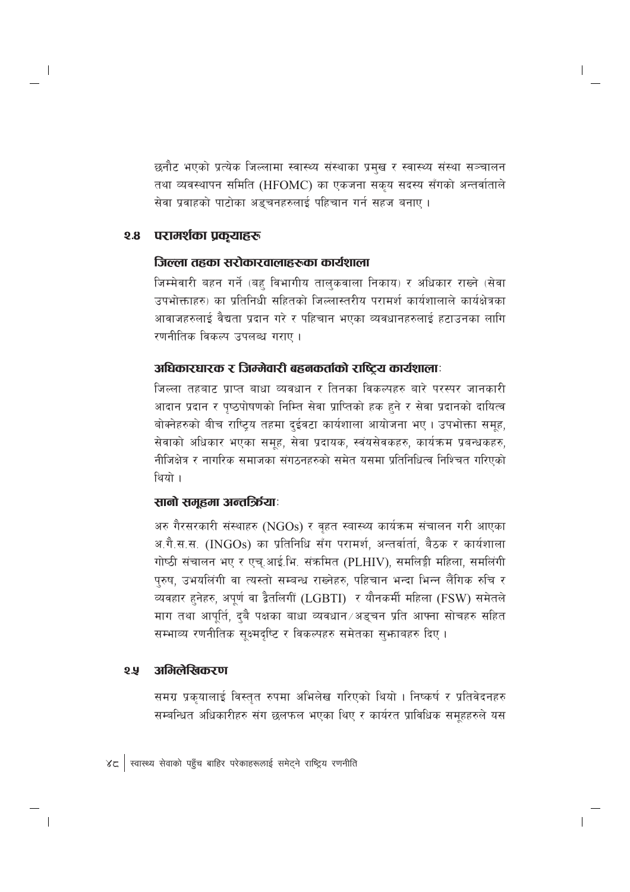छनौट भएको प्रत्येक जिल्लामा स्वास्थ्य संस्थाका प्रमुख र स्वास्थ्य संस्था सञ्चालन तथा व्यवस्थापन समिति (HFOMC) का एकजना सकृय सदस्य सँगको अन्तर्वाताले सेवा प्रवाहको पाटोका अड्चनहरुलाई पहिचान गर्न सहज बनाए ।

## २.४ परामर्शका प्रकृयाहरू

### जिल्ला तहका सरोकारवालाहरूका कार्यशाला

जिम्मेवारी बहन गर्ने (बहु विभागीय तालुकवाला निकाय) र अधिकार राख्ने (सेवा उपभोक्ताहरु) का प्रतिनिधी सहितको जिल्लास्तरीय परामर्श कार्यशालाले कार्यक्षेत्रका आवाजहरुलाई वैद्यता प्रदान गरे र पहिचान भएका व्यवधानहरुलाई हटाउनका लागि रणनीतिक विकल्प उपलब्ध गराए ।

### अधिकारधारक र जिम्मेवारी बहनकर्ताको राष्ट्रिय कार्यशालाः

जिल्ला तहबाट प्राप्त बाधा व्यवधान र तिनका विकल्पहरु बारे परस्पर जानकारी आदान प्रदान र पृष्ठपोषणको निम्ति सेवा प्राप्तिको हक हुने र सेवा प्रदानको दायित्व बोक्नेहरुको बीच राष्ट्रिय तहमा दुईवटा कार्यशाला आयोजना भए । उपभोक्ता समूह, सेवाको अधिकार भएका समूह, सेवा प्रदायक, स्वंयसेवकहरु, कार्यक्रम प्रबन्धकहरु, नीजिक्षेत्र र नागरिक समाजका संगठनहरुको समेत यसमा प्रतिनिधित्व निश्चित गरिएको थियो ।

### सानो समूहमा अन्तर्क्रियाः

अरु गैरसरकारी संस्थाहरु (NGOs) र वृहत स्वास्थ्य कार्यक्रम संचालन गरी आएका अ.गै.स.स. (INGOs) का प्रतिनिधि सँग परामर्श, अन्तर्वार्ता, बैठक र कार्यशाला गोष्ठी संचालन भए र एच्.आई.भि. संक्रमित (PLHIV), समलिङ्गी महिला, समलिंगी पुरुष, उभयलिंगी वा त्यस्तो सम्बन्ध राख्नेहरु, पहिचान भन्दा भिन्न लैंगिक रुचि र व्यवहार हुनेहरु, अपूर्ण वा द्वैतलिगीं (LGBTI) र यौनकर्मी महिला (FSW) समेतले माग तथा आपूर्ति, दुबै पक्षका बाधा व्यवधान/अड्चन प्रति आफ्ना सोचहरु सहित सम्भाव्य रणनीतिक सूक्ष्मदृष्टि र विकल्पहरु समेतका सुझावहरु दिए ।

## २.५ अभिलेखिकरण

समग्र प्रकृयालाई विस्तृत रुपमा अभिलेख गरिएको थियो । निष्कर्ष र प्रतिवेदनहरु सम्बन्धित अधिकारीहरु संग छलफल भएका थिए र कार्यरत प्राविधिक समूहहरुले यस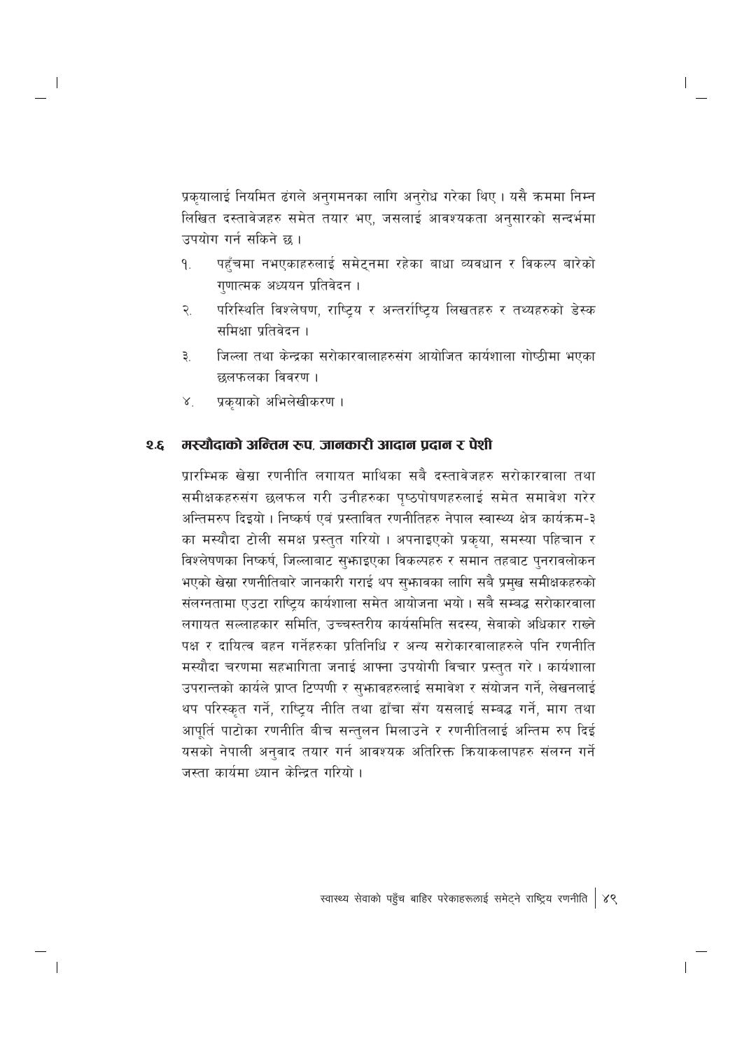प्रकृयालाई नियमित ढंगले अनुगमनका लागि अनुरोध गरेका थिए । यसै क्रममा निम्न लिखित दस्तावेजहरु समेत तयार भए, जसलाई आवश्यकता अनुसारको सन्दर्भमा उपयोग गर्न सकिने छ ।

१. पहुँचमा नभएकाहरुलाई समेट्नमा रहेका बाधा व्यवधान र विकल्प बारेको गुणात्मक अध्ययन प्रतिवेदन ।
२. परिस्थिति विश्लेषण, राष्ट्रिय र अन्तर्राष्ट्रिय लिखतहरु र तथ्यहरुको डेस्क समिक्षा प्रतिवेदन ।
३. जिल्ला तथा केन्द्रका सरोकारवालाहरुसंग आयोजित कार्यशाला गोष्ठीमा भएका छलफलका विवरण ।
४. प्रकृयाको अभिलेखीकरण ।

## १.६ मस्यौदाको अन्तिम रूप, जानकारी आदान प्रदान र पेशी

प्रारम्भिक खेस्रा रणनीति लगायत माथिका सबै दस्तावेजहरु सरोकारवाला तथा समीक्षकहरुसंग छलफल गरी उनीहरुका पृष्ठपोषणहरुलाई समेत समावेश गरेर अन्तिमरुप दिइयो । निष्कर्ष एवं प्रस्तावित रणनीतिहरु नेपाल स्वास्थ्य क्षेत्र कार्यक्रम-३ का मस्यौदा टोली समक्ष प्रस्तुत गरियो । अपनाइएको प्रकृया, समस्या पहिचान र विश्लेषणका निष्कर्ष, जिल्लाबाट सुझाइएका विकल्पहरु र समान तहबाट पुनरावलोकन भएको खेस्रा रणनीतिबारे जानकारी गराई थप सुझावका लागि सबै प्रमुख समीक्षकहरुको संलग्नतामा एउटा राष्ट्रिय कार्यशाला समेत आयोजना भयो । सबै सम्बद्ध सरोकारवाला लगायत सल्लाहकार समिति, उच्चस्तरीय कार्यसमिति सदस्य, सेवाको अधिकार राख्ने पक्ष र दायित्व बहन गर्नेहरुका प्रतिनिधि र अन्य सरोकारवालाहरुले पनि रणनीति मस्यौदा चरणमा सहभागिता जनाई आफ्ना उपयोगी विचार प्रस्तुत गरे । कार्यशाला उपरान्तको कार्यले प्राप्त टिप्पणी र सुझावहरुलाई समावेश र संयोजन गर्ने, लेखनलाई थप परिस्कृत गर्ने, राष्ट्रिय नीति तथा ढाँचा सँग यसलाई सम्बद्ध गर्ने, माग तथा आपूर्ति पाटोका रणनीति बीच सन्तुलन मिलाउने र रणनीतिलाई अन्तिम रुप दिई यसको नेपाली अनुवाद तयार गर्न आवश्यक अतिरिक्त क्रियाकलापहरु संलग्न गर्ने जस्ता कार्यमा ध्यान केन्द्रित गरियो ।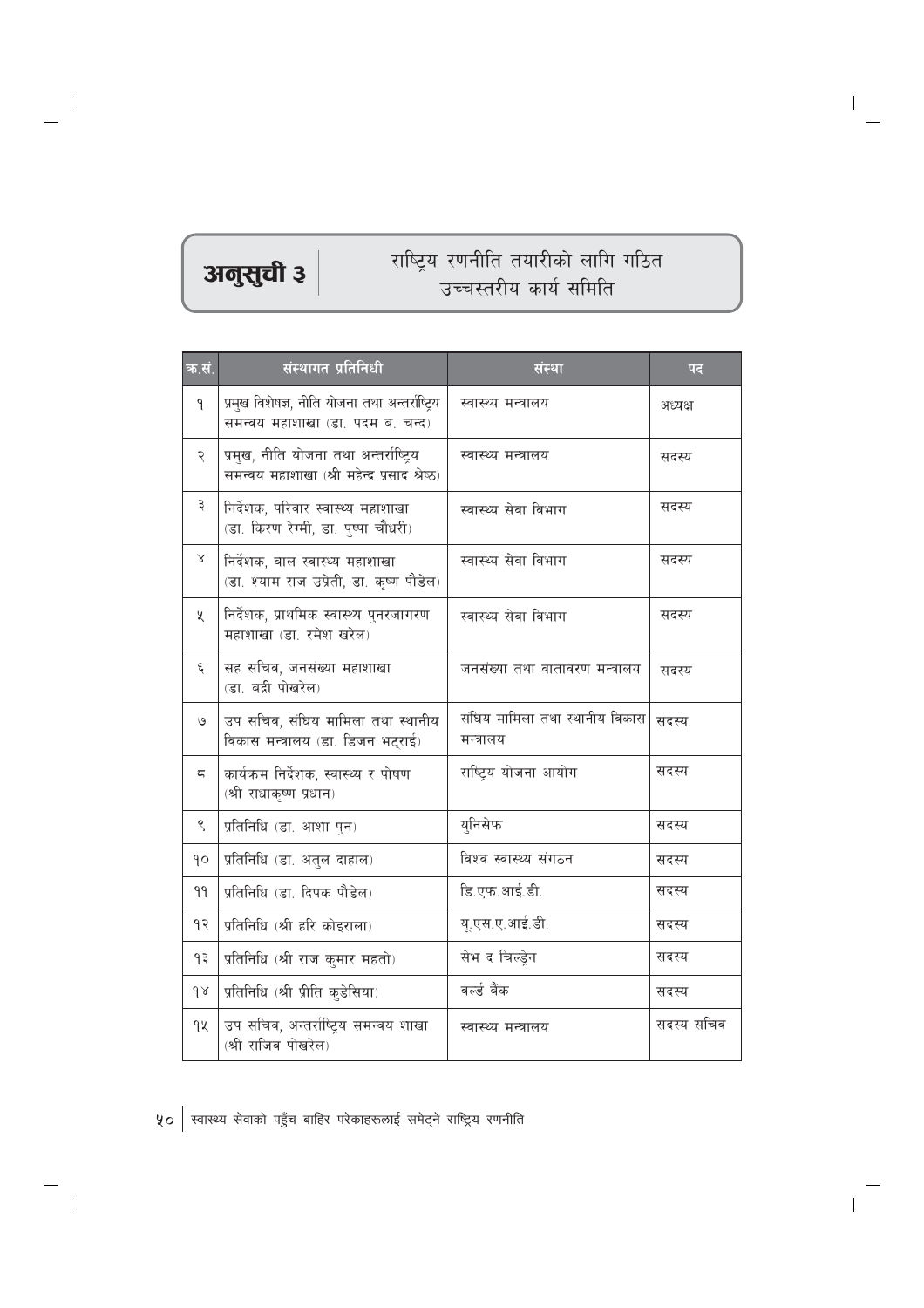## अनुसुची ३ | राष्ट्रिय रणनीति तयारीको लागि गठित उच्चस्तरीय कार्य समिति

| क्र.सं. | संस्थागत प्रतिनिधी | संस्था | पद |
|---|---|---|---|
| १ | प्रमुख विशेषज्ञ, नीति योजना तथा अन्तर्राष्ट्रिय समन्वय महाशाखा (डा. पदम ब. चन्द) | स्वास्थ्य मन्त्रालय | अध्यक्ष |
| २ | प्रमुख, नीति योजना तथा अन्तर्राष्ट्रिय समन्वय महाशाखा (श्री महेन्द्र प्रसाद श्रेष्ठ) | स्वास्थ्य मन्त्रालय | सदस्य |
| ३ | निर्देशक, परिवार स्वास्थ्य महाशाखा (डा. किरण रेग्मी, डा. पुष्पा चौधरी) | स्वास्थ्य सेवा विभाग | सदस्य |
| ४ | निर्देशक, बाल स्वास्थ्य महाशाखा (डा. श्याम राज उप्रेती, डा. कृष्ण पौडेल) | स्वास्थ्य सेवा विभाग | सदस्य |
| ५ | निर्देशक, प्राथमिक स्वास्थ्य पुनरजागरण महाशाखा (डा. रमेश खरेल) | स्वास्थ्य सेवा विभाग | सदस्य |
| ६ | सह सचिव, जनसंख्या महाशाखा (डा. बद्री पोखरेल) | जनसंख्या तथा वातावरण मन्त्रालय | सदस्य |
| ७ | उप सचिव, संघिय मामिला तथा स्थानीय विकास मन्त्रालय (डा. डिजन भट्राई) | संघिय मामिला तथा स्थानीय विकास मन्त्रालय | सदस्य |
| ८ | कार्यक्रम निर्देशक, स्वास्थ्य र पोषण (श्री राधाकृष्ण प्रधान) | राष्ट्रिय योजना आयोग | सदस्य |
| ९ | प्रतिनिधि (डा. आशा पुन) | युनिसेफ | सदस्य |
| १० | प्रतिनिधि (डा. अतुल दाहाल) | विश्व स्वास्थ्य संगठन | सदस्य |
| ११ | प्रतिनिधि (डा. दिपक पौडेल) | डि.एफ.आई.डी. | सदस्य |
| १२ | प्रतिनिधि (श्री हरि कोइराला) | यू.एस.ए.आई.डी. | सदस्य |
| १३ | प्रतिनिधि (श्री राज कुमार महतो) | सेभ द चिल्ड्रेन | सदस्य |
| १४ | प्रतिनिधि (श्री प्रीति कुडेसिया) | वर्ल्ड बैंक | सदस्य |
| १५ | उप सचिव, अन्तर्राष्ट्रिय समन्वय शाखा (श्री राजिव पोखरेल) | स्वास्थ्य मन्त्रालय | सदस्य सचिव |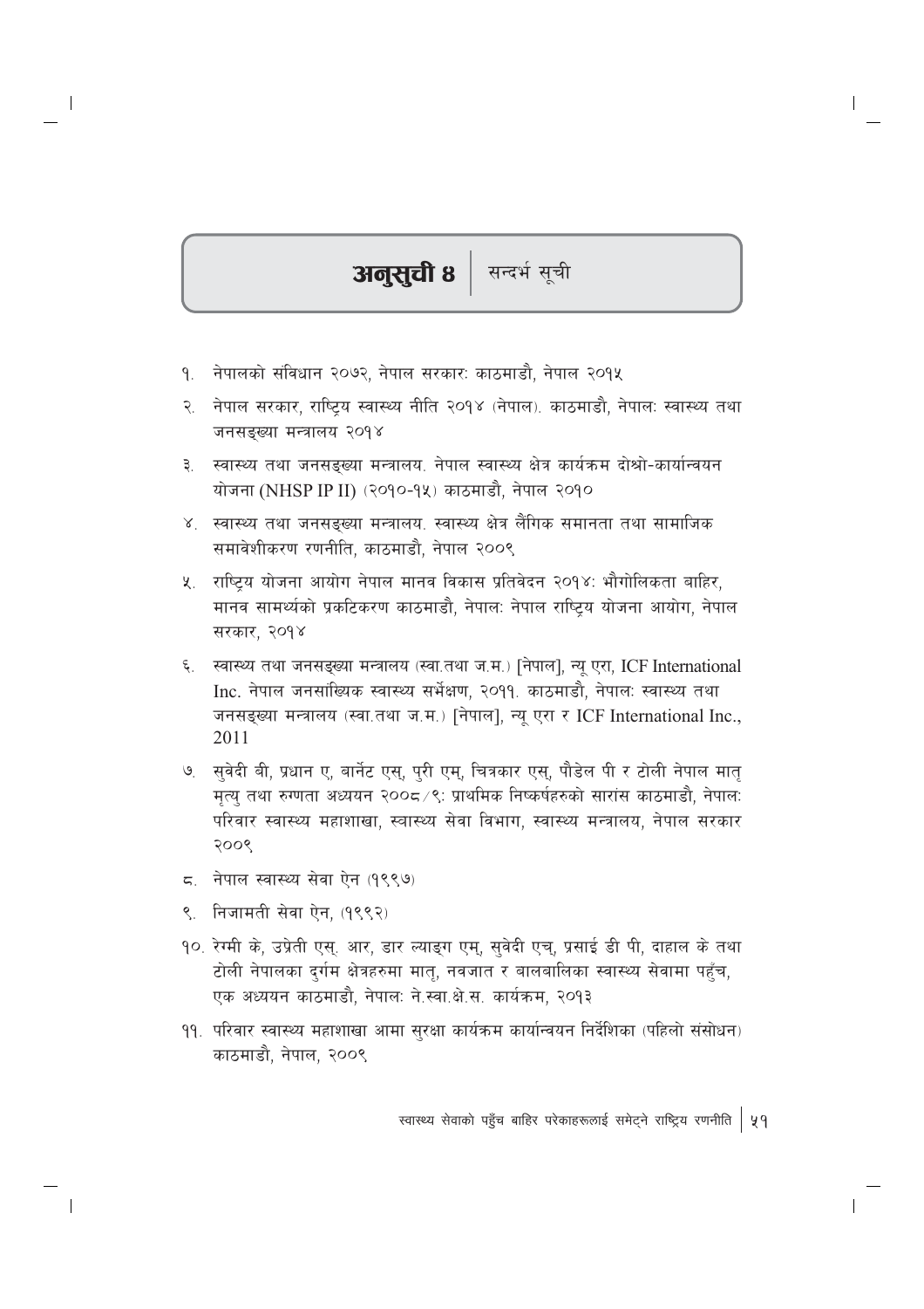## अनुसुची ४ | सन्दर्भ सूची

१. नेपालको संविधान २०७२, नेपाल सरकारः काठमाडौं, नेपाल २०१५

२. नेपाल सरकार, राष्ट्रिय स्वास्थ्य नीति २०१४ (नेपाल). काठमाडौं, नेपालः स्वास्थ्य तथा जनसङ्ख्या मन्त्रालय २०१४

३. स्वास्थ्य तथा जनसङ्ख्या मन्त्रालय. नेपाल स्वास्थ्य क्षेत्र कार्यक्रम दोश्रो-कार्यान्वयन योजना (NHSP IP II) (२०१०-१५) काठमाडौं, नेपाल २०१०

४. स्वास्थ्य तथा जनसङ्ख्या मन्त्रालय. स्वास्थ्य क्षेत्र लैंगिक समानता तथा सामाजिक समावेशीकरण रणनीति, काठमाडौं, नेपाल २००९

५. राष्ट्रिय योजना आयोग नेपाल मानव विकास प्रतिवेदन २०१४: भौगोलिकता बाहिर, मानव सामर्थ्यको प्रकटिकरण काठमाडौं, नेपालः नेपाल राष्ट्रिय योजना आयोग, नेपाल सरकार, २०१४

६. स्वास्थ्य तथा जनसङ्ख्या मन्त्रालय (स्वा.तथा ज.म.) [नेपाल], न्यू एरा, ICF International Inc. नेपाल जनसांख्यिक स्वास्थ्य सर्भेक्षण, २०११. काठमाडौं, नेपालः स्वास्थ्य तथा जनसङ्ख्या मन्त्रालय (स्वा.तथा ज.म.) [नेपाल], न्यू एरा र ICF International Inc., 2011

७. सुवेदी बी, प्रधान ए, बार्नेट एस्, पुरी एम्, चित्रकार एस्, पौडेल पी र टोली नेपाल मातृ मृत्यु तथा रुग्णता अध्ययन २००८/९: प्राथमिक निष्कर्षहरुको सारांस काठमाडौं, नेपालः परिवार स्वास्थ्य महाशाखा, स्वास्थ्य सेवा विभाग, स्वास्थ्य मन्त्रालय, नेपाल सरकार २००९

८. नेपाल स्वास्थ्य सेवा ऐन (१९९७)

९. निजामती सेवा ऐन, (१९९२)

१०. रेग्मी के, उप्रेती एस्. आर, डार ल्याङ्ग एम्, सुवेदी एच्, प्रसाई डी पी, दाहाल के तथा टोली नेपालका दुर्गम क्षेत्रहरुमा मातृ, नवजात र बालबालिका स्वास्थ्य सेवामा पहुँच, एक अध्ययन काठमाडौं, नेपालः ने.स्वा.क्षे.स. कार्यक्रम, २०१३

११. परिवार स्वास्थ्य महाशाखा आमा सुरक्षा कार्यक्रम कार्यान्वयन निर्देशिका (पहिलो संसोधन) काठमाडौं, नेपाल, २००९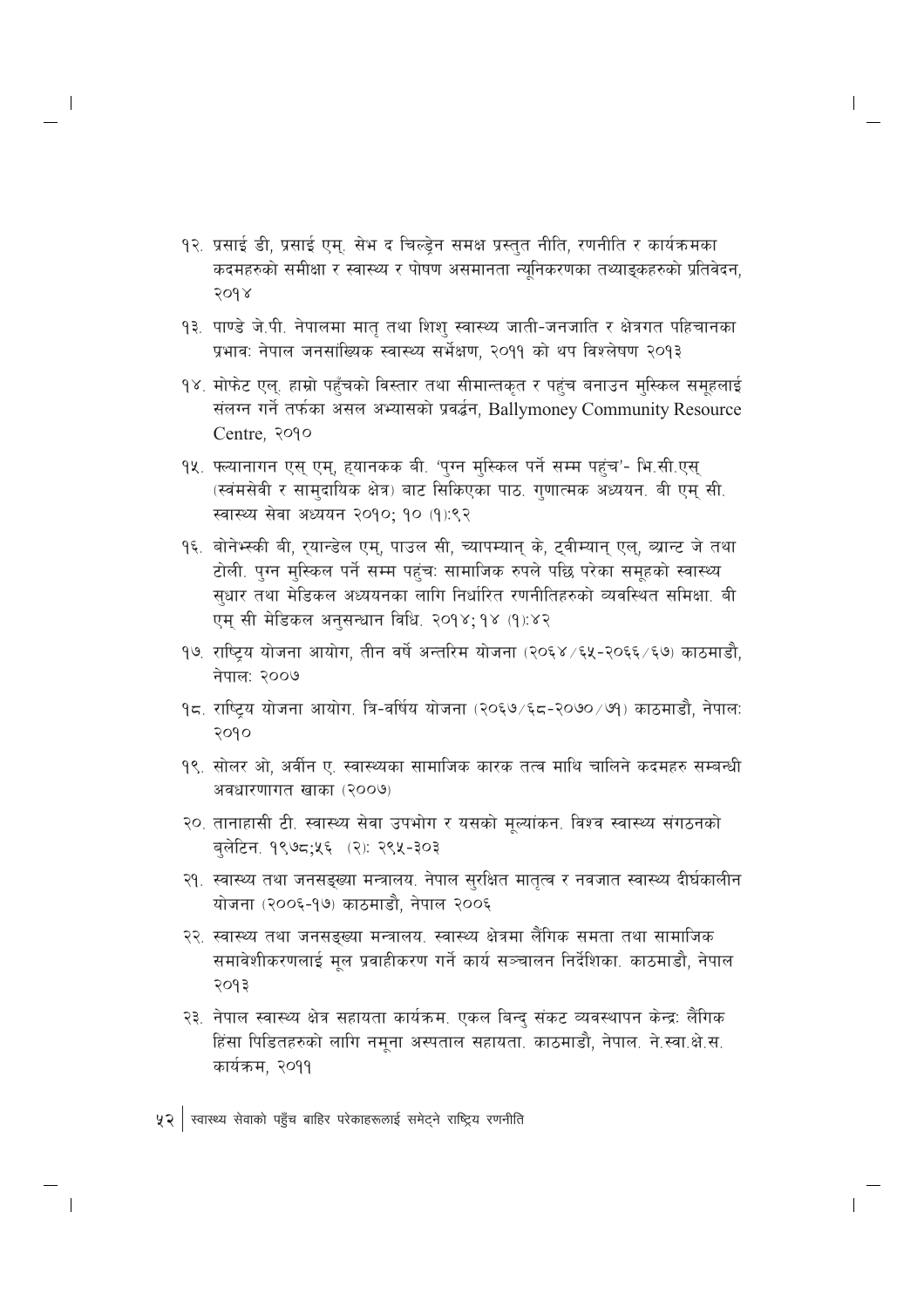१२. प्रसाई डी, प्रसाई एम्. सेभ द चिल्ड्रेन समक्ष प्रस्तुत नीति, रणनीति र कार्यक्रमका कदमहरुको समीक्षा र स्वास्थ्य र पोषण असमानता न्यूनिकरणका तथ्याङ्कहरुको प्रतिवेदन, २०१४

१३. पाण्डे जे.पी. नेपालमा मातृ तथा शिशु स्वास्थ्य जाती-जनजाति र क्षेत्रगत पहिचानका प्रभावः नेपाल जनसांख्यिक स्वास्थ्य सर्भेक्षण, २०११ को थप विश्लेषण २०१३

१४. मोफेट एल्. हाम्रो पहुँचको विस्तार तथा सीमान्तकृत र पहुंच बनाउन मुस्किल समूहलाई संलग्न गर्ने तर्फका असल अभ्यासको प्रवर्द्धन, Ballymoney Community Resource Centre, २०१०

१५. फ्ल्यानागन एस् एम्, हयानकक बी. 'पुग्न मुस्किल पर्ने सम्म पहुंच'- भि.सी.एस् (स्वंमसेवी र सामुदायिक क्षेत्र) बाट सिकिएका पाठ. गुणात्मक अध्ययन. बी एम् सी. स्वास्थ्य सेवा अध्ययन २०१०; १० (१):९२

१६. बोनेभ्स्की बी, र्‍यान्डेल एम्, पाउल सी, च्यापम्यान् के, ट्वीम्यान् एल्, ब्यान्ट जे तथा टोली. पुग्न मुस्किल पर्ने सम्म पहुंचः सामाजिक रुपले पछि परेका समूहको स्वास्थ्य सुधार तथा मेडिकल अध्ययनका लागि निर्धारित रणनीतिहरुको व्यवस्थित समिक्षा. बी एम् सी मेडिकल अनुसन्धान विधि. २०१४;१४ (१):४२

१७. राष्ट्रिय योजना आयोग, तीन वर्षे अन्तरिम योजना (२०६४/६५-२०६६/६७) काठमाडौं, नेपालः २००७

१८. राष्ट्रिय योजना आयोग. त्रि-वर्षिय योजना (२०६७/६८-२०७०/७१) काठमाडौं, नेपालः २०१०

१९. सोलर ओ, अर्वीन ए. स्वास्थ्यका सामाजिक कारक तत्व माथि चालिने कदमहरु सम्बन्धी अवधारणागत खाका (२००७)

२०. तानाहासी टी. स्वास्थ्य सेवा उपभोग र यसको मूल्यांकन. विश्व स्वास्थ्य संगठनको बुलेटिन. १९७८;५६ (२): २९५-३०३

२१. स्वास्थ्य तथा जनसङ्ख्या मन्त्रालय. नेपाल सुरक्षित मातृत्व र नवजात स्वास्थ्य दीर्घकालीन योजना (२००६-१७) काठमाडौं, नेपाल २००६

२२. स्वास्थ्य तथा जनसङ्ख्या मन्त्रालय. स्वास्थ्य क्षेत्रमा लैंगिक समता तथा सामाजिक समावेशीकरणलाई मूल प्रवाहीकरण गर्ने कार्य सञ्चालन निर्देशिका. काठमाडौं, नेपाल २०१३

२३. नेपाल स्वास्थ्य क्षेत्र सहायता कार्यक्रम. एकल बिन्दु संकट व्यवस्थापन केन्द्रः लैंगिक हिंसा पिडितहरुको लागि नमूना अस्पताल सहायता. काठमाडौं, नेपाल. ने.स्वा.क्षे.स. कार्यक्रम, २०११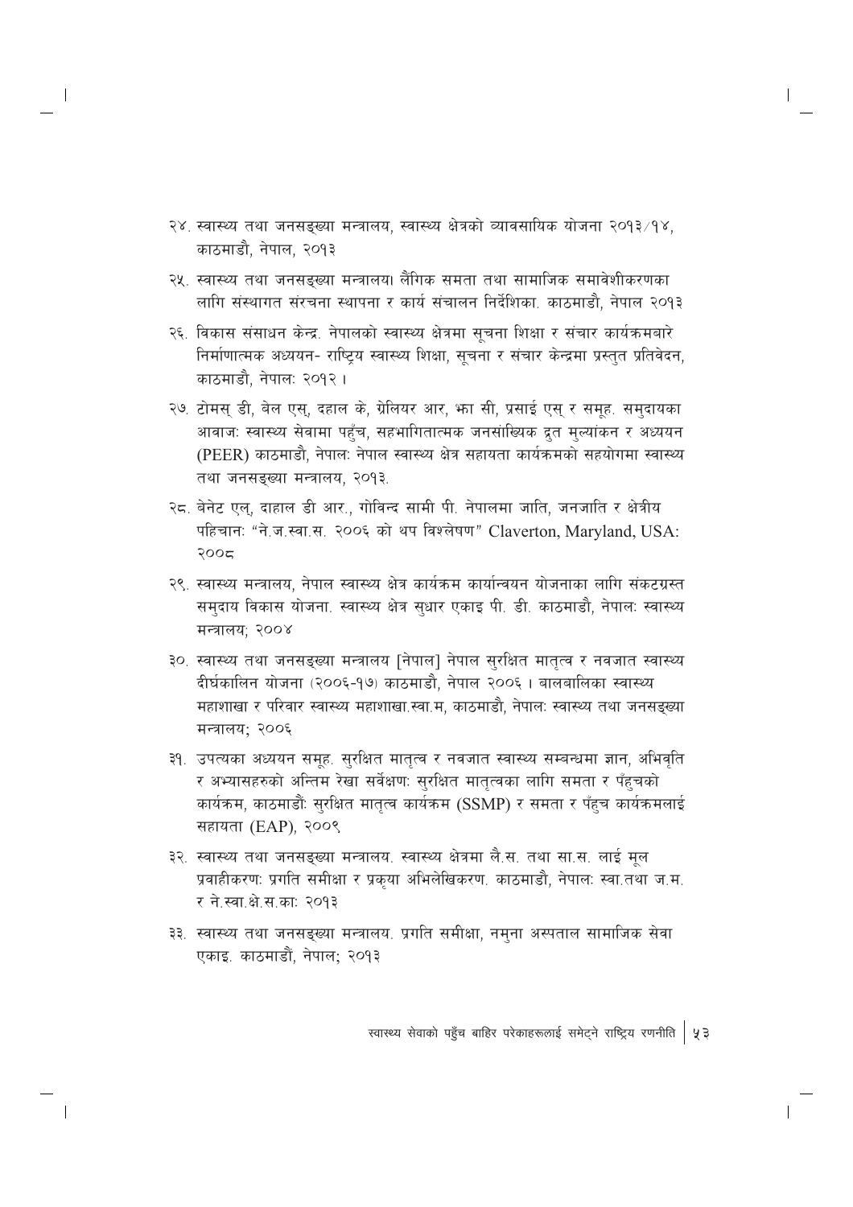२४. स्वास्थ्य तथा जनसङ्ख्या मन्त्रालय, स्वास्थ्य क्षेत्रको व्यावसायिक योजना २०१३/१४, काठमाडौं, नेपाल, २०१३

२५. स्वास्थ्य तथा जनसङ्ख्या मन्त्रालय। लैंगिक समता तथा सामाजिक समावेशीकरणका लागि संस्थागत संरचना स्थापना र कार्य संचालन निर्देशिका. काठमाडौं, नेपाल २०१३

२६. विकास संसाधन केन्द्र. नेपालको स्वास्थ्य क्षेत्रमा सूचना शिक्षा र संचार कार्यक्रमबारे निर्माणात्मक अध्ययन- राष्ट्रिय स्वास्थ्य शिक्षा, सूचना र संचार केन्द्रमा प्रस्तुत प्रतिवेदन, काठमाडौं, नेपालः २०१२ ।

२७. टोमस् डी, बेल एस्, दहाल के, ग्रेलियर आर, झा सी, प्रसाई एस् र समूह. समुदायका आवाजः स्वास्थ्य सेवामा पहुँच, सहभागितात्मक जनसांख्यिक द्रुत मुल्यांकन र अध्ययन (PEER) काठमाडौं, नेपालः नेपाल स्वास्थ्य क्षेत्र सहायता कार्यक्रमको सहयोगमा स्वास्थ्य तथा जनसङ्ख्या मन्त्रालय, २०१३.

२८. बेनेट एल्, दाहाल डी आर., गोविन्द सामी पी. नेपालमा जाति, जनजाति र क्षेत्रीय पहिचानः "ने.ज.स्वा.स. २००६ को थप विश्लेषण" Claverton, Maryland, USA: २००८

२९. स्वास्थ्य मन्त्रालय, नेपाल स्वास्थ्य क्षेत्र कार्यक्रम कार्यान्वयन योजनाका लागि संकटग्रस्त समुदाय विकास योजना. स्वास्थ्य क्षेत्र सुधार एकाइ पी. डी. काठमाडौं, नेपालः स्वास्थ्य मन्त्रालय; २००४

३०. स्वास्थ्य तथा जनसङ्ख्या मन्त्रालय [नेपाल] नेपाल सुरक्षित मातृत्व र नवजात स्वास्थ्य दीर्घकालिन योजना (२००६-१७) काठमाडौं, नेपाल २००६ । बालबालिका स्वास्थ्य महाशाखा र परिवार स्वास्थ्य महाशाखा.स्वा.म, काठमाडौं, नेपालः स्वास्थ्य तथा जनसङ्ख्या मन्त्रालय; २००६

३१. उपत्यका अध्ययन समूह. सुरक्षित मातृत्व र नवजात स्वास्थ्य सम्बन्धमा ज्ञान, अभिवृति र अभ्यासहरुको अन्तिम रेखा सर्वेक्षणः सुरक्षित मातृत्वका लागि समता र पँहुचको कार्यक्रम, काठमाडौंः सुरक्षित मातृत्व कार्यक्रम (SSMP) र समता र पँहुच कार्यक्रमलाई सहायता (EAP), २००९

३२. स्वास्थ्य तथा जनसङ्ख्या मन्त्रालय. स्वास्थ्य क्षेत्रमा लै.स. तथा सा.स. लाई मूल प्रवाहीकरणः प्रगति समीक्षा र प्रकृया अभिलेखिकरण. काठमाडौं, नेपालः स्वा.तथा ज.म. र ने.स्वा.क्षे.स.काः २०१३

३३. स्वास्थ्य तथा जनसङ्ख्या मन्त्रालय. प्रगति समीक्षा, नमुना अस्पताल सामाजिक सेवा एकाइ. काठमाडौं, नेपाल; २०१३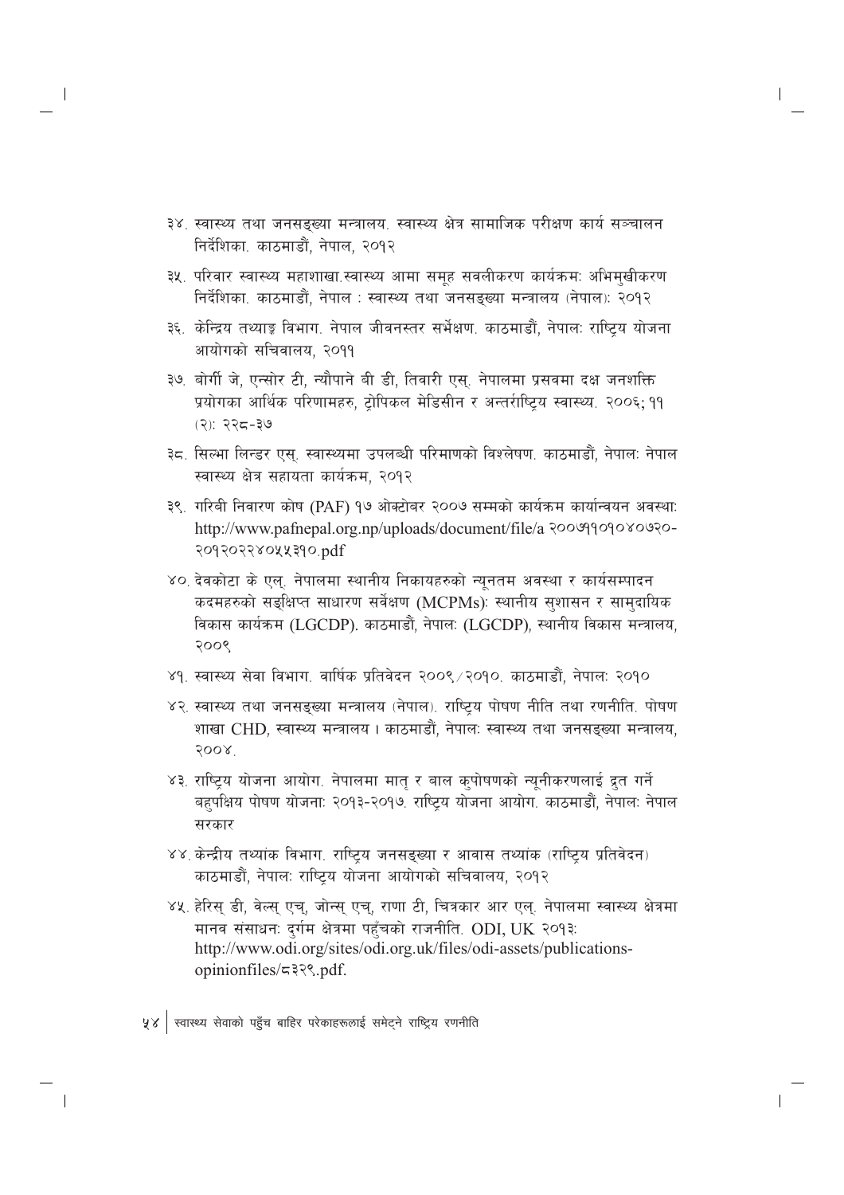३४. स्वास्थ्य तथा जनसङ्ख्या मन्त्रालय. स्वास्थ्य क्षेत्र सामाजिक परीक्षण कार्य सञ्चालन निर्देशिका. काठमाडौं, नेपाल, २०१२

३५. परिवार स्वास्थ्य महाशाखा.स्वास्थ्य आमा समूह सबलीकरण कार्यक्रमः अभिमुखीकरण निर्देशिका. काठमाडौं, नेपाल : स्वास्थ्य तथा जनसङ्ख्या मन्त्रालय (नेपाल): २०१२

३६. केन्द्रिय तथ्याङ्क विभाग. नेपाल जीवनस्तर सर्भेक्षण. काठमाडौं, नेपालः राष्ट्रिय योजना आयोगको सचिवालय, २०११

३७. बोर्गी जे, एन्सोर टी, न्यौपाने बी डी, तिवारी एस्. नेपालमा प्रसवमा दक्ष जनशक्ति प्रयोगका आर्थिक परिणामहरु, ट्रोपिकल मेडिसीन र अन्तर्राष्ट्रिय स्वास्थ्य. २००६; ११ (२): २२८-३७

३८. सिल्भा लिन्डर एस्. स्वास्थ्यमा उपलब्धी परिमाणको विश्लेषण. काठमाडौं, नेपालः नेपाल स्वास्थ्य क्षेत्र सहायता कार्यक्रम, २०१२

३९. गरिबी निवारण कोष (PAF) १७ ओक्टोबर २००७ सम्मको कार्यक्रम कार्यान्वयन अवस्थाः http://www.pafnepal.org.np/uploads/document/file/a २००७११०१०४०७२०-२०१२०२२४०५५३१०.pdf

४०. देवकोटा के एल्. नेपालमा स्थानीय निकायहरुको न्यूनतम अवस्था र कार्यसम्पादन कदमहरुको सङ्क्षिप्त साधारण सर्वेक्षण (MCPMs): स्थानीय सुशासन र सामुदायिक विकास कार्यक्रम (LGCDP). काठमाडौं, नेपालः (LGCDP), स्थानीय विकास मन्त्रालय, २००९

४१. स्वास्थ्य सेवा विभाग. वार्षिक प्रतिवेदन २००९/२०१०. काठमाडौं, नेपालः २०१०

४२. स्वास्थ्य तथा जनसङ्ख्या मन्त्रालय (नेपाल). राष्ट्रिय पोषण नीति तथा रणनीति. पोषण शाखा CHD, स्वास्थ्य मन्त्रालय । काठमाडौं, नेपालः स्वास्थ्य तथा जनसङ्ख्या मन्त्रालय, २००४.

४३. राष्ट्रिय योजना आयोग. नेपालमा मातृ र बाल कुपोषणको न्यूनीकरणलाई द्रुत गर्ने बहुपक्षिय पोषण योजनाः २०१३-२०१७. राष्ट्रिय योजना आयोग. काठमाडौं, नेपालः नेपाल सरकार

४४. केन्द्रीय तथ्यांक विभाग. राष्ट्रिय जनसङ्ख्या र आवास तथ्यांक (राष्ट्रिय प्रतिवेदन) काठमाडौं, नेपालः राष्ट्रिय योजना आयोगको सचिवालय, २०१२

४५. हेरिस् डी, वेल्स् एच्, जोन्स् एच्, राणा टी, चित्रकार आर एल्. नेपालमा स्वास्थ्य क्षेत्रमा मानव संसाधनः दुर्गम क्षेत्रमा पहुँचको राजनीति. ODI, UK २०१३: http://www.odi.org/sites/odi.org.uk/files/odi-assets/publications-opinionfiles/८३२९.pdf.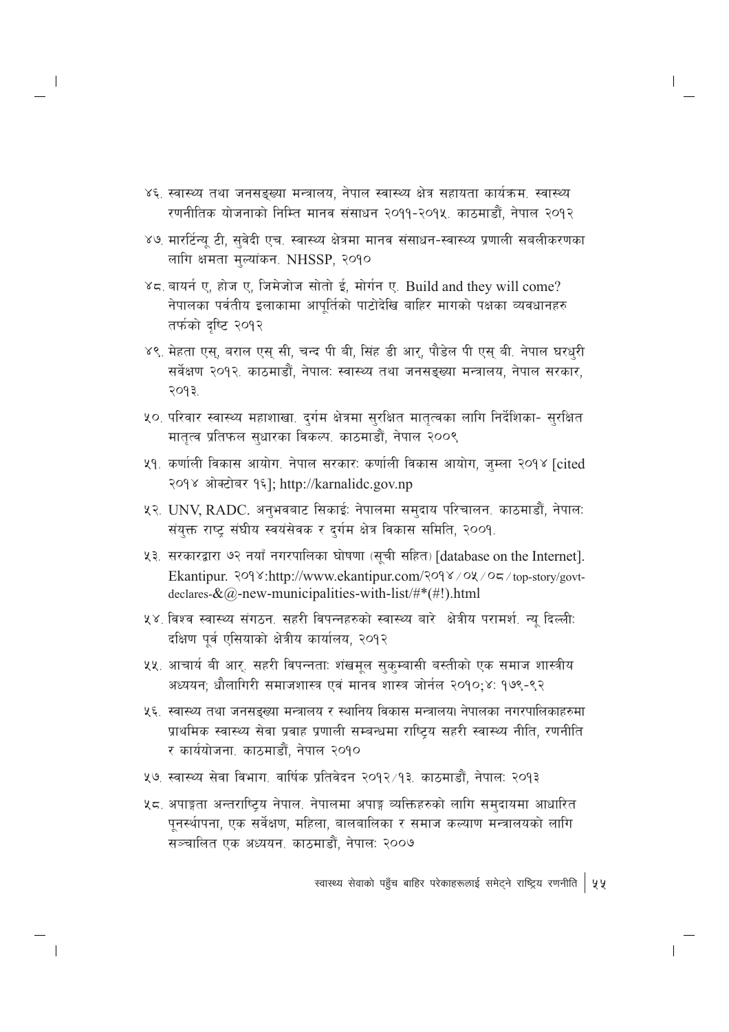४६. स्वास्थ्य तथा जनसङ्ख्या मन्त्रालय, नेपाल स्वास्थ्य क्षेत्र सहायता कार्यक्रम. स्वास्थ्य रणनीतिक योजनाको निम्ति मानव संसाधन २०११-२०१५. काठमाडौं, नेपाल २०१२

४७. मारर्टिन्यू टी, सुवेदी एच. स्वास्थ्य क्षेत्रमा मानव संसाधन-स्वास्थ्य प्रणाली सबलीकरणका लागि क्षमता मुल्यांकन. NHSSP, २०१०

४८. बायर्न ए, होज ए, जिमेजोज सोतो ई, मोर्गन ए. Build and they will come? नेपालका पर्वतीय इलाकामा आपूर्तिको पाटोदेखि बाहिर मागको पक्षका व्यवधानहरु तर्फको दृष्टि २०१२

४९. मेहता एस्, बराल एस् सी, चन्द पी बी, सिंह डी आर, पौडेल पी एस् बी. नेपाल घरधुरी सर्वेक्षण २०१२. काठमाडौं, नेपालः स्वास्थ्य तथा जनसङ्ख्या मन्त्रालय, नेपाल सरकार, २०१३.

५०. परिवार स्वास्थ्य महाशाखा. दुर्गम क्षेत्रमा सुरक्षित मातृत्वका लागि निर्देशिका- सुरक्षित मातृत्व प्रतिफल सुधारका विकल्प. काठमाडौं, नेपाल २००९

५१. कर्णाली विकास आयोग. नेपाल सरकारः कर्णाली विकास आयोग, जुम्ला २०१४ [cited २०१४ ओक्टोबर १६]; http://karnalidc.gov.np

५२. UNV, RADC. अनुभवबाट सिकाईः नेपालमा समुदाय परिचालन. काठमाडौं, नेपालः संयुक्त राष्ट्र संघीय स्वयंसेवक र दुर्गम क्षेत्र विकास समिति, २००१.

५३. सरकारद्वारा ७२ नयाँ नगरपालिका घोषणा (सूची सहित) [database on the Internet]. Ekantipur. २०१४:http://www.ekantipur.com/२०१४/०५/०८/top-story/govt-declares-&@-new-municipalities-with-list/#*(#!).html

५४. विश्व स्वास्थ्य संगठन. सहरी विपन्नहरुको स्वास्थ्य बारे क्षेत्रीय परामर्श. न्यू दिल्लीः दक्षिण पूर्व एसियाको क्षेत्रीय कार्यालय, २०१२

५५. आचार्य बी आर्. सहरी विपन्नताः शंखमूल सुकुम्बासी बस्तीको एक समाज शास्त्रीय अध्ययन; धौलागिरी समाजशास्त्र एवं मानव शास्त्र जोर्नल २०१०;४: १७९-९२

५६. स्वास्थ्य तथा जनसङ्ख्या मन्त्रालय र स्थानिय विकास मन्त्रालय। नेपालका नगरपालिकाहरुमा प्राथमिक स्वास्थ्य सेवा प्रवाह प्रणाली सम्बन्धमा राष्ट्रिय सहरी स्वास्थ्य नीति, रणनीति र कार्ययोजना. काठमाडौं, नेपाल २०१०

५७. स्वास्थ्य सेवा विभाग. वार्षिक प्रतिवेदन २०१२/१३. काठमाडौं, नेपालः २०१३

५८. अपाङ्गता अन्तराष्ट्रिय नेपाल. नेपालमा अपाङ्ग व्यक्तिहरुको लागि समुदायमा आधारित पूनर्स्थापना, एक सर्वेक्षण, महिला, बालबालिका र समाज कल्याण मन्त्रालयको लागि सञ्चालित एक अध्ययन. काठमाडौं, नेपालः २००७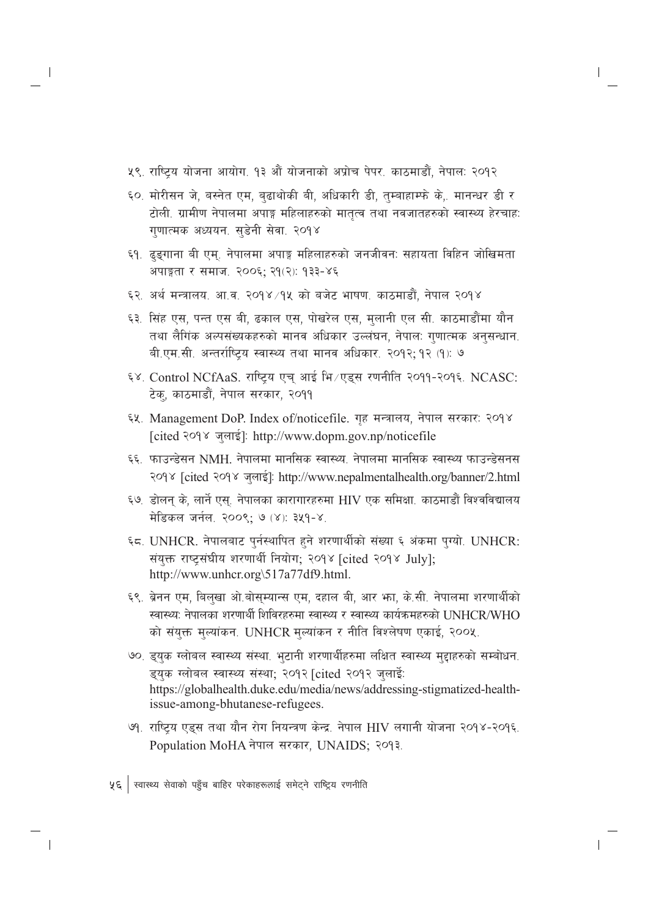५९. राष्ट्रिय योजना आयोग. १३ औं योजनाको अप्रोच पेपर. काठमाडौं, नेपालः २०१२

६०. मोरीसन जे, बस्नेत एम, बुढाथोकी बी, अधिकारी डी, तुम्बाहाम्फे के,. मानन्धर डी र टोली. ग्रामीण नेपालमा अपाङ्ग महिलाहरुको मातृत्व तथा नवजातहरुको स्वास्थ्य हेरचाहः गुणात्मक अध्ययन. सुडेनी सेवा. २०१४

६१. ढुङ्गाना बी एम्. नेपालमा अपाङ्ग महिलाहरुको जनजीवनः सहायता विहिन जोखिमता अपाङ्गता र समाज. २००६; २१(२): १३३-४६

६२. अर्थ मन्त्रालय. आ.व. २०१४/१५ को बजेट भाषण. काठमाडौं, नेपाल २०१४

६३. सिंह एस, पन्त एस बी, ढकाल एस, पोखरेल एस, मुलानी एल सी. काठमाडौंमा यौन तथा लैगिंक अल्पसंख्यकहरुको मानव अधिकार उल्लंघन, नेपालः गुणात्मक अनुसन्धान. बी.एम.सी. अन्तर्राष्ट्रिय स्वास्थ्य तथा मानव अधिकार. २०१२; १२ (१): ७

६४. Control NCfAaS. राष्ट्रिय एच् आई भि/एड्स रणनीति २०११-२०१६. NCASC: टेकु, काठमाडौं, नेपाल सरकार, २०११

६५. Management DoP. Index of/noticefile. गृह मन्त्रालय, नेपाल सरकारः २०१४ [cited २०१४ जुलाई]: http://www.dopm.gov.np/noticefile

६६. फाउन्डेसन NMH. नेपालमा मानसिक स्वास्थ्य. नेपालमा मानसिक स्वास्थ्य फाउन्डेसनस २०१४ [cited २०१४ जुलाई]: http://www.nepalmentalhealth.org/banner/2.html

६७. डोलन् के, लार्नै एस्. नेपालका कारागारहरुमा HIV एक समिक्षा. काठमाडौं विश्वविद्यालय मेडिकल जर्नल. २००९; ७ (४): ३५१-४.

६८. UNHCR. नेपालबाट पुर्नस्थापित हुने शरणार्थीको संख्या ६ अंकमा पुग्यो. UNHCR: संयुक्त राष्ट्रसंघीय शरणार्थी नियोग; २०१४ [cited २०१४ July]; http://www.unhcr.org\517a77df9.html.

६९. ब्रेनन एम, बिलुखा ओ.बोस्म्यान्स एम, दहाल बी, आर झा, के.सी. नेपालमा शरणार्थीको स्वास्थ्यः नेपालका शरणार्थी शिविरहरुमा स्वास्थ्य र स्वास्थ्य कार्यक्रमहरुको UNHCR/WHO को संयुक्त मुल्यांकन. UNHCR मुल्यांकन र नीति विश्लेषण एकाई, २००५.

७०. ड्युक ग्लोबल स्वास्थ्य संस्था. भुटानी शरणार्थीहरुमा लक्षित स्वास्थ्य मुद्दाहरुको सम्बोधन. ड्युक ग्लोबल स्वास्थ्य संस्था; २०१२ [cited २०१२ जुलाईः https://globalhealth.duke.edu/media/news/addressing-stigmatized-health-issue-among-bhutanese-refugees.

७१. राष्ट्रिय एड्स तथा यौन रोग नियन्त्रण केन्द्र. नेपाल HIV लगानी योजना २०१४-२०१६. Population MoHA नेपाल सरकार, UNAIDS; २०१३.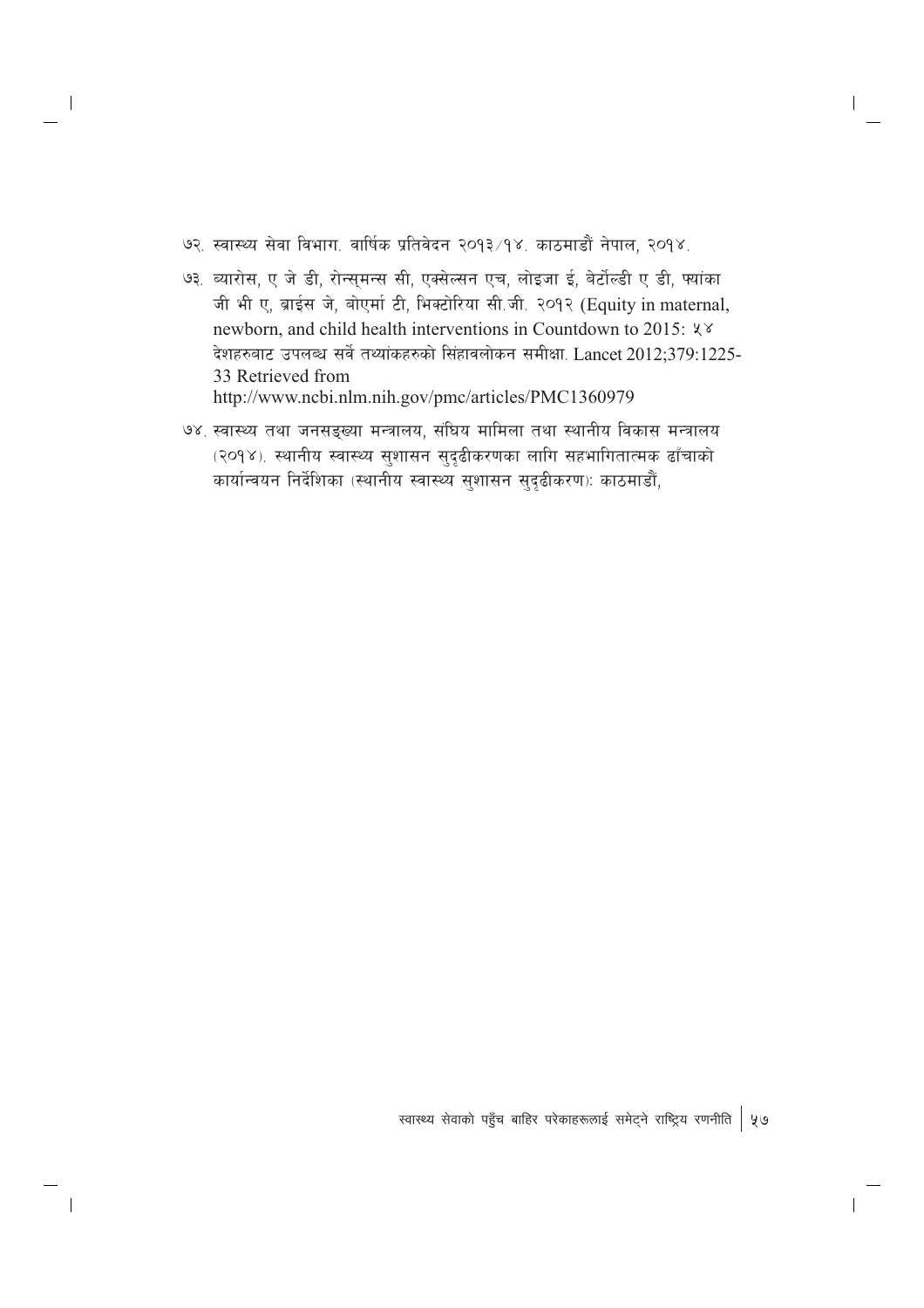७२. स्वास्थ्य सेवा विभाग. वार्षिक प्रतिवेदन २०१३/१४. काठमाडौं नेपाल, २०१४.

७३. ब्यारोस, ए जे डी, रोन्स्मन्स सी, एक्सेल्सन एच, लोइजा ई, बेर्टोल्डी ए डी, फ्यांका जी भी ए, ब्राईस जे, बोएर्मा टी, भिक्टोरिया सी.जी. २०१२ (Equity in maternal, newborn, and child health interventions in Countdown to 2015: ५४ देशहरुबाट उपलब्ध सर्वे तथ्यांकहरुको सिंहावलोकन समीक्षा. Lancet 2012;379:1225-33 Retrieved from http://www.ncbi.nlm.nih.gov/pmc/articles/PMC1360979

७४. स्वास्थ्य तथा जनसङ्ख्या मन्त्रालय, संघिय मामिला तथा स्थानीय विकास मन्त्रालय (२०१४). स्थानीय स्वास्थ्य सुशासन सुदृढीकरणका लागि सहभागितात्मक ढाँचाको कार्यान्वयन निर्देशिका (स्थानीय स्वास्थ्य सुशासन सुदृढीकरण): काठमाडौं,